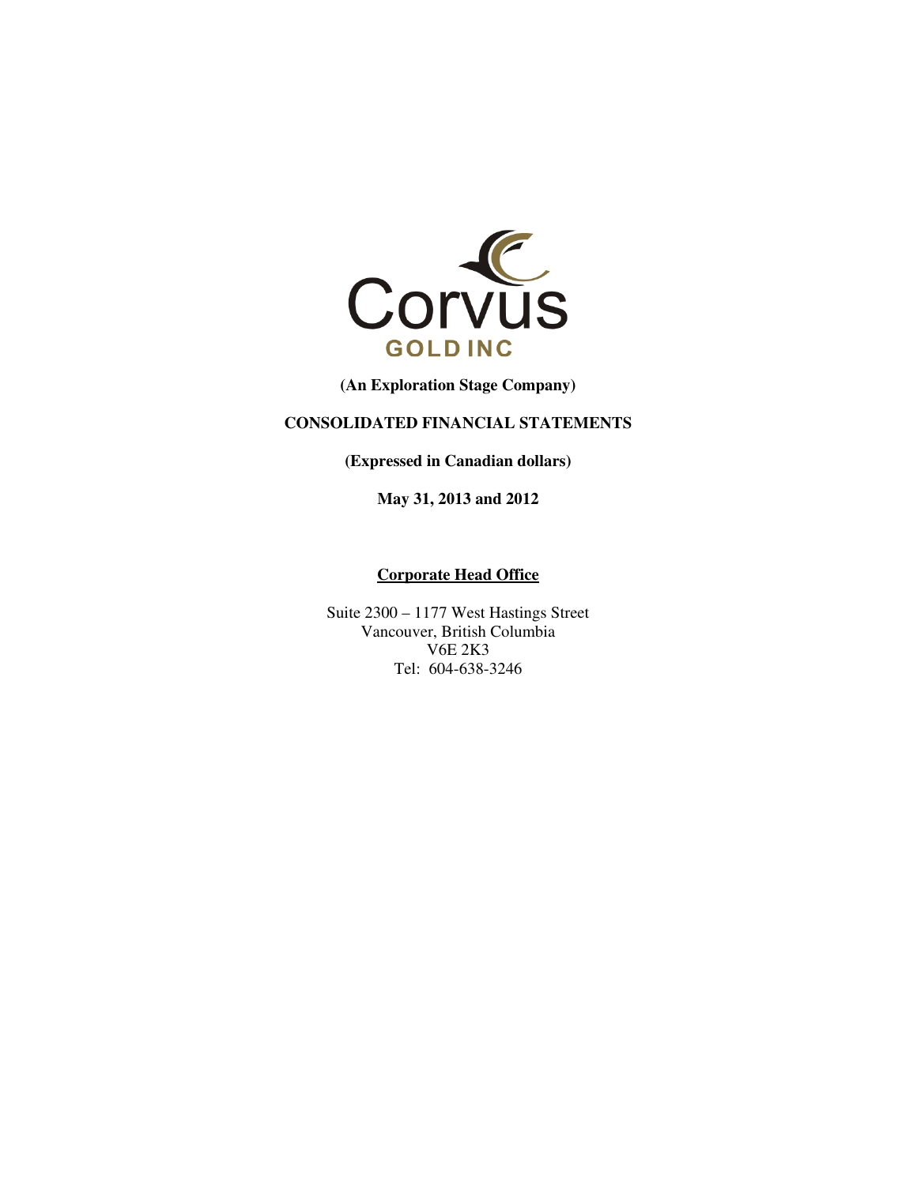Corvus

GOLD INC

**(An Exploration Stage Company)**

**CONSOLIDATED FINANCIAL STATEMENTS**

**(Expressed in Canadian dollars)**

**May 31, 2013 and 2012**

**Corporate Head Office**

Suite 2300 – 1177 West Hastings Street
Vancouver, British Columbia
V6E 2K3
Tel: 604-638-3246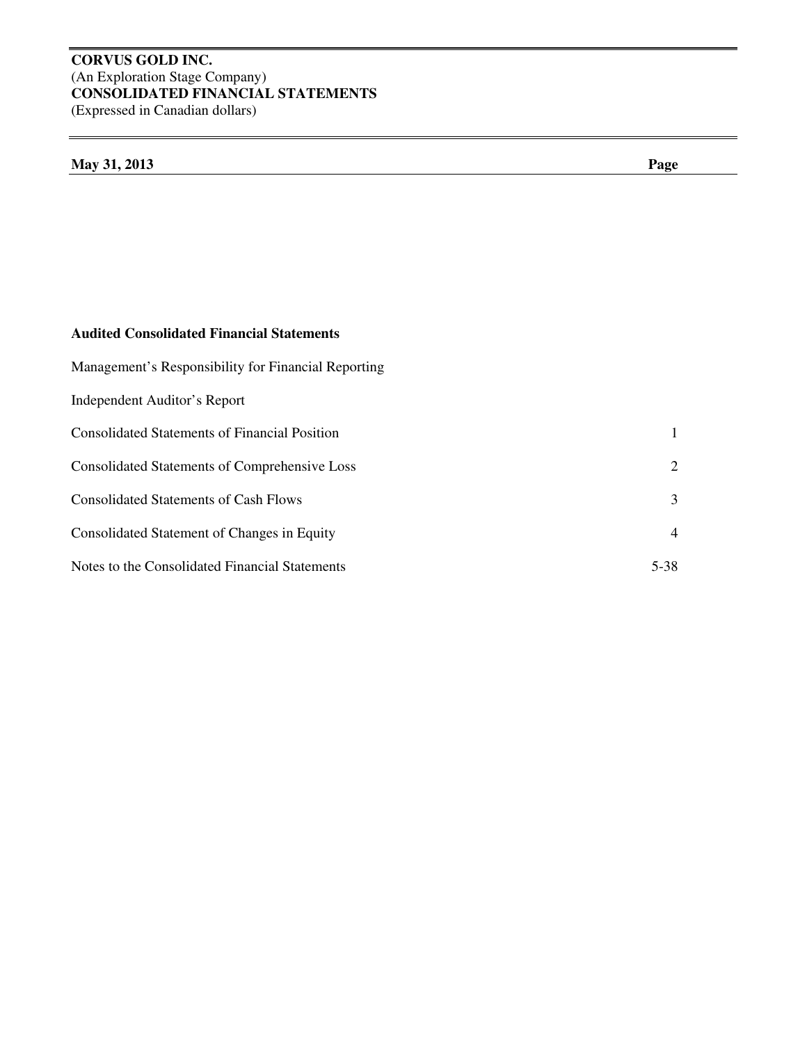**CORVUS GOLD INC.**
(An Exploration Stage Company)
**CONSOLIDATED FINANCIAL STATEMENTS**
(Expressed in Canadian dollars)

| **May 31, 2013** | **Page** |
|---|---|
| **Audited Consolidated Financial Statements** | |
| Management's Responsibility for Financial Reporting | |
| Independent Auditor's Report | |
| Consolidated Statements of Financial Position | 1 |
| Consolidated Statements of Comprehensive Loss | 2 |
| Consolidated Statements of Cash Flows | 3 |
| Consolidated Statement of Changes in Equity | 4 |
| Notes to the Consolidated Financial Statements | 5-38 |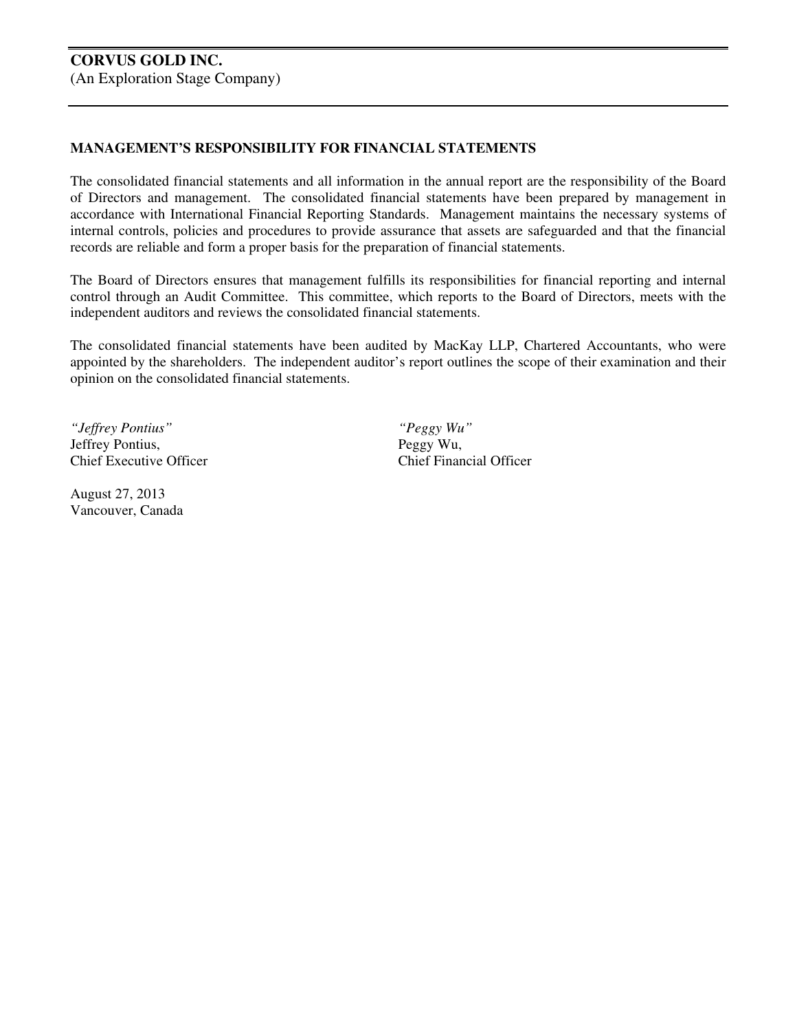**CORVUS GOLD INC.**
(An Exploration Stage Company)

## MANAGEMENT'S RESPONSIBILITY FOR FINANCIAL STATEMENTS

The consolidated financial statements and all information in the annual report are the responsibility of the Board of Directors and management. The consolidated financial statements have been prepared by management in accordance with International Financial Reporting Standards. Management maintains the necessary systems of internal controls, policies and procedures to provide assurance that assets are safeguarded and that the financial records are reliable and form a proper basis for the preparation of financial statements.

The Board of Directors ensures that management fulfills its responsibilities for financial reporting and internal control through an Audit Committee. This committee, which reports to the Board of Directors, meets with the independent auditors and reviews the consolidated financial statements.

The consolidated financial statements have been audited by MacKay LLP, Chartered Accountants, who were appointed by the shareholders. The independent auditor's report outlines the scope of their examination and their opinion on the consolidated financial statements.

*"Jeffrey Pontius"*
Jeffrey Pontius,
Chief Executive Officer

*"Peggy Wu"*
Peggy Wu,
Chief Financial Officer

August 27, 2013
Vancouver, Canada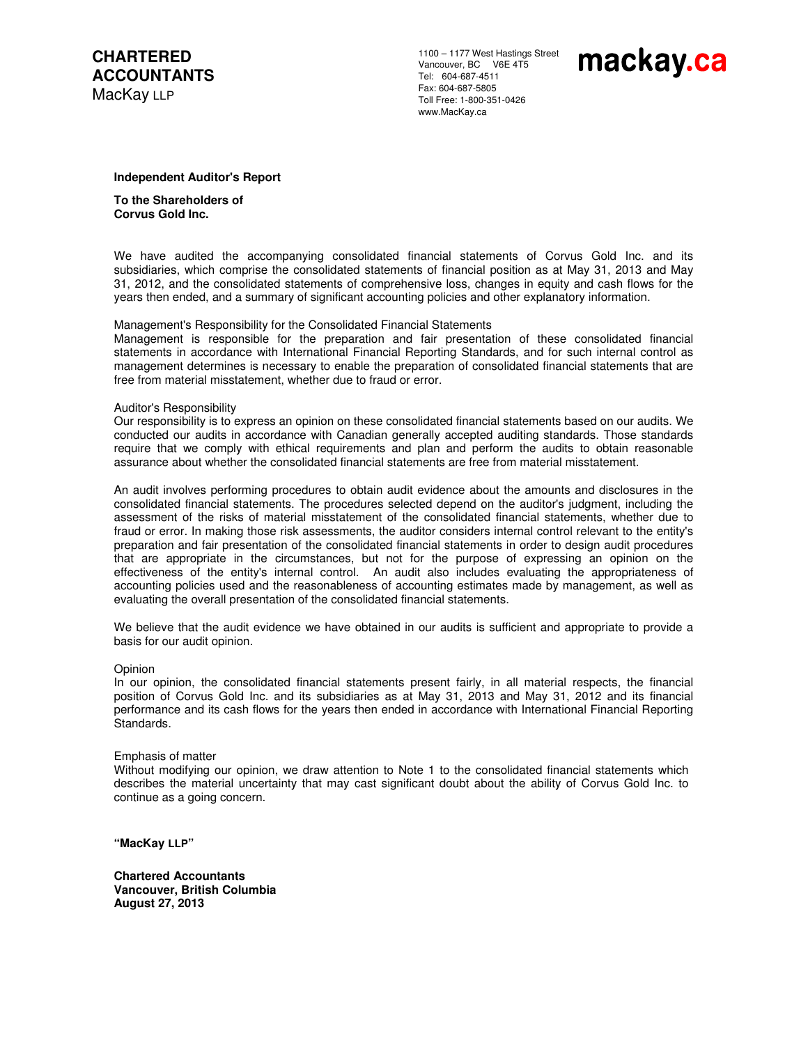**CHARTERED ACCOUNTANTS**
MacKay LLP

1100 – 1177 West Hastings Street
Vancouver, BC V6E 4T5
Tel: 604-687-4511
Fax: 604-687-5805
Toll Free: 1-800-351-0426
www.MacKay.ca

mackay.ca

## Independent Auditor's Report

**To the Shareholders of**
**Corvus Gold Inc.**

We have audited the accompanying consolidated financial statements of Corvus Gold Inc. and its subsidiaries, which comprise the consolidated statements of financial position as at May 31, 2013 and May 31, 2012, and the consolidated statements of comprehensive loss, changes in equity and cash flows for the years then ended, and a summary of significant accounting policies and other explanatory information.

Management's Responsibility for the Consolidated Financial Statements

Management is responsible for the preparation and fair presentation of these consolidated financial statements in accordance with International Financial Reporting Standards, and for such internal control as management determines is necessary to enable the preparation of consolidated financial statements that are free from material misstatement, whether due to fraud or error.

Auditor's Responsibility

Our responsibility is to express an opinion on these consolidated financial statements based on our audits. We conducted our audits in accordance with Canadian generally accepted auditing standards. Those standards require that we comply with ethical requirements and plan and perform the audits to obtain reasonable assurance about whether the consolidated financial statements are free from material misstatement.

An audit involves performing procedures to obtain audit evidence about the amounts and disclosures in the consolidated financial statements. The procedures selected depend on the auditor's judgment, including the assessment of the risks of material misstatement of the consolidated financial statements, whether due to fraud or error. In making those risk assessments, the auditor considers internal control relevant to the entity's preparation and fair presentation of the consolidated financial statements in order to design audit procedures that are appropriate in the circumstances, but not for the purpose of expressing an opinion on the effectiveness of the entity's internal control. An audit also includes evaluating the appropriateness of accounting policies used and the reasonableness of accounting estimates made by management, as well as evaluating the overall presentation of the consolidated financial statements.

We believe that the audit evidence we have obtained in our audits is sufficient and appropriate to provide a basis for our audit opinion.

Opinion

In our opinion, the consolidated financial statements present fairly, in all material respects, the financial position of Corvus Gold Inc. and its subsidiaries as at May 31, 2013 and May 31, 2012 and its financial performance and its cash flows for the years then ended in accordance with International Financial Reporting Standards.

Emphasis of matter

Without modifying our opinion, we draw attention to Note 1 to the consolidated financial statements which describes the material uncertainty that may cast significant doubt about the ability of Corvus Gold Inc. to continue as a going concern.

**"MacKay LLP"**

**Chartered Accountants**
**Vancouver, British Columbia**
**August 27, 2013**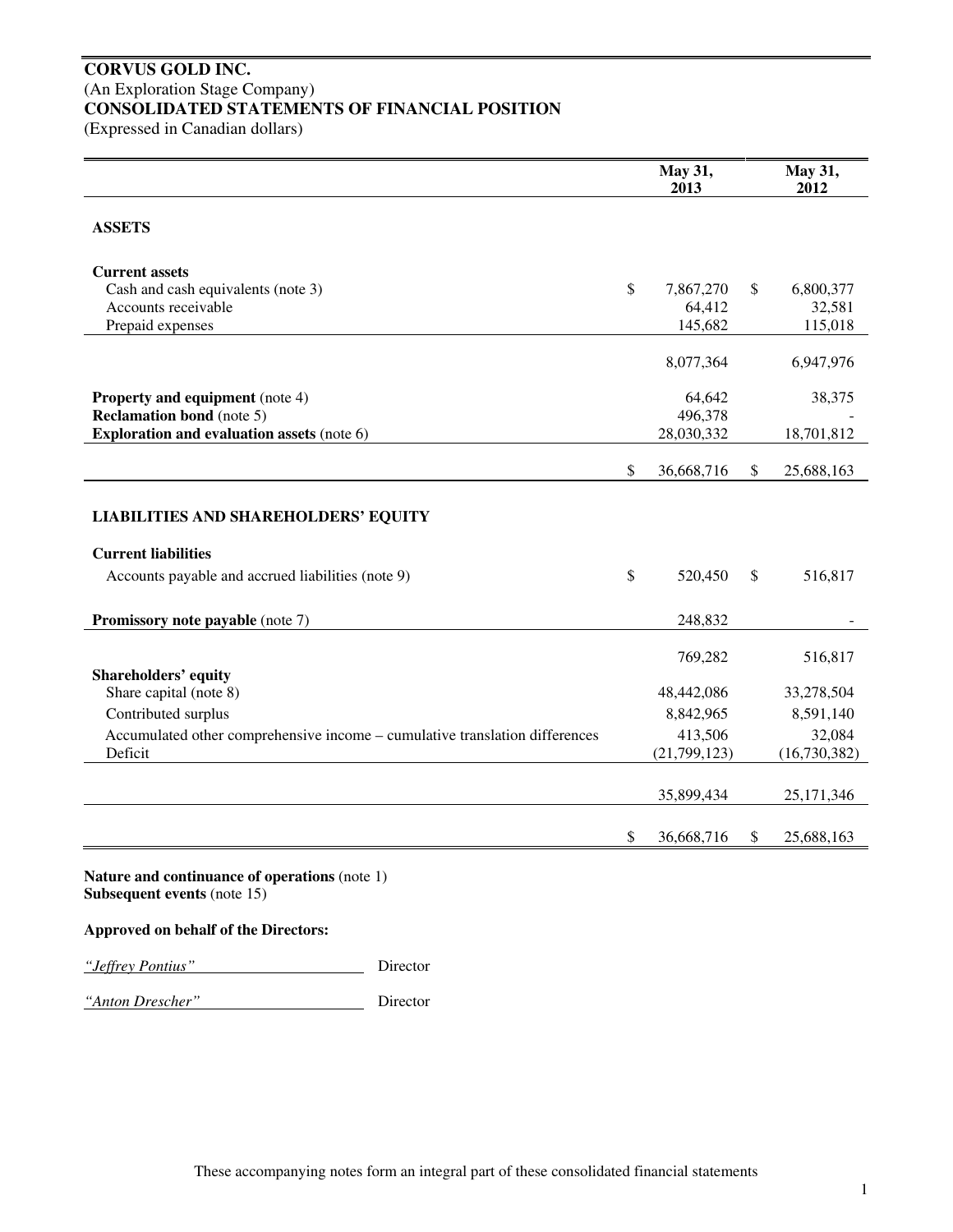**CORVUS GOLD INC.**
(An Exploration Stage Company)
**CONSOLIDATED STATEMENTS OF FINANCIAL POSITION**
(Expressed in Canadian dollars)

| | May 31, 2013 | May 31, 2012 |
|---|---|---|
| **ASSETS** | | |
| **Current assets** | | |
| Cash and cash equivalents (note 3) | $ 7,867,270 | $ 6,800,377 |
| Accounts receivable | 64,412 | 32,581 |
| Prepaid expenses | 145,682 | 115,018 |
| | 8,077,364 | 6,947,976 |
| **Property and equipment** (note 4) | 64,642 | 38,375 |
| **Reclamation bond** (note 5) | 496,378 | - |
| **Exploration and evaluation assets** (note 6) | 28,030,332 | 18,701,812 |
| | $ 36,668,716 | $ 25,688,163 |
| **LIABILITIES AND SHAREHOLDERS' EQUITY** | | |
| **Current liabilities** | | |
| Accounts payable and accrued liabilities (note 9) | $ 520,450 | $ 516,817 |
| **Promissory note payable** (note 7) | 248,832 | - |
| | 769,282 | 516,817 |
| **Shareholders' equity** | | |
| Share capital (note 8) | 48,442,086 | 33,278,504 |
| Contributed surplus | 8,842,965 | 8,591,140 |
| Accumulated other comprehensive income – cumulative translation differences | 413,506 | 32,084 |
| Deficit | (21,799,123) | (16,730,382) |
| | 35,899,434 | 25,171,346 |
| | $ 36,668,716 | $ 25,688,163 |

**Nature and continuance of operations** (note 1)
**Subsequent events** (note 15)

**Approved on behalf of the Directors:**

*"Jeffrey Pontius"* Director

*"Anton Drescher"* Director

These accompanying notes form an integral part of these consolidated financial statements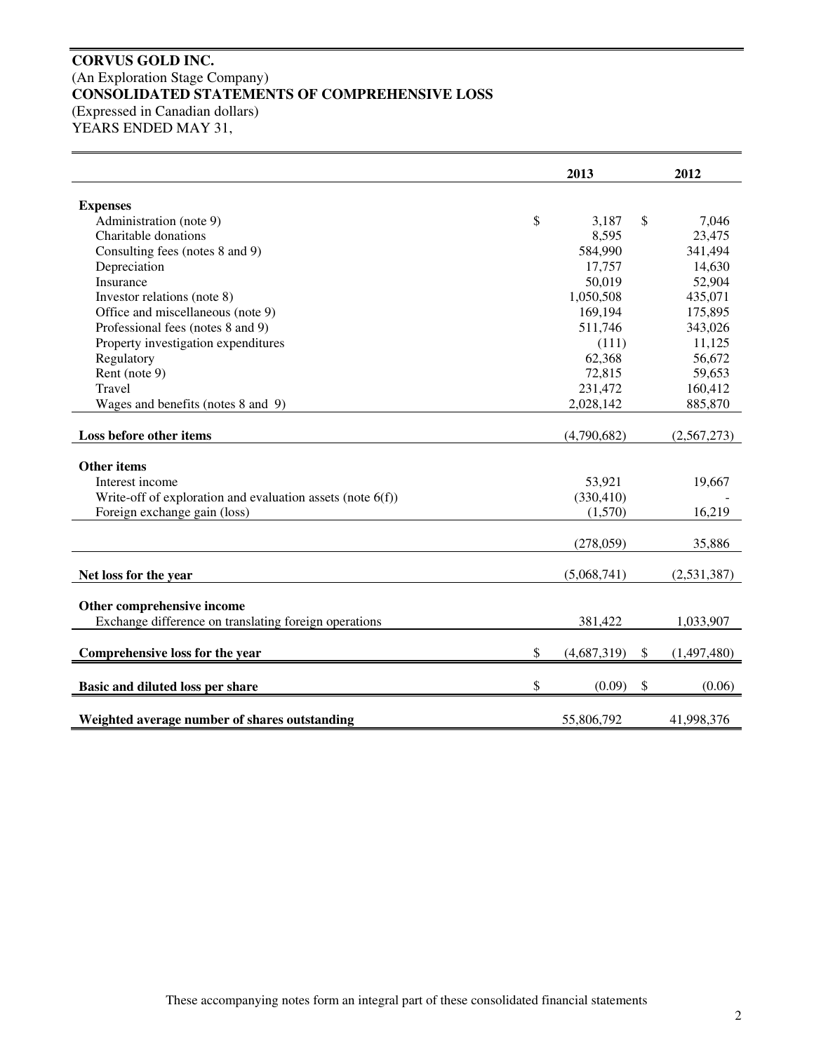**CORVUS GOLD INC.**
(An Exploration Stage Company)
**CONSOLIDATED STATEMENTS OF COMPREHENSIVE LOSS**
(Expressed in Canadian dollars)
YEARS ENDED MAY 31,

| | 2013 | 2012 |
|---|---|---|
| **Expenses** | | |
| Administration (note 9) | $ 3,187 | $ 7,046 |
| Charitable donations | 8,595 | 23,475 |
| Consulting fees (notes 8 and 9) | 584,990 | 341,494 |
| Depreciation | 17,757 | 14,630 |
| Insurance | 50,019 | 52,904 |
| Investor relations (note 8) | 1,050,508 | 435,071 |
| Office and miscellaneous (note 9) | 169,194 | 175,895 |
| Professional fees (notes 8 and 9) | 511,746 | 343,026 |
| Property investigation expenditures | (111) | 11,125 |
| Regulatory | 62,368 | 56,672 |
| Rent (note 9) | 72,815 | 59,653 |
| Travel | 231,472 | 160,412 |
| Wages and benefits (notes 8 and 9) | 2,028,142 | 885,870 |
| **Loss before other items** | (4,790,682) | (2,567,273) |
| **Other items** | | |
| Interest income | 53,921 | 19,667 |
| Write-off of exploration and evaluation assets (note 6(f)) | (330,410) | - |
| Foreign exchange gain (loss) | (1,570) | 16,219 |
| | (278,059) | 35,886 |
| **Net loss for the year** | (5,068,741) | (2,531,387) |
| **Other comprehensive income** | | |
| Exchange difference on translating foreign operations | 381,422 | 1,033,907 |
| **Comprehensive loss for the year** | $ (4,687,319) | $ (1,497,480) |
| **Basic and diluted loss per share** | $ (0.09) | $ (0.06) |
| **Weighted average number of shares outstanding** | 55,806,792 | 41,998,376 |

These accompanying notes form an integral part of these consolidated financial statements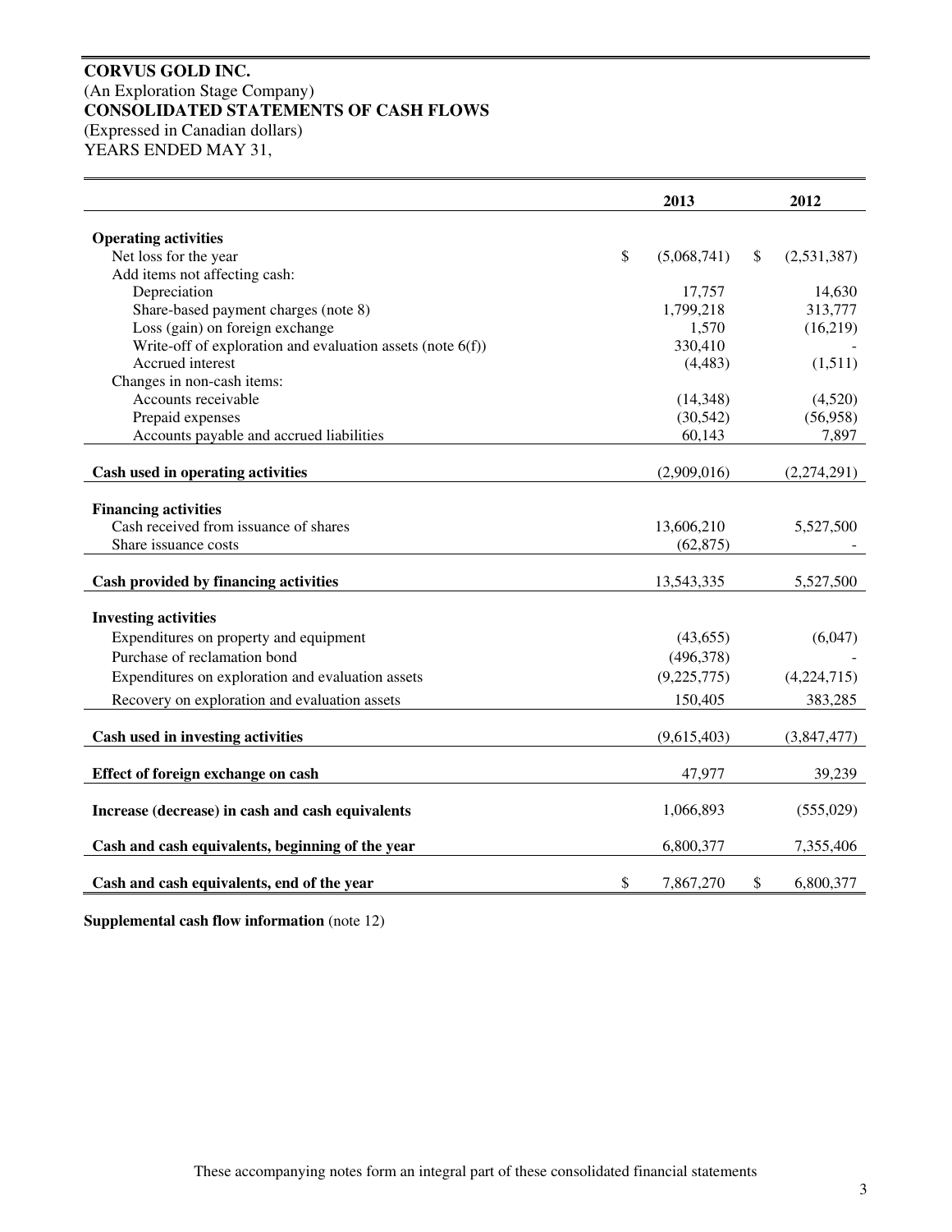**CORVUS GOLD INC.**
(An Exploration Stage Company)
**CONSOLIDATED STATEMENTS OF CASH FLOWS**
(Expressed in Canadian dollars)
YEARS ENDED MAY 31,

| | 2013 | 2012 |
|---|---|---|
| **Operating activities** | | |
| Net loss for the year | $ (5,068,741) | $ (2,531,387) |
| Add items not affecting cash: | | |
| Depreciation | 17,757 | 14,630 |
| Share-based payment charges (note 8) | 1,799,218 | 313,777 |
| Loss (gain) on foreign exchange | 1,570 | (16,219) |
| Write-off of exploration and evaluation assets (note 6(f)) | 330,410 | - |
| Accrued interest | (4,483) | (1,511) |
| Changes in non-cash items: | | |
| Accounts receivable | (14,348) | (4,520) |
| Prepaid expenses | (30,542) | (56,958) |
| Accounts payable and accrued liabilities | 60,143 | 7,897 |
| **Cash used in operating activities** | (2,909,016) | (2,274,291) |
| **Financing activities** | | |
| Cash received from issuance of shares | 13,606,210 | 5,527,500 |
| Share issuance costs | (62,875) | - |
| **Cash provided by financing activities** | 13,543,335 | 5,527,500 |
| **Investing activities** | | |
| Expenditures on property and equipment | (43,655) | (6,047) |
| Purchase of reclamation bond | (496,378) | - |
| Expenditures on exploration and evaluation assets | (9,225,775) | (4,224,715) |
| Recovery on exploration and evaluation assets | 150,405 | 383,285 |
| **Cash used in investing activities** | (9,615,403) | (3,847,477) |
| **Effect of foreign exchange on cash** | 47,977 | 39,239 |
| **Increase (decrease) in cash and cash equivalents** | 1,066,893 | (555,029) |
| **Cash and cash equivalents, beginning of the year** | 6,800,377 | 7,355,406 |
| **Cash and cash equivalents, end of the year** | $ 7,867,270 | $ 6,800,377 |

**Supplemental cash flow information** (note 12)

These accompanying notes form an integral part of these consolidated financial statements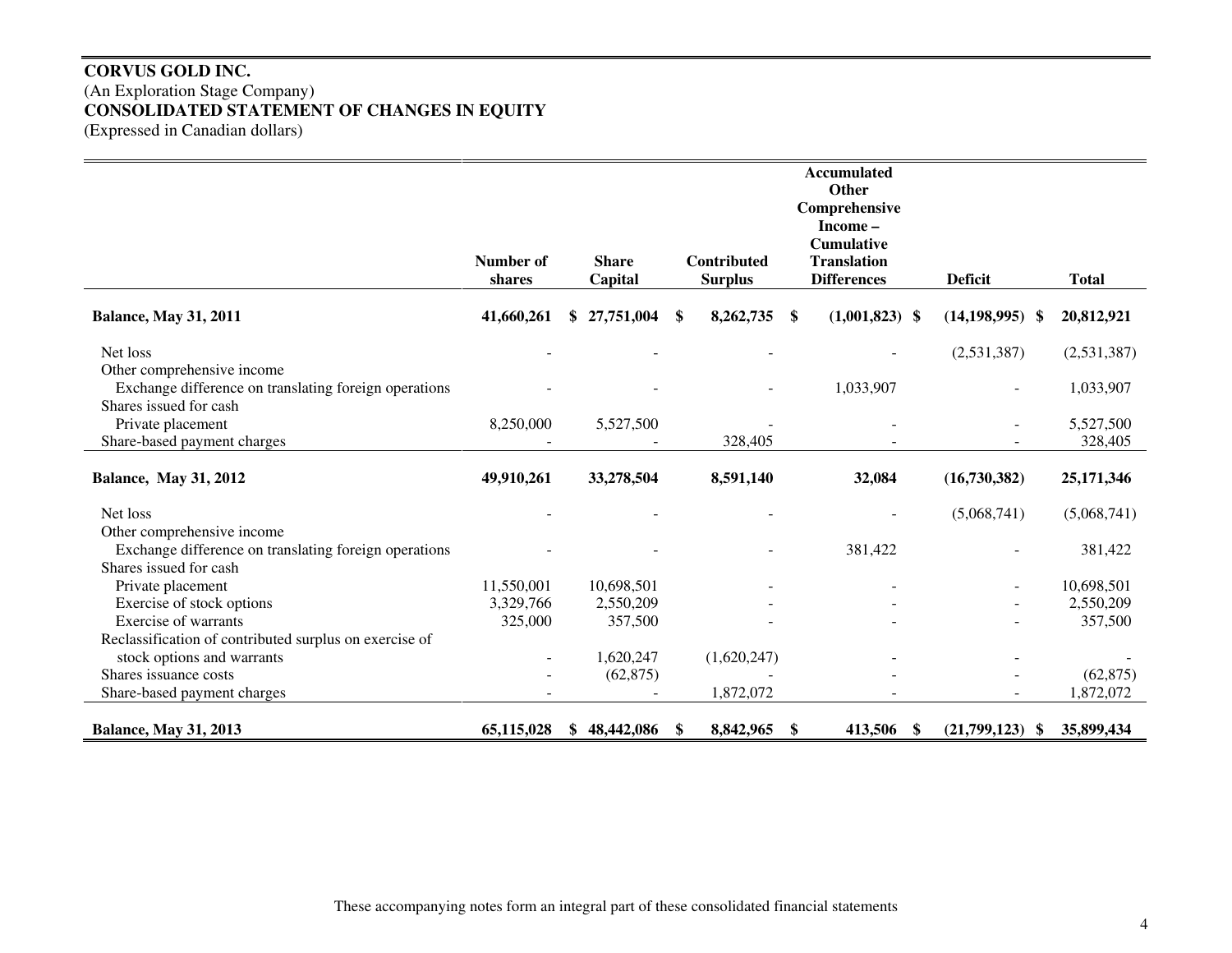**CORVUS GOLD INC.**
(An Exploration Stage Company)
**CONSOLIDATED STATEMENT OF CHANGES IN EQUITY**
(Expressed in Canadian dollars)

| | Number of shares | Share Capital | Contributed Surplus | Accumulated Other Comprehensive Income – Cumulative Translation Differences | Deficit | Total |
|---|---|---|---|---|---|---|
| **Balance, May 31, 2011** | **41,660,261** | **$ 27,751,004** | **$ 8,262,735** | **$ (1,001,823)** | **$ (14,198,995)** | **$ 20,812,921** |
| Net loss | - | - | - | - | (2,531,387) | (2,531,387) |
| Other comprehensive income | | | | | | |
| Exchange difference on translating foreign operations | - | - | - | 1,033,907 | - | 1,033,907 |
| Shares issued for cash | | | | | | |
| Private placement | 8,250,000 | 5,527,500 | - | - | - | 5,527,500 |
| Share-based payment charges | - | - | 328,405 | - | - | 328,405 |
| **Balance, May 31, 2012** | **49,910,261** | **33,278,504** | **8,591,140** | **32,084** | **(16,730,382)** | **25,171,346** |
| Net loss | - | - | - | - | (5,068,741) | (5,068,741) |
| Other comprehensive income | | | | | | |
| Exchange difference on translating foreign operations | - | - | - | 381,422 | - | 381,422 |
| Shares issued for cash | | | | | | |
| Private placement | 11,550,001 | 10,698,501 | - | - | - | 10,698,501 |
| Exercise of stock options | 3,329,766 | 2,550,209 | - | - | - | 2,550,209 |
| Exercise of warrants | 325,000 | 357,500 | - | - | - | 357,500 |
| Reclassification of contributed surplus on exercise of stock options and warrants | - | 1,620,247 | (1,620,247) | - | - | - |
| Shares issuance costs | - | (62,875) | - | - | - | (62,875) |
| Share-based payment charges | - | - | 1,872,072 | - | - | 1,872,072 |
| **Balance, May 31, 2013** | **65,115,028** | **$ 48,442,086** | **$ 8,842,965** | **$ 413,506** | **$ (21,799,123)** | **$ 35,899,434** |

These accompanying notes form an integral part of these consolidated financial statements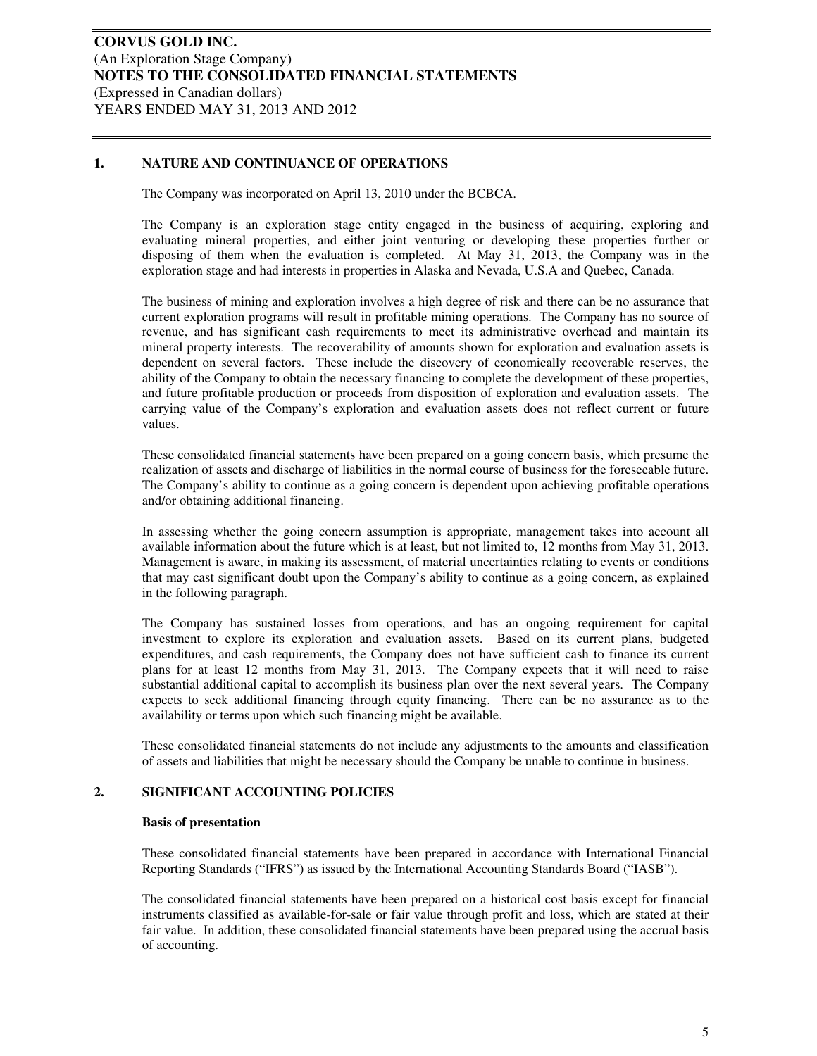**CORVUS GOLD INC.**
(An Exploration Stage Company)
**NOTES TO THE CONSOLIDATED FINANCIAL STATEMENTS**
(Expressed in Canadian dollars)
YEARS ENDED MAY 31, 2013 AND 2012

## 1. NATURE AND CONTINUANCE OF OPERATIONS

The Company was incorporated on April 13, 2010 under the BCBCA.

The Company is an exploration stage entity engaged in the business of acquiring, exploring and evaluating mineral properties, and either joint venturing or developing these properties further or disposing of them when the evaluation is completed. At May 31, 2013, the Company was in the exploration stage and had interests in properties in Alaska and Nevada, U.S.A and Quebec, Canada.

The business of mining and exploration involves a high degree of risk and there can be no assurance that current exploration programs will result in profitable mining operations. The Company has no source of revenue, and has significant cash requirements to meet its administrative overhead and maintain its mineral property interests. The recoverability of amounts shown for exploration and evaluation assets is dependent on several factors. These include the discovery of economically recoverable reserves, the ability of the Company to obtain the necessary financing to complete the development of these properties, and future profitable production or proceeds from disposition of exploration and evaluation assets. The carrying value of the Company's exploration and evaluation assets does not reflect current or future values.

These consolidated financial statements have been prepared on a going concern basis, which presume the realization of assets and discharge of liabilities in the normal course of business for the foreseeable future. The Company's ability to continue as a going concern is dependent upon achieving profitable operations and/or obtaining additional financing.

In assessing whether the going concern assumption is appropriate, management takes into account all available information about the future which is at least, but not limited to, 12 months from May 31, 2013. Management is aware, in making its assessment, of material uncertainties relating to events or conditions that may cast significant doubt upon the Company's ability to continue as a going concern, as explained in the following paragraph.

The Company has sustained losses from operations, and has an ongoing requirement for capital investment to explore its exploration and evaluation assets. Based on its current plans, budgeted expenditures, and cash requirements, the Company does not have sufficient cash to finance its current plans for at least 12 months from May 31, 2013. The Company expects that it will need to raise substantial additional capital to accomplish its business plan over the next several years. The Company expects to seek additional financing through equity financing. There can be no assurance as to the availability or terms upon which such financing might be available.

These consolidated financial statements do not include any adjustments to the amounts and classification of assets and liabilities that might be necessary should the Company be unable to continue in business.

## 2. SIGNIFICANT ACCOUNTING POLICIES

### Basis of presentation

These consolidated financial statements have been prepared in accordance with International Financial Reporting Standards ("IFRS") as issued by the International Accounting Standards Board ("IASB").

The consolidated financial statements have been prepared on a historical cost basis except for financial instruments classified as available-for-sale or fair value through profit and loss, which are stated at their fair value. In addition, these consolidated financial statements have been prepared using the accrual basis of accounting.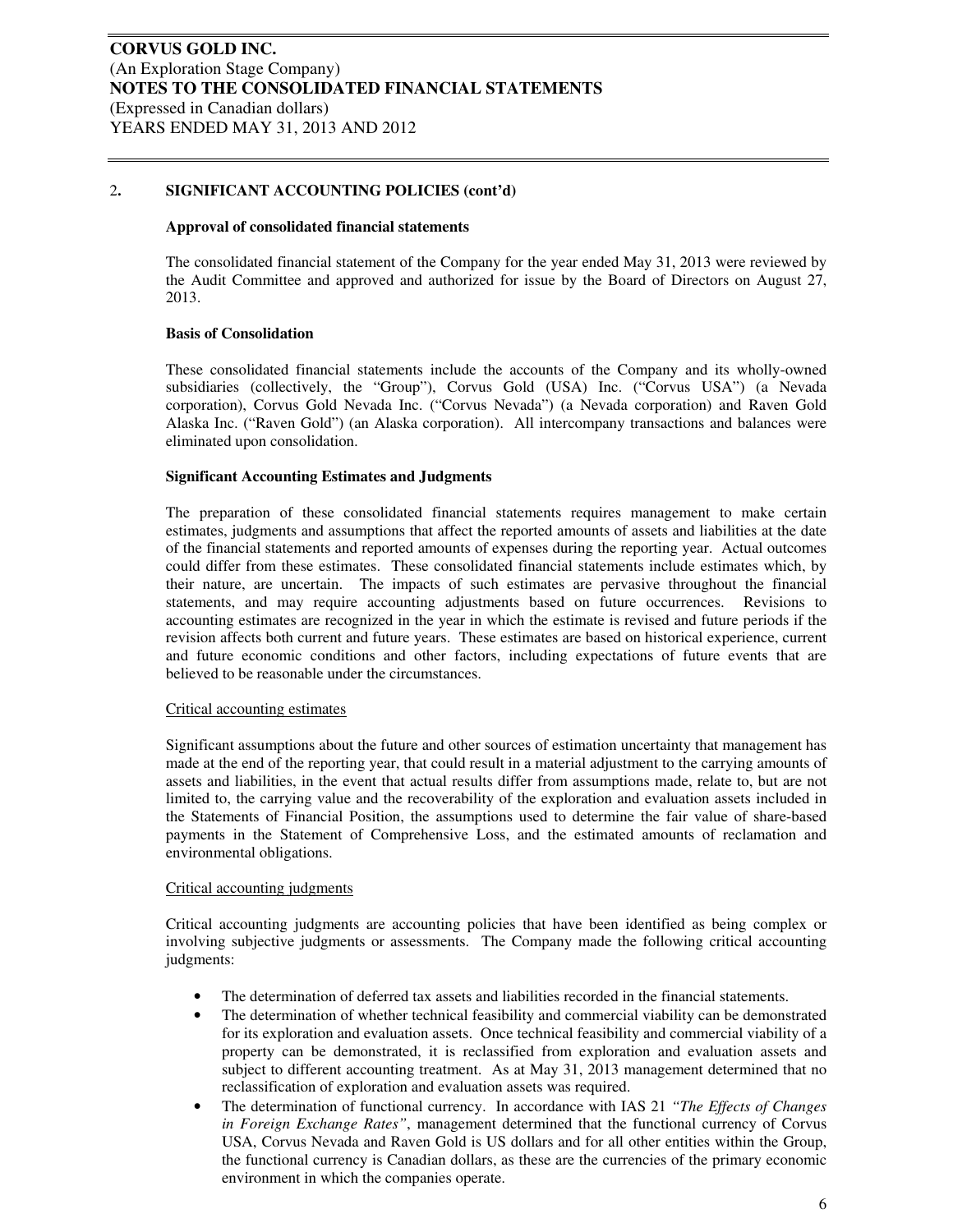## 2. SIGNIFICANT ACCOUNTING POLICIES (cont'd)

### Approval of consolidated financial statements

The consolidated financial statement of the Company for the year ended May 31, 2013 were reviewed by the Audit Committee and approved and authorized for issue by the Board of Directors on August 27, 2013.

### Basis of Consolidation

These consolidated financial statements include the accounts of the Company and its wholly-owned subsidiaries (collectively, the "Group"), Corvus Gold (USA) Inc. ("Corvus USA") (a Nevada corporation), Corvus Gold Nevada Inc. ("Corvus Nevada") (a Nevada corporation) and Raven Gold Alaska Inc. ("Raven Gold") (an Alaska corporation). All intercompany transactions and balances were eliminated upon consolidation.

### Significant Accounting Estimates and Judgments

The preparation of these consolidated financial statements requires management to make certain estimates, judgments and assumptions that affect the reported amounts of assets and liabilities at the date of the financial statements and reported amounts of expenses during the reporting year. Actual outcomes could differ from these estimates. These consolidated financial statements include estimates which, by their nature, are uncertain. The impacts of such estimates are pervasive throughout the financial statements, and may require accounting adjustments based on future occurrences. Revisions to accounting estimates are recognized in the year in which the estimate is revised and future periods if the revision affects both current and future years. These estimates are based on historical experience, current and future economic conditions and other factors, including expectations of future events that are believed to be reasonable under the circumstances.

Critical accounting estimates

Significant assumptions about the future and other sources of estimation uncertainty that management has made at the end of the reporting year, that could result in a material adjustment to the carrying amounts of assets and liabilities, in the event that actual results differ from assumptions made, relate to, but are not limited to, the carrying value and the recoverability of the exploration and evaluation assets included in the Statements of Financial Position, the assumptions used to determine the fair value of share-based payments in the Statement of Comprehensive Loss, and the estimated amounts of reclamation and environmental obligations.

Critical accounting judgments

Critical accounting judgments are accounting policies that have been identified as being complex or involving subjective judgments or assessments. The Company made the following critical accounting judgments:

- The determination of deferred tax assets and liabilities recorded in the financial statements.
- The determination of whether technical feasibility and commercial viability can be demonstrated for its exploration and evaluation assets. Once technical feasibility and commercial viability of a property can be demonstrated, it is reclassified from exploration and evaluation assets and subject to different accounting treatment. As at May 31, 2013 management determined that no reclassification of exploration and evaluation assets was required.
- The determination of functional currency. In accordance with IAS 21 *"The Effects of Changes in Foreign Exchange Rates"*, management determined that the functional currency of Corvus USA, Corvus Nevada and Raven Gold is US dollars and for all other entities within the Group, the functional currency is Canadian dollars, as these are the currencies of the primary economic environment in which the companies operate.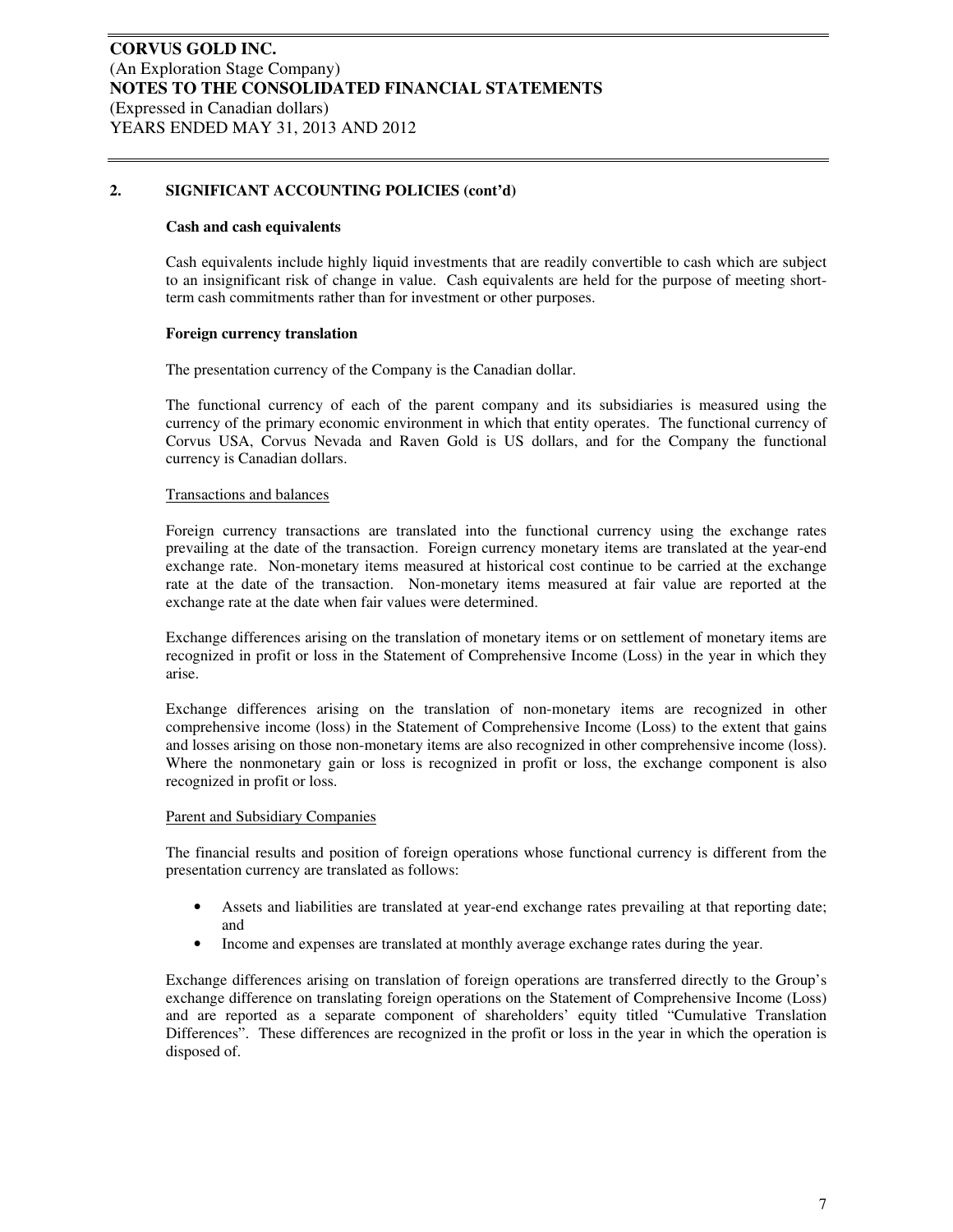## 2. SIGNIFICANT ACCOUNTING POLICIES (cont'd)

### Cash and cash equivalents

Cash equivalents include highly liquid investments that are readily convertible to cash which are subject to an insignificant risk of change in value. Cash equivalents are held for the purpose of meeting short-term cash commitments rather than for investment or other purposes.

### Foreign currency translation

The presentation currency of the Company is the Canadian dollar.

The functional currency of each of the parent company and its subsidiaries is measured using the currency of the primary economic environment in which that entity operates. The functional currency of Corvus USA, Corvus Nevada and Raven Gold is US dollars, and for the Company the functional currency is Canadian dollars.

#### Transactions and balances

Foreign currency transactions are translated into the functional currency using the exchange rates prevailing at the date of the transaction. Foreign currency monetary items are translated at the year-end exchange rate. Non-monetary items measured at historical cost continue to be carried at the exchange rate at the date of the transaction. Non-monetary items measured at fair value are reported at the exchange rate at the date when fair values were determined.

Exchange differences arising on the translation of monetary items or on settlement of monetary items are recognized in profit or loss in the Statement of Comprehensive Income (Loss) in the year in which they arise.

Exchange differences arising on the translation of non-monetary items are recognized in other comprehensive income (loss) in the Statement of Comprehensive Income (Loss) to the extent that gains and losses arising on those non-monetary items are also recognized in other comprehensive income (loss). Where the nonmonetary gain or loss is recognized in profit or loss, the exchange component is also recognized in profit or loss.

#### Parent and Subsidiary Companies

The financial results and position of foreign operations whose functional currency is different from the presentation currency are translated as follows:

- Assets and liabilities are translated at year-end exchange rates prevailing at that reporting date; and
- Income and expenses are translated at monthly average exchange rates during the year.

Exchange differences arising on translation of foreign operations are transferred directly to the Group's exchange difference on translating foreign operations on the Statement of Comprehensive Income (Loss) and are reported as a separate component of shareholders' equity titled "Cumulative Translation Differences". These differences are recognized in the profit or loss in the year in which the operation is disposed of.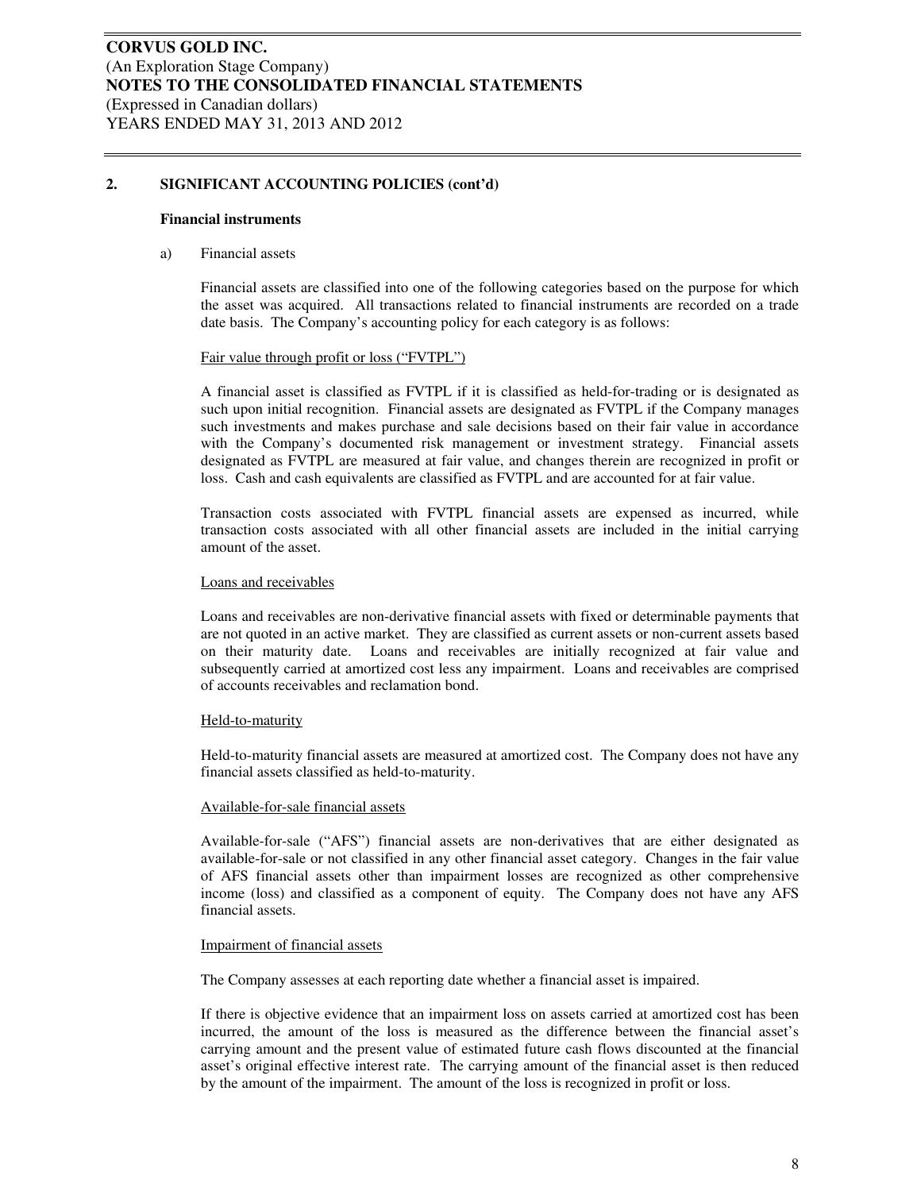## 2. SIGNIFICANT ACCOUNTING POLICIES (cont'd)

### Financial instruments

a) Financial assets

Financial assets are classified into one of the following categories based on the purpose for which the asset was acquired. All transactions related to financial instruments are recorded on a trade date basis. The Company's accounting policy for each category is as follows:

Fair value through profit or loss ("FVTPL")

A financial asset is classified as FVTPL if it is classified as held-for-trading or is designated as such upon initial recognition. Financial assets are designated as FVTPL if the Company manages such investments and makes purchase and sale decisions based on their fair value in accordance with the Company's documented risk management or investment strategy. Financial assets designated as FVTPL are measured at fair value, and changes therein are recognized in profit or loss. Cash and cash equivalents are classified as FVTPL and are accounted for at fair value.

Transaction costs associated with FVTPL financial assets are expensed as incurred, while transaction costs associated with all other financial assets are included in the initial carrying amount of the asset.

Loans and receivables

Loans and receivables are non-derivative financial assets with fixed or determinable payments that are not quoted in an active market. They are classified as current assets or non-current assets based on their maturity date. Loans and receivables are initially recognized at fair value and subsequently carried at amortized cost less any impairment. Loans and receivables are comprised of accounts receivables and reclamation bond.

Held-to-maturity

Held-to-maturity financial assets are measured at amortized cost. The Company does not have any financial assets classified as held-to-maturity.

Available-for-sale financial assets

Available-for-sale ("AFS") financial assets are non-derivatives that are either designated as available-for-sale or not classified in any other financial asset category. Changes in the fair value of AFS financial assets other than impairment losses are recognized as other comprehensive income (loss) and classified as a component of equity. The Company does not have any AFS financial assets.

Impairment of financial assets

The Company assesses at each reporting date whether a financial asset is impaired.

If there is objective evidence that an impairment loss on assets carried at amortized cost has been incurred, the amount of the loss is measured as the difference between the financial asset's carrying amount and the present value of estimated future cash flows discounted at the financial asset's original effective interest rate. The carrying amount of the financial asset is then reduced by the amount of the impairment. The amount of the loss is recognized in profit or loss.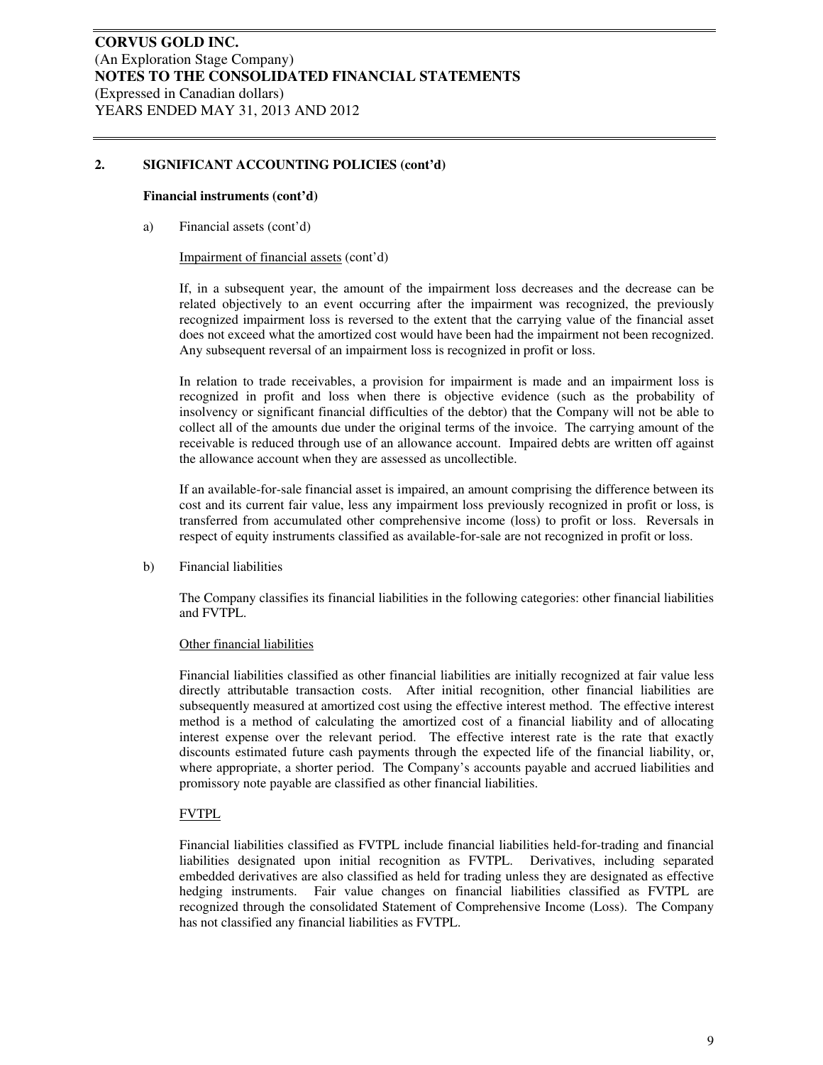## 2. SIGNIFICANT ACCOUNTING POLICIES (cont'd)

### Financial instruments (cont'd)

a) Financial assets (cont'd)

Impairment of financial assets (cont'd)

If, in a subsequent year, the amount of the impairment loss decreases and the decrease can be related objectively to an event occurring after the impairment was recognized, the previously recognized impairment loss is reversed to the extent that the carrying value of the financial asset does not exceed what the amortized cost would have been had the impairment not been recognized. Any subsequent reversal of an impairment loss is recognized in profit or loss.

In relation to trade receivables, a provision for impairment is made and an impairment loss is recognized in profit and loss when there is objective evidence (such as the probability of insolvency or significant financial difficulties of the debtor) that the Company will not be able to collect all of the amounts due under the original terms of the invoice. The carrying amount of the receivable is reduced through use of an allowance account. Impaired debts are written off against the allowance account when they are assessed as uncollectible.

If an available-for-sale financial asset is impaired, an amount comprising the difference between its cost and its current fair value, less any impairment loss previously recognized in profit or loss, is transferred from accumulated other comprehensive income (loss) to profit or loss. Reversals in respect of equity instruments classified as available-for-sale are not recognized in profit or loss.

b) Financial liabilities

The Company classifies its financial liabilities in the following categories: other financial liabilities and FVTPL.

Other financial liabilities

Financial liabilities classified as other financial liabilities are initially recognized at fair value less directly attributable transaction costs. After initial recognition, other financial liabilities are subsequently measured at amortized cost using the effective interest method. The effective interest method is a method of calculating the amortized cost of a financial liability and of allocating interest expense over the relevant period. The effective interest rate is the rate that exactly discounts estimated future cash payments through the expected life of the financial liability, or, where appropriate, a shorter period. The Company's accounts payable and accrued liabilities and promissory note payable are classified as other financial liabilities.

FVTPL

Financial liabilities classified as FVTPL include financial liabilities held-for-trading and financial liabilities designated upon initial recognition as FVTPL. Derivatives, including separated embedded derivatives are also classified as held for trading unless they are designated as effective hedging instruments. Fair value changes on financial liabilities classified as FVTPL are recognized through the consolidated Statement of Comprehensive Income (Loss). The Company has not classified any financial liabilities as FVTPL.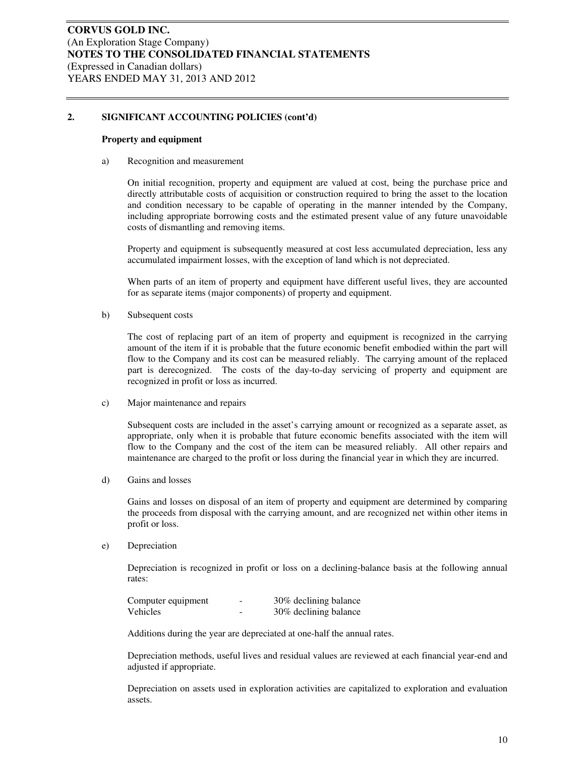## 2. SIGNIFICANT ACCOUNTING POLICIES (cont'd)

### Property and equipment

a) Recognition and measurement

On initial recognition, property and equipment are valued at cost, being the purchase price and directly attributable costs of acquisition or construction required to bring the asset to the location and condition necessary to be capable of operating in the manner intended by the Company, including appropriate borrowing costs and the estimated present value of any future unavoidable costs of dismantling and removing items.

Property and equipment is subsequently measured at cost less accumulated depreciation, less any accumulated impairment losses, with the exception of land which is not depreciated.

When parts of an item of property and equipment have different useful lives, they are accounted for as separate items (major components) of property and equipment.

b) Subsequent costs

The cost of replacing part of an item of property and equipment is recognized in the carrying amount of the item if it is probable that the future economic benefit embodied within the part will flow to the Company and its cost can be measured reliably. The carrying amount of the replaced part is derecognized. The costs of the day-to-day servicing of property and equipment are recognized in profit or loss as incurred.

c) Major maintenance and repairs

Subsequent costs are included in the asset's carrying amount or recognized as a separate asset, as appropriate, only when it is probable that future economic benefits associated with the item will flow to the Company and the cost of the item can be measured reliably. All other repairs and maintenance are charged to the profit or loss during the financial year in which they are incurred.

d) Gains and losses

Gains and losses on disposal of an item of property and equipment are determined by comparing the proceeds from disposal with the carrying amount, and are recognized net within other items in profit or loss.

e) Depreciation

Depreciation is recognized in profit or loss on a declining-balance basis at the following annual rates:

| | | |
|---|---|---|
| Computer equipment | - | 30% declining balance |
| Vehicles | - | 30% declining balance |

Additions during the year are depreciated at one-half the annual rates.

Depreciation methods, useful lives and residual values are reviewed at each financial year-end and adjusted if appropriate.

Depreciation on assets used in exploration activities are capitalized to exploration and evaluation assets.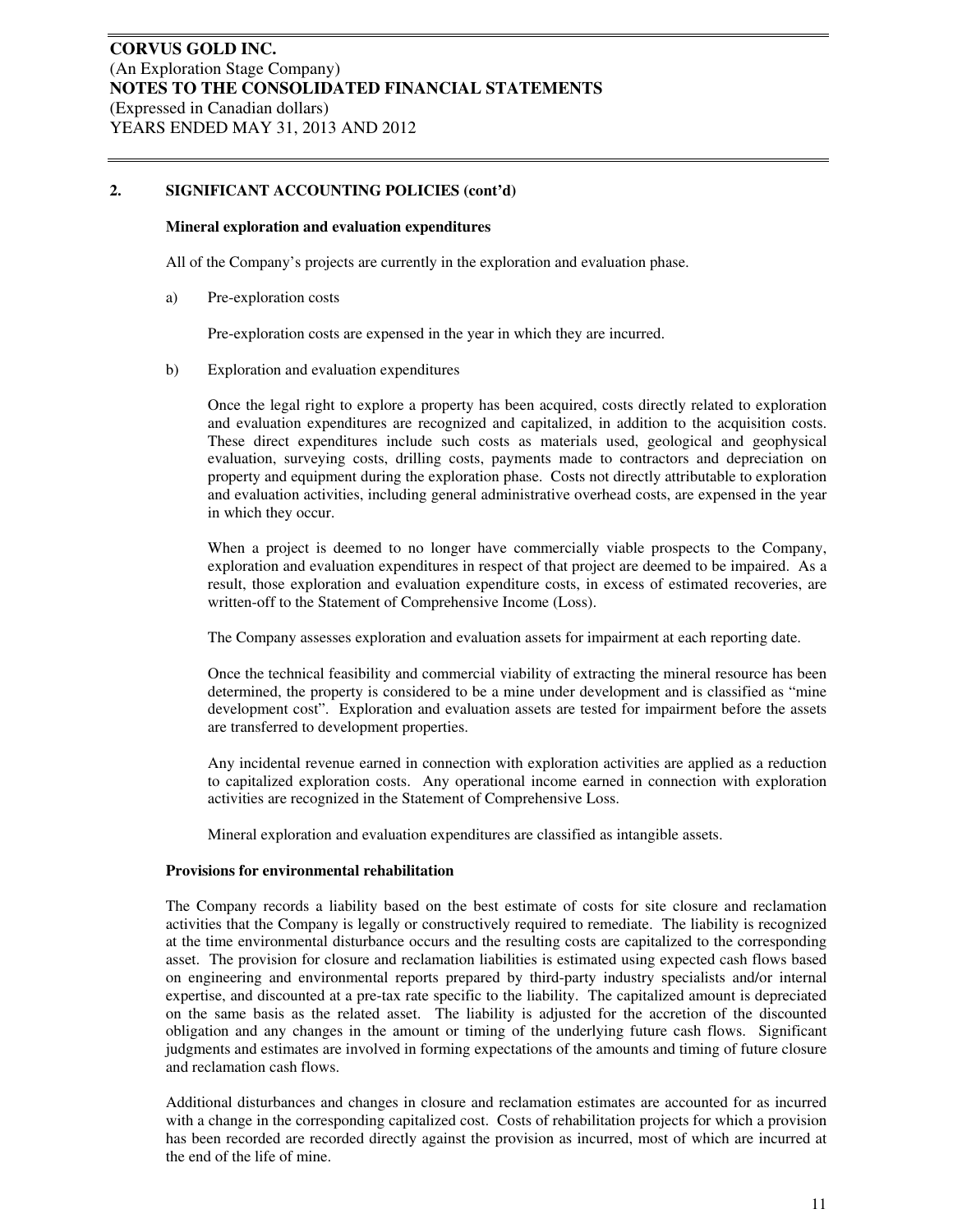## 2. SIGNIFICANT ACCOUNTING POLICIES (cont'd)

### Mineral exploration and evaluation expenditures

All of the Company's projects are currently in the exploration and evaluation phase.

a) Pre-exploration costs

Pre-exploration costs are expensed in the year in which they are incurred.

b) Exploration and evaluation expenditures

Once the legal right to explore a property has been acquired, costs directly related to exploration and evaluation expenditures are recognized and capitalized, in addition to the acquisition costs. These direct expenditures include such costs as materials used, geological and geophysical evaluation, surveying costs, drilling costs, payments made to contractors and depreciation on property and equipment during the exploration phase. Costs not directly attributable to exploration and evaluation activities, including general administrative overhead costs, are expensed in the year in which they occur.

When a project is deemed to no longer have commercially viable prospects to the Company, exploration and evaluation expenditures in respect of that project are deemed to be impaired. As a result, those exploration and evaluation expenditure costs, in excess of estimated recoveries, are written-off to the Statement of Comprehensive Income (Loss).

The Company assesses exploration and evaluation assets for impairment at each reporting date.

Once the technical feasibility and commercial viability of extracting the mineral resource has been determined, the property is considered to be a mine under development and is classified as "mine development cost". Exploration and evaluation assets are tested for impairment before the assets are transferred to development properties.

Any incidental revenue earned in connection with exploration activities are applied as a reduction to capitalized exploration costs. Any operational income earned in connection with exploration activities are recognized in the Statement of Comprehensive Loss.

Mineral exploration and evaluation expenditures are classified as intangible assets.

### Provisions for environmental rehabilitation

The Company records a liability based on the best estimate of costs for site closure and reclamation activities that the Company is legally or constructively required to remediate. The liability is recognized at the time environmental disturbance occurs and the resulting costs are capitalized to the corresponding asset. The provision for closure and reclamation liabilities is estimated using expected cash flows based on engineering and environmental reports prepared by third-party industry specialists and/or internal expertise, and discounted at a pre-tax rate specific to the liability. The capitalized amount is depreciated on the same basis as the related asset. The liability is adjusted for the accretion of the discounted obligation and any changes in the amount or timing of the underlying future cash flows. Significant judgments and estimates are involved in forming expectations of the amounts and timing of future closure and reclamation cash flows.

Additional disturbances and changes in closure and reclamation estimates are accounted for as incurred with a change in the corresponding capitalized cost. Costs of rehabilitation projects for which a provision has been recorded are recorded directly against the provision as incurred, most of which are incurred at the end of the life of mine.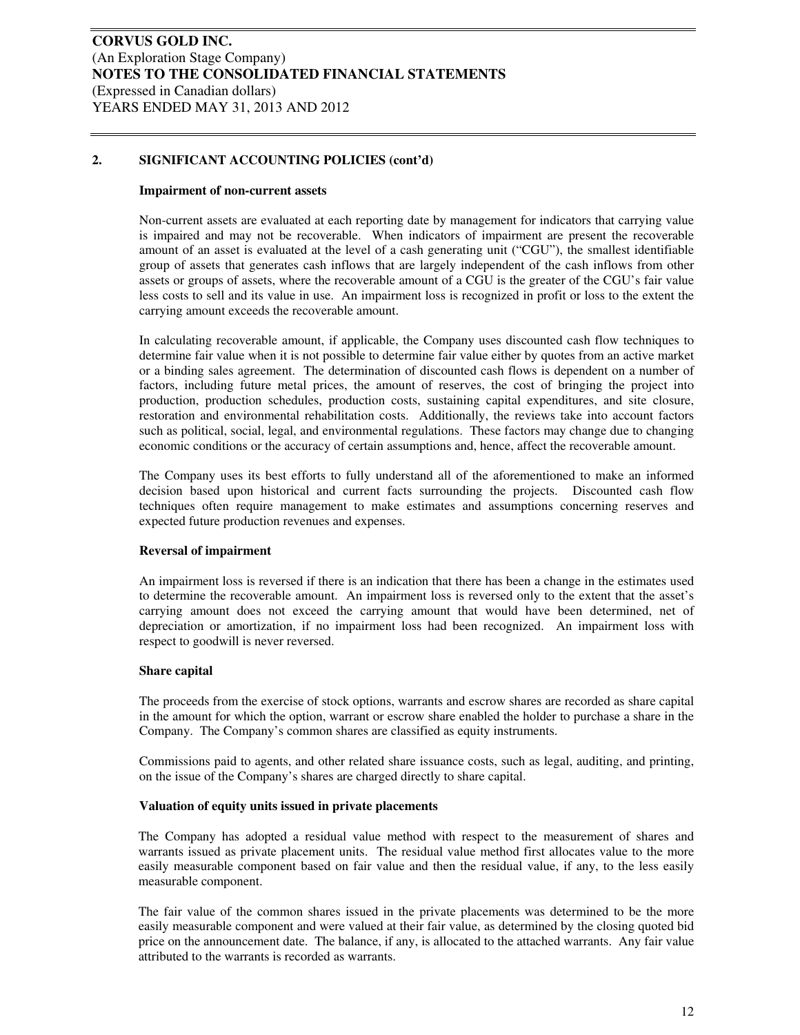## 2. SIGNIFICANT ACCOUNTING POLICIES (cont'd)

### Impairment of non-current assets

Non-current assets are evaluated at each reporting date by management for indicators that carrying value is impaired and may not be recoverable. When indicators of impairment are present the recoverable amount of an asset is evaluated at the level of a cash generating unit ("CGU"), the smallest identifiable group of assets that generates cash inflows that are largely independent of the cash inflows from other assets or groups of assets, where the recoverable amount of a CGU is the greater of the CGU's fair value less costs to sell and its value in use. An impairment loss is recognized in profit or loss to the extent the carrying amount exceeds the recoverable amount.

In calculating recoverable amount, if applicable, the Company uses discounted cash flow techniques to determine fair value when it is not possible to determine fair value either by quotes from an active market or a binding sales agreement. The determination of discounted cash flows is dependent on a number of factors, including future metal prices, the amount of reserves, the cost of bringing the project into production, production schedules, production costs, sustaining capital expenditures, and site closure, restoration and environmental rehabilitation costs. Additionally, the reviews take into account factors such as political, social, legal, and environmental regulations. These factors may change due to changing economic conditions or the accuracy of certain assumptions and, hence, affect the recoverable amount.

The Company uses its best efforts to fully understand all of the aforementioned to make an informed decision based upon historical and current facts surrounding the projects. Discounted cash flow techniques often require management to make estimates and assumptions concerning reserves and expected future production revenues and expenses.

### Reversal of impairment

An impairment loss is reversed if there is an indication that there has been a change in the estimates used to determine the recoverable amount. An impairment loss is reversed only to the extent that the asset's carrying amount does not exceed the carrying amount that would have been determined, net of depreciation or amortization, if no impairment loss had been recognized. An impairment loss with respect to goodwill is never reversed.

### Share capital

The proceeds from the exercise of stock options, warrants and escrow shares are recorded as share capital in the amount for which the option, warrant or escrow share enabled the holder to purchase a share in the Company. The Company's common shares are classified as equity instruments.

Commissions paid to agents, and other related share issuance costs, such as legal, auditing, and printing, on the issue of the Company's shares are charged directly to share capital.

### Valuation of equity units issued in private placements

The Company has adopted a residual value method with respect to the measurement of shares and warrants issued as private placement units. The residual value method first allocates value to the more easily measurable component based on fair value and then the residual value, if any, to the less easily measurable component.

The fair value of the common shares issued in the private placements was determined to be the more easily measurable component and were valued at their fair value, as determined by the closing quoted bid price on the announcement date. The balance, if any, is allocated to the attached warrants. Any fair value attributed to the warrants is recorded as warrants.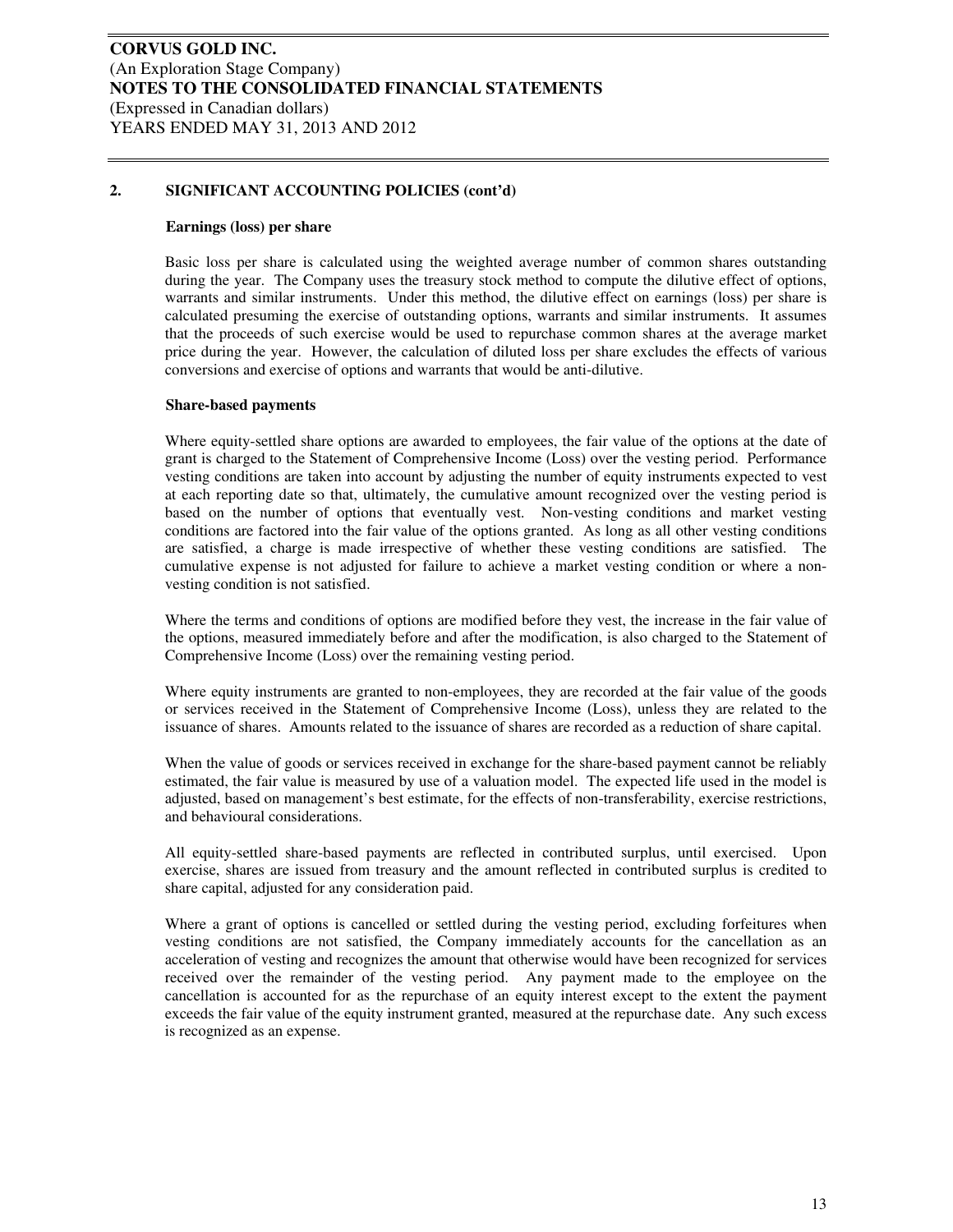## 2. SIGNIFICANT ACCOUNTING POLICIES (cont'd)

### Earnings (loss) per share

Basic loss per share is calculated using the weighted average number of common shares outstanding during the year. The Company uses the treasury stock method to compute the dilutive effect of options, warrants and similar instruments. Under this method, the dilutive effect on earnings (loss) per share is calculated presuming the exercise of outstanding options, warrants and similar instruments. It assumes that the proceeds of such exercise would be used to repurchase common shares at the average market price during the year. However, the calculation of diluted loss per share excludes the effects of various conversions and exercise of options and warrants that would be anti-dilutive.

### Share-based payments

Where equity-settled share options are awarded to employees, the fair value of the options at the date of grant is charged to the Statement of Comprehensive Income (Loss) over the vesting period. Performance vesting conditions are taken into account by adjusting the number of equity instruments expected to vest at each reporting date so that, ultimately, the cumulative amount recognized over the vesting period is based on the number of options that eventually vest. Non-vesting conditions and market vesting conditions are factored into the fair value of the options granted. As long as all other vesting conditions are satisfied, a charge is made irrespective of whether these vesting conditions are satisfied. The cumulative expense is not adjusted for failure to achieve a market vesting condition or where a non-vesting condition is not satisfied.

Where the terms and conditions of options are modified before they vest, the increase in the fair value of the options, measured immediately before and after the modification, is also charged to the Statement of Comprehensive Income (Loss) over the remaining vesting period.

Where equity instruments are granted to non-employees, they are recorded at the fair value of the goods or services received in the Statement of Comprehensive Income (Loss), unless they are related to the issuance of shares. Amounts related to the issuance of shares are recorded as a reduction of share capital.

When the value of goods or services received in exchange for the share-based payment cannot be reliably estimated, the fair value is measured by use of a valuation model. The expected life used in the model is adjusted, based on management's best estimate, for the effects of non-transferability, exercise restrictions, and behavioural considerations.

All equity-settled share-based payments are reflected in contributed surplus, until exercised. Upon exercise, shares are issued from treasury and the amount reflected in contributed surplus is credited to share capital, adjusted for any consideration paid.

Where a grant of options is cancelled or settled during the vesting period, excluding forfeitures when vesting conditions are not satisfied, the Company immediately accounts for the cancellation as an acceleration of vesting and recognizes the amount that otherwise would have been recognized for services received over the remainder of the vesting period. Any payment made to the employee on the cancellation is accounted for as the repurchase of an equity interest except to the extent the payment exceeds the fair value of the equity instrument granted, measured at the repurchase date. Any such excess is recognized as an expense.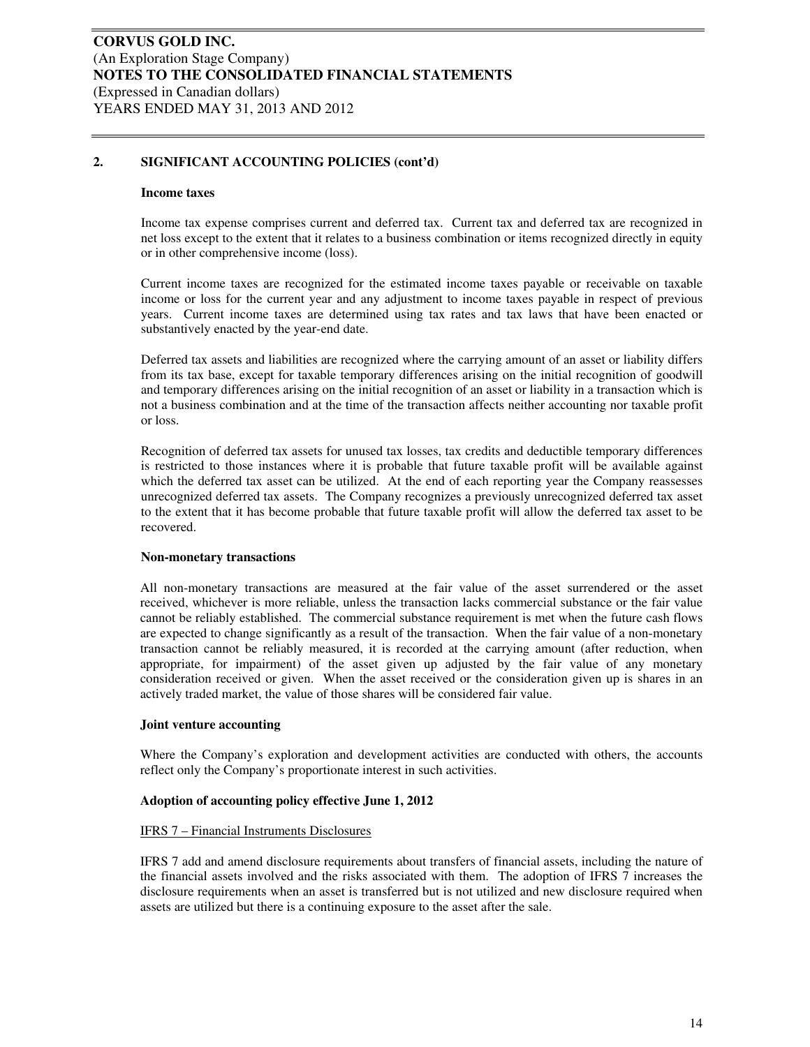## 2. SIGNIFICANT ACCOUNTING POLICIES (cont'd)

### Income taxes

Income tax expense comprises current and deferred tax. Current tax and deferred tax are recognized in net loss except to the extent that it relates to a business combination or items recognized directly in equity or in other comprehensive income (loss).

Current income taxes are recognized for the estimated income taxes payable or receivable on taxable income or loss for the current year and any adjustment to income taxes payable in respect of previous years. Current income taxes are determined using tax rates and tax laws that have been enacted or substantively enacted by the year-end date.

Deferred tax assets and liabilities are recognized where the carrying amount of an asset or liability differs from its tax base, except for taxable temporary differences arising on the initial recognition of goodwill and temporary differences arising on the initial recognition of an asset or liability in a transaction which is not a business combination and at the time of the transaction affects neither accounting nor taxable profit or loss.

Recognition of deferred tax assets for unused tax losses, tax credits and deductible temporary differences is restricted to those instances where it is probable that future taxable profit will be available against which the deferred tax asset can be utilized. At the end of each reporting year the Company reassesses unrecognized deferred tax assets. The Company recognizes a previously unrecognized deferred tax asset to the extent that it has become probable that future taxable profit will allow the deferred tax asset to be recovered.

### Non-monetary transactions

All non-monetary transactions are measured at the fair value of the asset surrendered or the asset received, whichever is more reliable, unless the transaction lacks commercial substance or the fair value cannot be reliably established. The commercial substance requirement is met when the future cash flows are expected to change significantly as a result of the transaction. When the fair value of a non-monetary transaction cannot be reliably measured, it is recorded at the carrying amount (after reduction, when appropriate, for impairment) of the asset given up adjusted by the fair value of any monetary consideration received or given. When the asset received or the consideration given up is shares in an actively traded market, the value of those shares will be considered fair value.

### Joint venture accounting

Where the Company's exploration and development activities are conducted with others, the accounts reflect only the Company's proportionate interest in such activities.

### Adoption of accounting policy effective June 1, 2012

IFRS 7 – Financial Instruments Disclosures

IFRS 7 add and amend disclosure requirements about transfers of financial assets, including the nature of the financial assets involved and the risks associated with them. The adoption of IFRS 7 increases the disclosure requirements when an asset is transferred but is not utilized and new disclosure required when assets are utilized but there is a continuing exposure to the asset after the sale.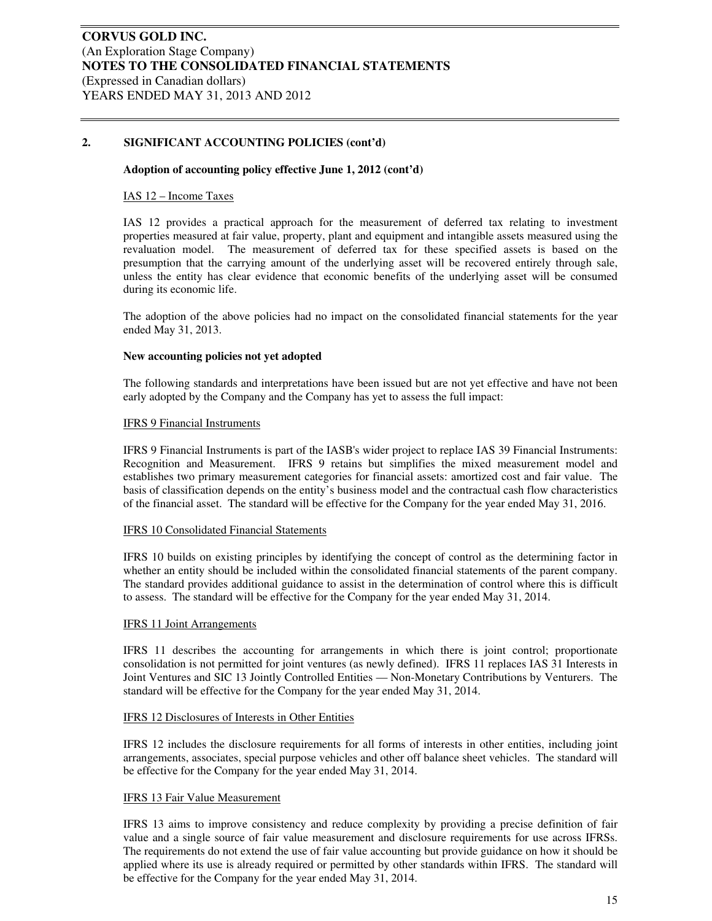## 2. SIGNIFICANT ACCOUNTING POLICIES (cont'd)

### Adoption of accounting policy effective June 1, 2012 (cont'd)

IAS 12 – Income Taxes

IAS 12 provides a practical approach for the measurement of deferred tax relating to investment properties measured at fair value, property, plant and equipment and intangible assets measured using the revaluation model. The measurement of deferred tax for these specified assets is based on the presumption that the carrying amount of the underlying asset will be recovered entirely through sale, unless the entity has clear evidence that economic benefits of the underlying asset will be consumed during its economic life.

The adoption of the above policies had no impact on the consolidated financial statements for the year ended May 31, 2013.

### New accounting policies not yet adopted

The following standards and interpretations have been issued but are not yet effective and have not been early adopted by the Company and the Company has yet to assess the full impact:

IFRS 9 Financial Instruments

IFRS 9 Financial Instruments is part of the IASB's wider project to replace IAS 39 Financial Instruments: Recognition and Measurement. IFRS 9 retains but simplifies the mixed measurement model and establishes two primary measurement categories for financial assets: amortized cost and fair value. The basis of classification depends on the entity's business model and the contractual cash flow characteristics of the financial asset. The standard will be effective for the Company for the year ended May 31, 2016.

IFRS 10 Consolidated Financial Statements

IFRS 10 builds on existing principles by identifying the concept of control as the determining factor in whether an entity should be included within the consolidated financial statements of the parent company. The standard provides additional guidance to assist in the determination of control where this is difficult to assess. The standard will be effective for the Company for the year ended May 31, 2014.

IFRS 11 Joint Arrangements

IFRS 11 describes the accounting for arrangements in which there is joint control; proportionate consolidation is not permitted for joint ventures (as newly defined). IFRS 11 replaces IAS 31 Interests in Joint Ventures and SIC 13 Jointly Controlled Entities — Non-Monetary Contributions by Venturers. The standard will be effective for the Company for the year ended May 31, 2014.

IFRS 12 Disclosures of Interests in Other Entities

IFRS 12 includes the disclosure requirements for all forms of interests in other entities, including joint arrangements, associates, special purpose vehicles and other off balance sheet vehicles. The standard will be effective for the Company for the year ended May 31, 2014.

IFRS 13 Fair Value Measurement

IFRS 13 aims to improve consistency and reduce complexity by providing a precise definition of fair value and a single source of fair value measurement and disclosure requirements for use across IFRSs. The requirements do not extend the use of fair value accounting but provide guidance on how it should be applied where its use is already required or permitted by other standards within IFRS. The standard will be effective for the Company for the year ended May 31, 2014.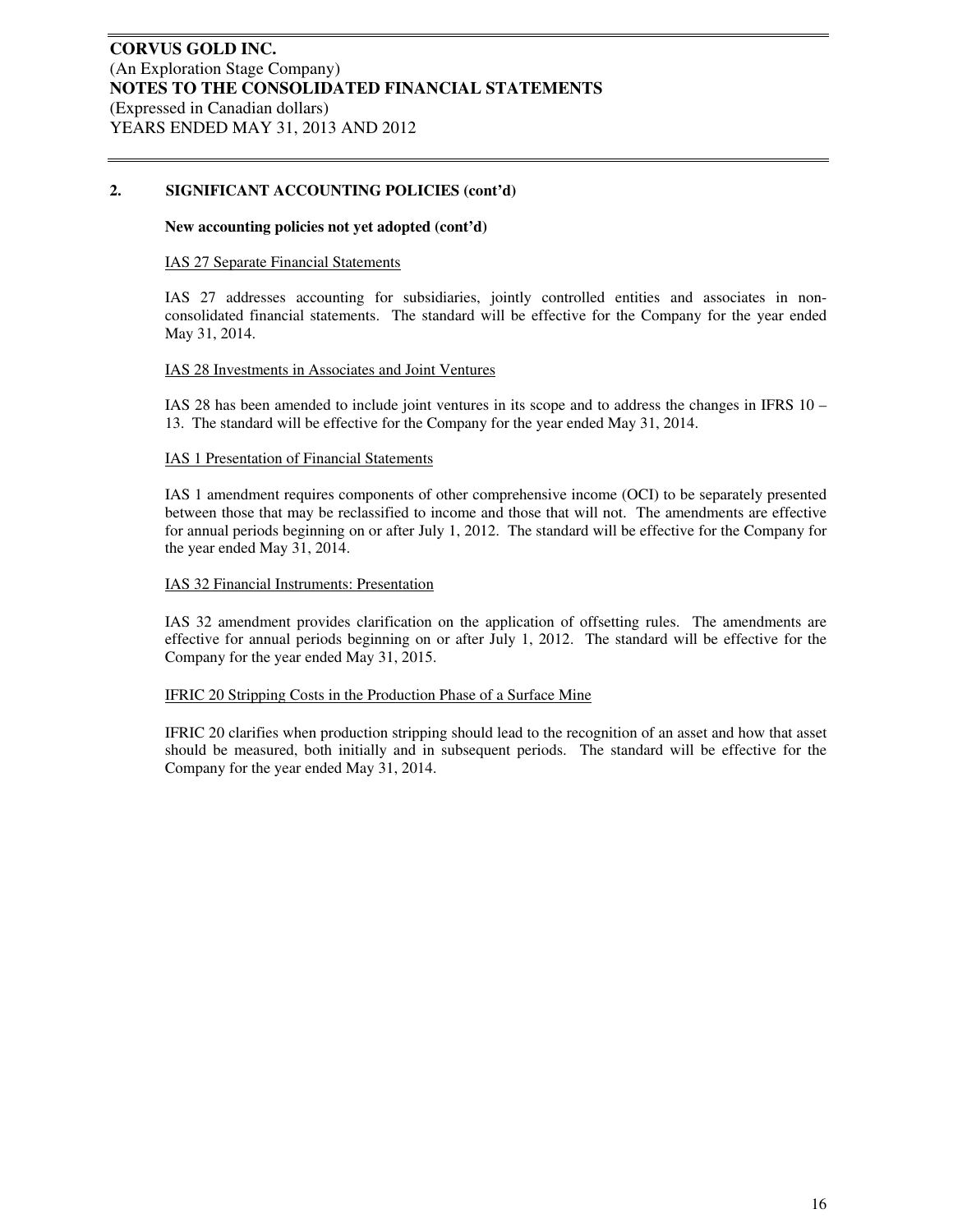## 2. SIGNIFICANT ACCOUNTING POLICIES (cont'd)

**New accounting policies not yet adopted (cont'd)**

IAS 27 Separate Financial Statements

IAS 27 addresses accounting for subsidiaries, jointly controlled entities and associates in non-consolidated financial statements. The standard will be effective for the Company for the year ended May 31, 2014.

IAS 28 Investments in Associates and Joint Ventures

IAS 28 has been amended to include joint ventures in its scope and to address the changes in IFRS 10 – 13. The standard will be effective for the Company for the year ended May 31, 2014.

IAS 1 Presentation of Financial Statements

IAS 1 amendment requires components of other comprehensive income (OCI) to be separately presented between those that may be reclassified to income and those that will not. The amendments are effective for annual periods beginning on or after July 1, 2012. The standard will be effective for the Company for the year ended May 31, 2014.

IAS 32 Financial Instruments: Presentation

IAS 32 amendment provides clarification on the application of offsetting rules. The amendments are effective for annual periods beginning on or after July 1, 2012. The standard will be effective for the Company for the year ended May 31, 2015.

IFRIC 20 Stripping Costs in the Production Phase of a Surface Mine

IFRIC 20 clarifies when production stripping should lead to the recognition of an asset and how that asset should be measured, both initially and in subsequent periods. The standard will be effective for the Company for the year ended May 31, 2014.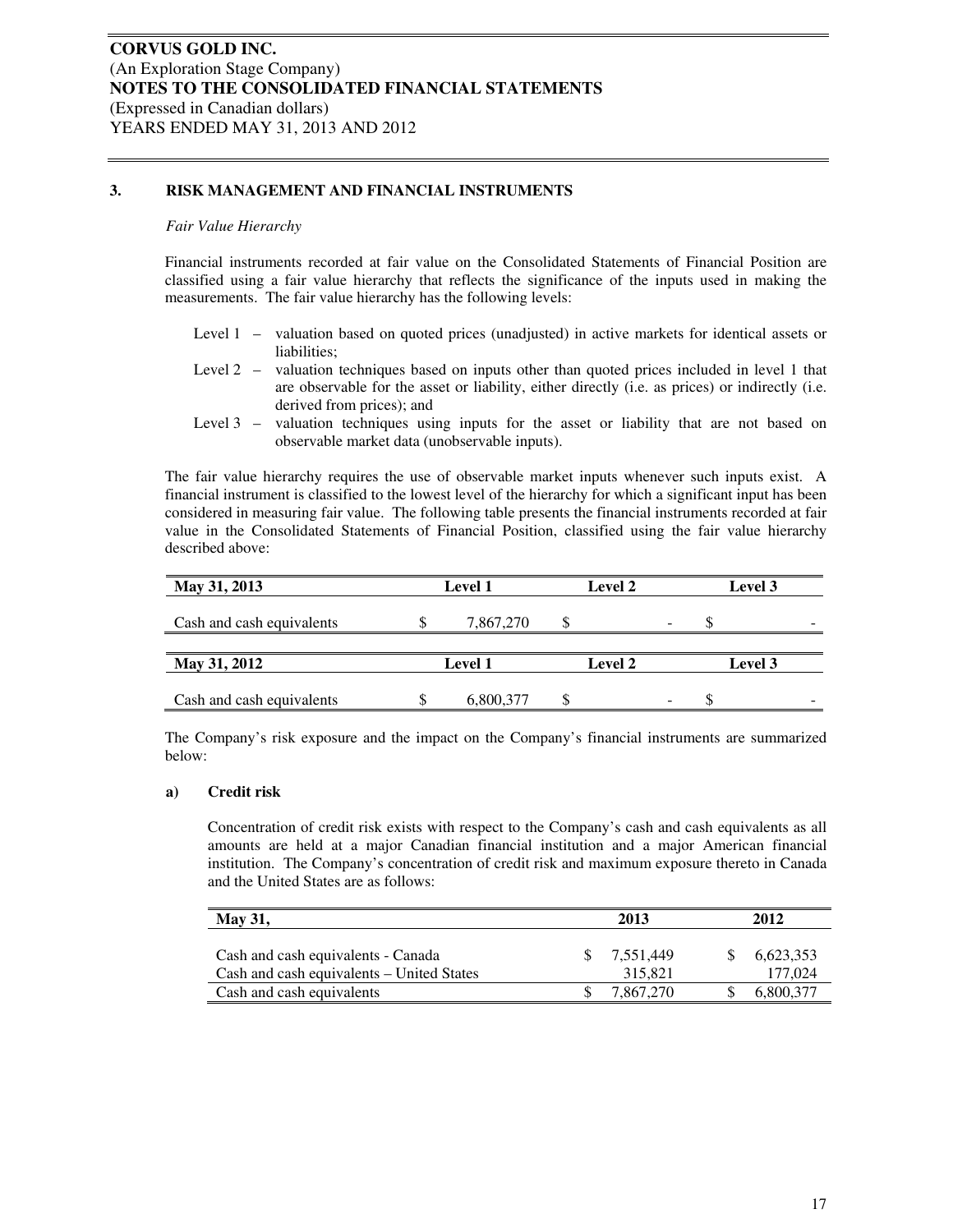**CORVUS GOLD INC.**
(An Exploration Stage Company)
**NOTES TO THE CONSOLIDATED FINANCIAL STATEMENTS**
(Expressed in Canadian dollars)
YEARS ENDED MAY 31, 2013 AND 2012

## 3. RISK MANAGEMENT AND FINANCIAL INSTRUMENTS

*Fair Value Hierarchy*

Financial instruments recorded at fair value on the Consolidated Statements of Financial Position are classified using a fair value hierarchy that reflects the significance of the inputs used in making the measurements. The fair value hierarchy has the following levels:

- Level 1 – valuation based on quoted prices (unadjusted) in active markets for identical assets or liabilities;
- Level 2 – valuation techniques based on inputs other than quoted prices included in level 1 that are observable for the asset or liability, either directly (i.e. as prices) or indirectly (i.e. derived from prices); and
- Level 3 – valuation techniques using inputs for the asset or liability that are not based on observable market data (unobservable inputs).

The fair value hierarchy requires the use of observable market inputs whenever such inputs exist. A financial instrument is classified to the lowest level of the hierarchy for which a significant input has been considered in measuring fair value. The following table presents the financial instruments recorded at fair value in the Consolidated Statements of Financial Position, classified using the fair value hierarchy described above:

| **May 31, 2013** | **Level 1** | **Level 2** | **Level 3** |
|---|---|---|---|
| Cash and cash equivalents | $ 7,867,270 | $ - | $ - |

| **May 31, 2012** | **Level 1** | **Level 2** | **Level 3** |
|---|---|---|---|
| Cash and cash equivalents | $ 6,800,377 | $ - | $ - |

The Company's risk exposure and the impact on the Company's financial instruments are summarized below:

### a) Credit risk

Concentration of credit risk exists with respect to the Company's cash and cash equivalents as all amounts are held at a major Canadian financial institution and a major American financial institution. The Company's concentration of credit risk and maximum exposure thereto in Canada and the United States are as follows:

| **May 31,** | **2013** | **2012** |
|---|---|---|
| Cash and cash equivalents - Canada | $ 7,551,449 | $ 6,623,353 |
| Cash and cash equivalents – United States | 315,821 | 177,024 |
| Cash and cash equivalents | $ 7,867,270 | $ 6,800,377 |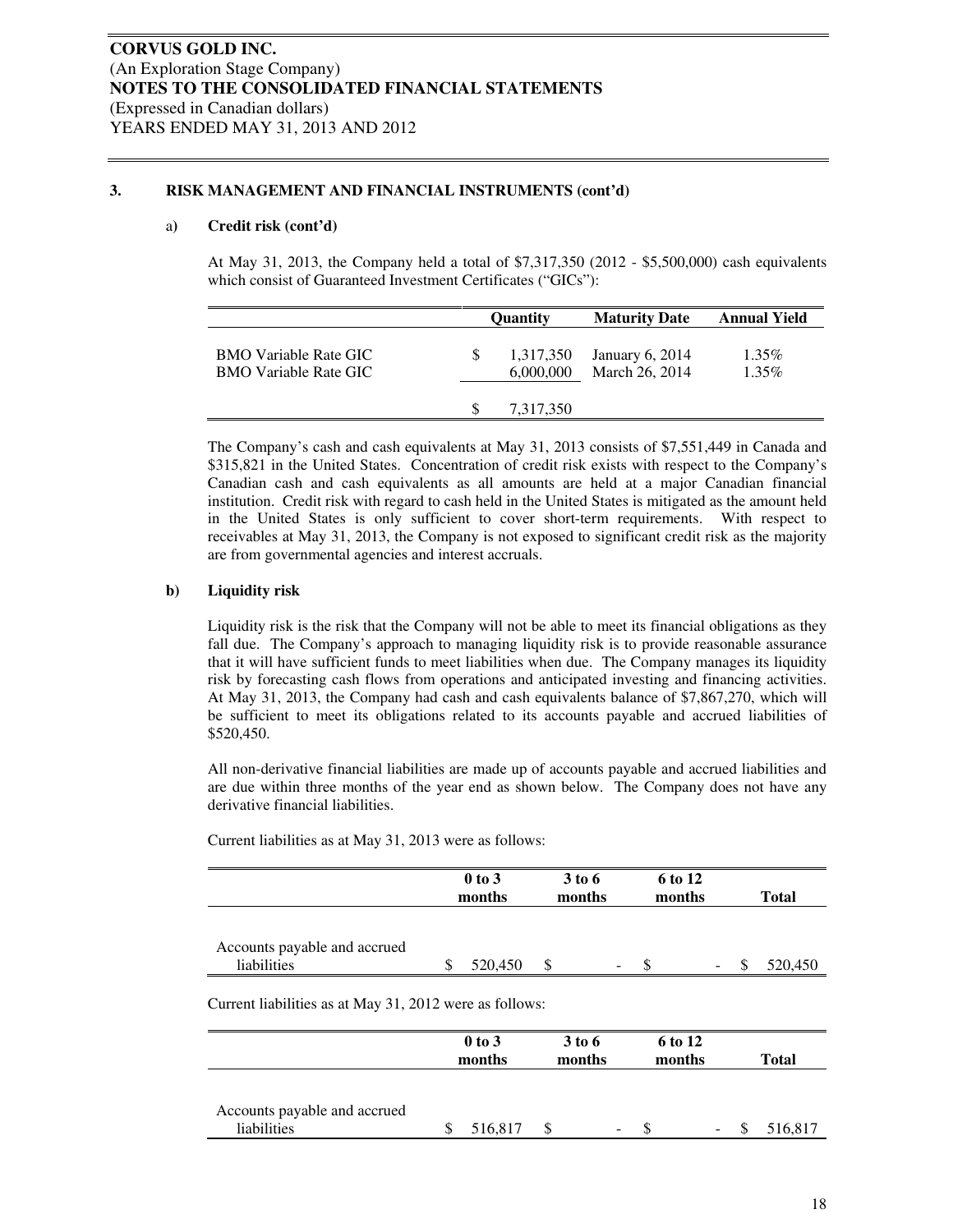**CORVUS GOLD INC.**
(An Exploration Stage Company)
**NOTES TO THE CONSOLIDATED FINANCIAL STATEMENTS**
(Expressed in Canadian dollars)
YEARS ENDED MAY 31, 2013 AND 2012

### 3. RISK MANAGEMENT AND FINANCIAL INSTRUMENTS (cont'd)

#### a) Credit risk (cont'd)

At May 31, 2013, the Company held a total of $7,317,350 (2012 - $5,500,000) cash equivalents which consist of Guaranteed Investment Certificates ("GICs"):

| | Quantity | Maturity Date | Annual Yield |
|---|---|---|---|
| BMO Variable Rate GIC | $ 1,317,350 | January 6, 2014 | 1.35% |
| BMO Variable Rate GIC | 6,000,000 | March 26, 2014 | 1.35% |
| | $ 7,317,350 | | |

The Company's cash and cash equivalents at May 31, 2013 consists of $7,551,449 in Canada and $315,821 in the United States. Concentration of credit risk exists with respect to the Company's Canadian cash and cash equivalents as all amounts are held at a major Canadian financial institution. Credit risk with regard to cash held in the United States is mitigated as the amount held in the United States is only sufficient to cover short-term requirements. With respect to receivables at May 31, 2013, the Company is not exposed to significant credit risk as the majority are from governmental agencies and interest accruals.

#### b) Liquidity risk

Liquidity risk is the risk that the Company will not be able to meet its financial obligations as they fall due. The Company's approach to managing liquidity risk is to provide reasonable assurance that it will have sufficient funds to meet liabilities when due. The Company manages its liquidity risk by forecasting cash flows from operations and anticipated investing and financing activities. At May 31, 2013, the Company had cash and cash equivalents balance of $7,867,270, which will be sufficient to meet its obligations related to its accounts payable and accrued liabilities of $520,450.

All non-derivative financial liabilities are made up of accounts payable and accrued liabilities and are due within three months of the year end as shown below. The Company does not have any derivative financial liabilities.

Current liabilities as at May 31, 2013 were as follows:

| | 0 to 3 months | 3 to 6 months | 6 to 12 months | Total |
|---|---|---|---|---|
| Accounts payable and accrued liabilities | $ 520,450 | $ - | $ - | $ 520,450 |

Current liabilities as at May 31, 2012 were as follows:

| | 0 to 3 months | 3 to 6 months | 6 to 12 months | Total |
|---|---|---|---|---|
| Accounts payable and accrued liabilities | $ 516,817 | $ - | $ - | $ 516,817 |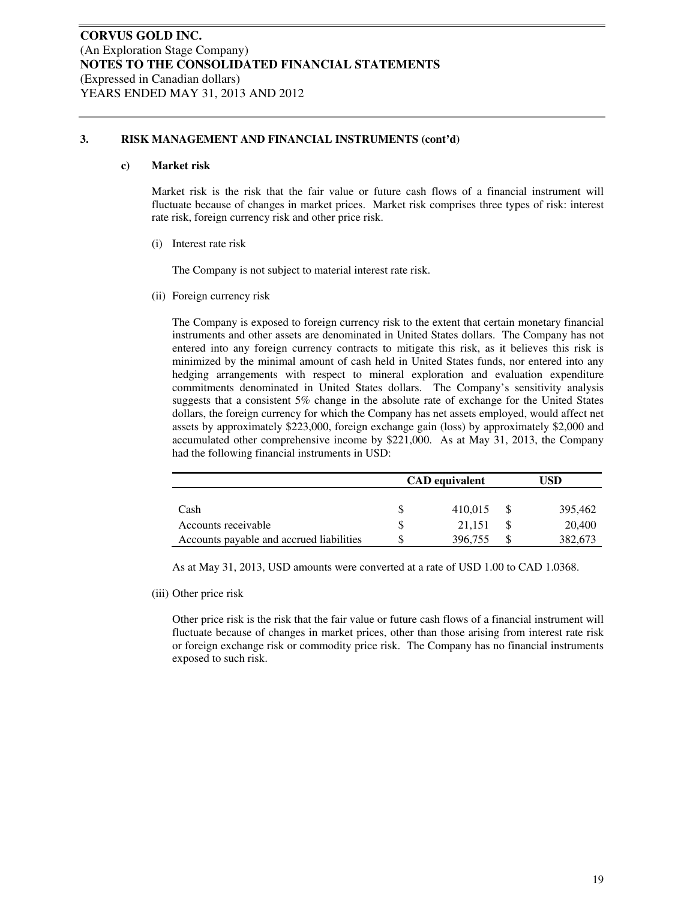**CORVUS GOLD INC.**
(An Exploration Stage Company)
**NOTES TO THE CONSOLIDATED FINANCIAL STATEMENTS**
(Expressed in Canadian dollars)
YEARS ENDED MAY 31, 2013 AND 2012

**3. RISK MANAGEMENT AND FINANCIAL INSTRUMENTS (cont'd)**

**c) Market risk**

Market risk is the risk that the fair value or future cash flows of a financial instrument will fluctuate because of changes in market prices. Market risk comprises three types of risk: interest rate risk, foreign currency risk and other price risk.

(i) Interest rate risk

The Company is not subject to material interest rate risk.

(ii) Foreign currency risk

The Company is exposed to foreign currency risk to the extent that certain monetary financial instruments and other assets are denominated in United States dollars. The Company has not entered into any foreign currency contracts to mitigate this risk, as it believes this risk is minimized by the minimal amount of cash held in United States funds, nor entered into any hedging arrangements with respect to mineral exploration and evaluation expenditure commitments denominated in United States dollars. The Company's sensitivity analysis suggests that a consistent 5% change in the absolute rate of exchange for the United States dollars, the foreign currency for which the Company has net assets employed, would affect net assets by approximately $223,000, foreign exchange gain (loss) by approximately $2,000 and accumulated other comprehensive income by $221,000. As at May 31, 2013, the Company had the following financial instruments in USD:

| | CAD equivalent | USD |
|---|---|---|
| Cash | $ 410,015 | $ 395,462 |
| Accounts receivable | $ 21,151 | $ 20,400 |
| Accounts payable and accrued liabilities | $ 396,755 | $ 382,673 |

As at May 31, 2013, USD amounts were converted at a rate of USD 1.00 to CAD 1.0368.

(iii) Other price risk

Other price risk is the risk that the fair value or future cash flows of a financial instrument will fluctuate because of changes in market prices, other than those arising from interest rate risk or foreign exchange risk or commodity price risk. The Company has no financial instruments exposed to such risk.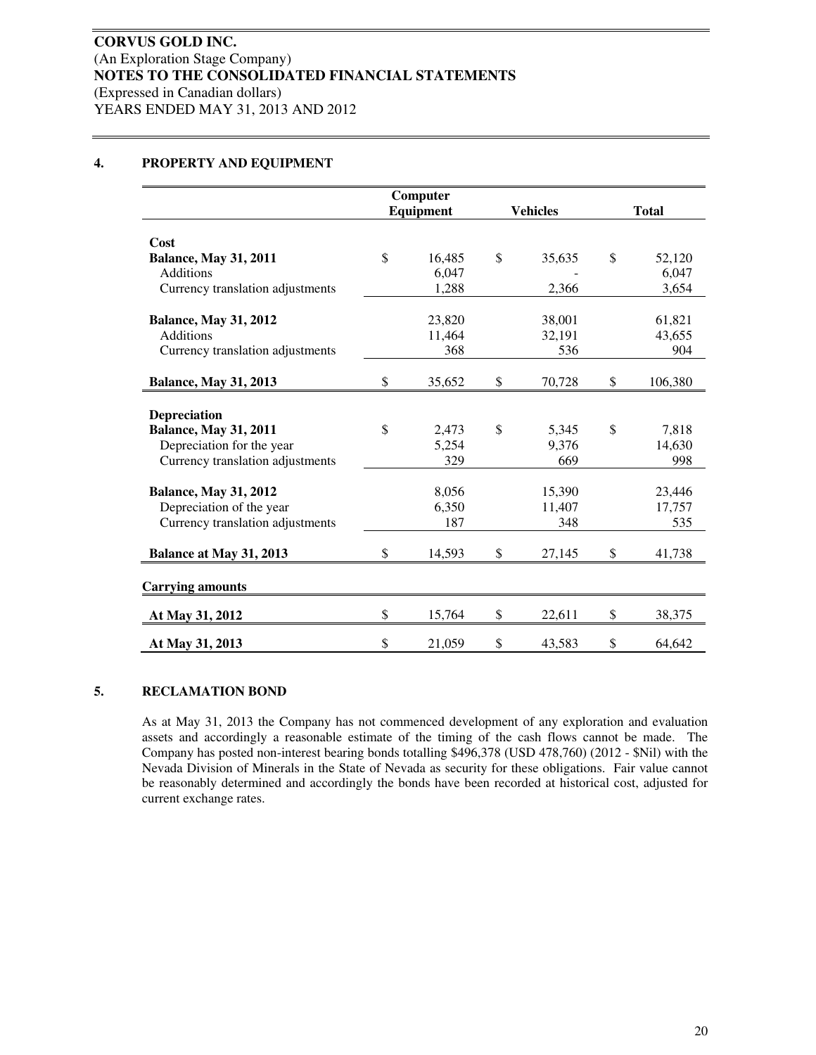**CORVUS GOLD INC.**
(An Exploration Stage Company)
**NOTES TO THE CONSOLIDATED FINANCIAL STATEMENTS**
(Expressed in Canadian dollars)
YEARS ENDED MAY 31, 2013 AND 2012

## 4. PROPERTY AND EQUIPMENT

| | Computer Equipment | Vehicles | Total |
|---|---|---|---|
| **Cost** | | | |
| **Balance, May 31, 2011** | $ 16,485 | $ 35,635 | $ 52,120 |
| Additions | 6,047 | - | 6,047 |
| Currency translation adjustments | 1,288 | 2,366 | 3,654 |
| **Balance, May 31, 2012** | 23,820 | 38,001 | 61,821 |
| Additions | 11,464 | 32,191 | 43,655 |
| Currency translation adjustments | 368 | 536 | 904 |
| **Balance, May 31, 2013** | $ 35,652 | $ 70,728 | $ 106,380 |
| **Depreciation** | | | |
| **Balance, May 31, 2011** | $ 2,473 | $ 5,345 | $ 7,818 |
| Depreciation for the year | 5,254 | 9,376 | 14,630 |
| Currency translation adjustments | 329 | 669 | 998 |
| **Balance, May 31, 2012** | 8,056 | 15,390 | 23,446 |
| Depreciation of the year | 6,350 | 11,407 | 17,757 |
| Currency translation adjustments | 187 | 348 | 535 |
| **Balance at May 31, 2013** | $ 14,593 | $ 27,145 | $ 41,738 |
| **Carrying amounts** | | | |
| **At May 31, 2012** | $ 15,764 | $ 22,611 | $ 38,375 |
| **At May 31, 2013** | $ 21,059 | $ 43,583 | $ 64,642 |

## 5. RECLAMATION BOND

As at May 31, 2013 the Company has not commenced development of any exploration and evaluation assets and accordingly a reasonable estimate of the timing of the cash flows cannot be made. The Company has posted non-interest bearing bonds totalling $496,378 (USD 478,760) (2012 - $Nil) with the Nevada Division of Minerals in the State of Nevada as security for these obligations. Fair value cannot be reasonably determined and accordingly the bonds have been recorded at historical cost, adjusted for current exchange rates.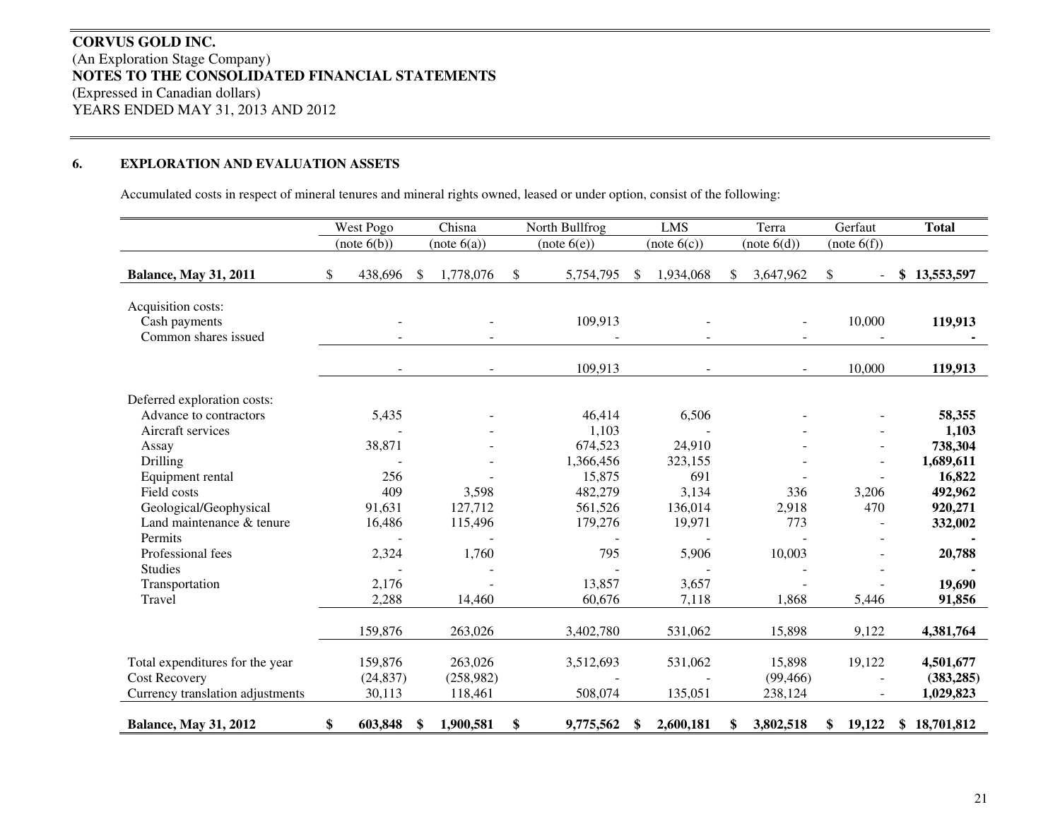**CORVUS GOLD INC.**
(An Exploration Stage Company)
**NOTES TO THE CONSOLIDATED FINANCIAL STATEMENTS**
(Expressed in Canadian dollars)
YEARS ENDED MAY 31, 2013 AND 2012

## 6. EXPLORATION AND EVALUATION ASSETS

Accumulated costs in respect of mineral tenures and mineral rights owned, leased or under option, consist of the following:

| | West Pogo (note 6(b)) | Chisna (note 6(a)) | North Bullfrog (note 6(e)) | LMS (note 6(c)) | Terra (note 6(d)) | Gerfaut (note 6(f)) | **Total** |
|---|---|---|---|---|---|---|---|
| **Balance, May 31, 2011** | $ 438,696 | $ 1,778,076 | $ 5,754,795 | $ 1,934,068 | $ 3,647,962 | $ - | **$ 13,553,597** |
| Acquisition costs: | | | | | | | |
| Cash payments | - | - | 109,913 | - | - | 10,000 | **119,913** |
| Common shares issued | - | - | - | - | - | - | **-** |
| | - | - | 109,913 | - | - | 10,000 | **119,913** |
| Deferred exploration costs: | | | | | | | |
| Advance to contractors | 5,435 | - | 46,414 | 6,506 | - | - | **58,355** |
| Aircraft services | - | - | 1,103 | - | - | - | **1,103** |
| Assay | 38,871 | - | 674,523 | 24,910 | - | - | **738,304** |
| Drilling | - | - | 1,366,456 | 323,155 | - | - | **1,689,611** |
| Equipment rental | 256 | - | 15,875 | 691 | - | - | **16,822** |
| Field costs | 409 | 3,598 | 482,279 | 3,134 | 336 | 3,206 | **492,962** |
| Geological/Geophysical | 91,631 | 127,712 | 561,526 | 136,014 | 2,918 | 470 | **920,271** |
| Land maintenance & tenure | 16,486 | 115,496 | 179,276 | 19,971 | 773 | - | **332,002** |
| Permits | - | - | - | - | - | - | **-** |
| Professional fees | 2,324 | 1,760 | 795 | 5,906 | 10,003 | - | **20,788** |
| Studies | - | - | - | - | - | - | **-** |
| Transportation | 2,176 | - | 13,857 | 3,657 | - | - | **19,690** |
| Travel | 2,288 | 14,460 | 60,676 | 7,118 | 1,868 | 5,446 | **91,856** |
| | 159,876 | 263,026 | 3,402,780 | 531,062 | 15,898 | 9,122 | **4,381,764** |
| Total expenditures for the year | 159,876 | 263,026 | 3,512,693 | 531,062 | 15,898 | 19,122 | **4,501,677** |
| Cost Recovery | (24,837) | (258,982) | - | - | (99,466) | - | **(383,285)** |
| Currency translation adjustments | 30,113 | 118,461 | 508,074 | 135,051 | 238,124 | - | **1,029,823** |
| **Balance, May 31, 2012** | **$ 603,848** | **$ 1,900,581** | **$ 9,775,562** | **$ 2,600,181** | **$ 3,802,518** | **$ 19,122** | **$ 18,701,812** |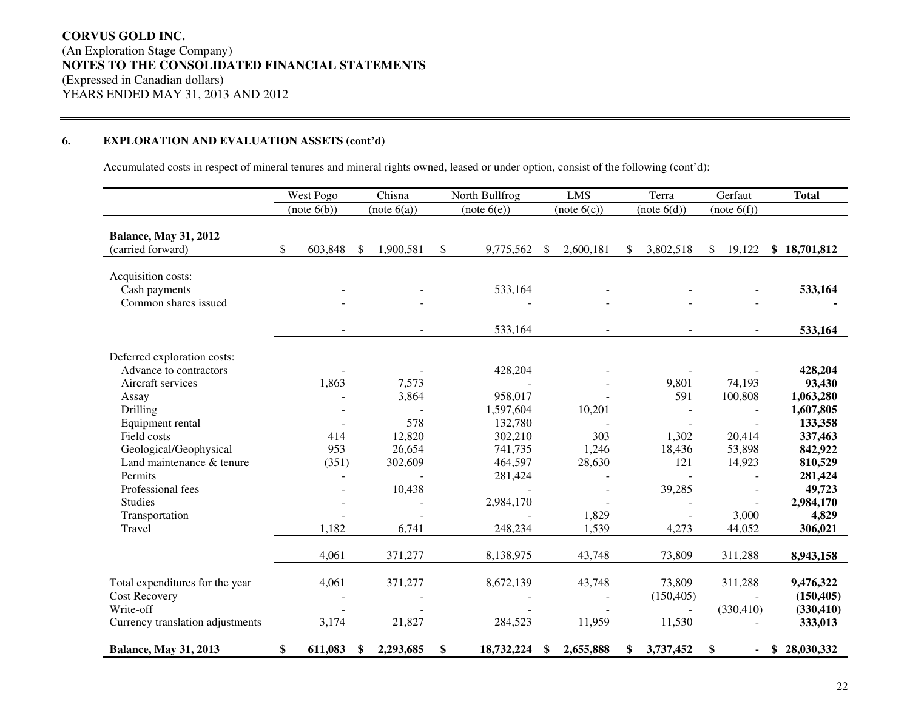**CORVUS GOLD INC.**
(An Exploration Stage Company)
**NOTES TO THE CONSOLIDATED FINANCIAL STATEMENTS**
(Expressed in Canadian dollars)
YEARS ENDED MAY 31, 2013 AND 2012

## 6. EXPLORATION AND EVALUATION ASSETS (cont'd)

Accumulated costs in respect of mineral tenures and mineral rights owned, leased or under option, consist of the following (cont'd):

| | West Pogo (note 6(b)) | Chisna (note 6(a)) | North Bullfrog (note 6(e)) | LMS (note 6(c)) | Terra (note 6(d)) | Gerfaut (note 6(f)) | **Total** |
|---|---|---|---|---|---|---|---|
| **Balance, May 31, 2012** (carried forward) | $ 603,848 | $ 1,900,581 | $ 9,775,562 | $ 2,600,181 | $ 3,802,518 | $ 19,122 | **$ 18,701,812** |
| Acquisition costs: | | | | | | | |
| Cash payments | - | - | 533,164 | - | - | - | **533,164** |
| Common shares issued | - | - | - | - | - | - | **-** |
| | - | - | 533,164 | - | - | - | **533,164** |
| Deferred exploration costs: | | | | | | | |
| Advance to contractors | - | - | 428,204 | - | - | - | **428,204** |
| Aircraft services | 1,863 | 7,573 | - | - | 9,801 | 74,193 | **93,430** |
| Assay | - | 3,864 | 958,017 | - | 591 | 100,808 | **1,063,280** |
| Drilling | - | - | 1,597,604 | 10,201 | - | - | **1,607,805** |
| Equipment rental | - | 578 | 132,780 | - | - | - | **133,358** |
| Field costs | 414 | 12,820 | 302,210 | 303 | 1,302 | 20,414 | **337,463** |
| Geological/Geophysical | 953 | 26,654 | 741,735 | 1,246 | 18,436 | 53,898 | **842,922** |
| Land maintenance & tenure | (351) | 302,609 | 464,597 | 28,630 | 121 | 14,923 | **810,529** |
| Permits | - | - | 281,424 | - | - | - | **281,424** |
| Professional fees | - | 10,438 | - | - | 39,285 | - | **49,723** |
| Studies | - | - | 2,984,170 | - | - | - | **2,984,170** |
| Transportation | - | - | - | 1,829 | - | 3,000 | **4,829** |
| Travel | 1,182 | 6,741 | 248,234 | 1,539 | 4,273 | 44,052 | **306,021** |
| | 4,061 | 371,277 | 8,138,975 | 43,748 | 73,809 | 311,288 | **8,943,158** |
| Total expenditures for the year | 4,061 | 371,277 | 8,672,139 | 43,748 | 73,809 | 311,288 | **9,476,322** |
| Cost Recovery | - | - | - | - | (150,405) | - | **(150,405)** |
| Write-off | - | - | - | - | - | (330,410) | **(330,410)** |
| Currency translation adjustments | 3,174 | 21,827 | 284,523 | 11,959 | 11,530 | - | **333,013** |
| **Balance, May 31, 2013** | **$ 611,083** | **$ 2,293,685** | **$ 18,732,224** | **$ 2,655,888** | **$ 3,737,452** | **$ -** | **$ 28,030,332** |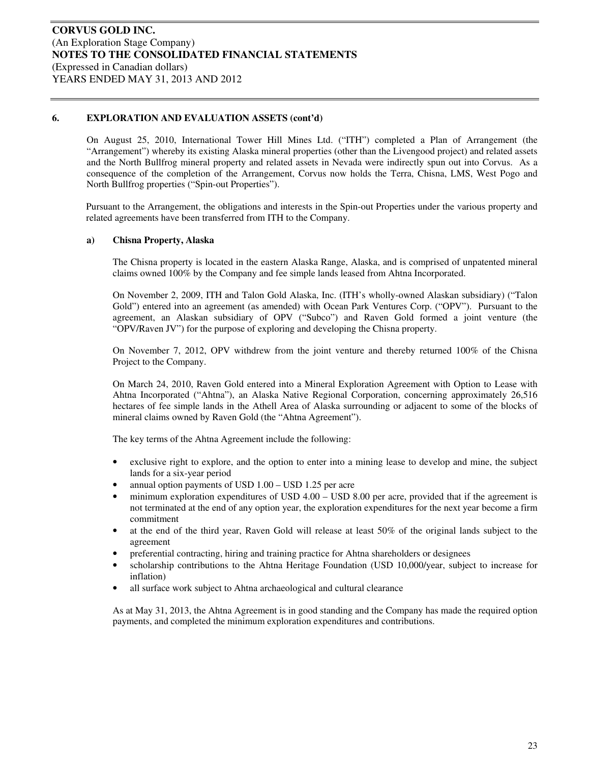## 6. EXPLORATION AND EVALUATION ASSETS (cont'd)

On August 25, 2010, International Tower Hill Mines Ltd. ("ITH") completed a Plan of Arrangement (the "Arrangement") whereby its existing Alaska mineral properties (other than the Livengood project) and related assets and the North Bullfrog mineral property and related assets in Nevada were indirectly spun out into Corvus. As a consequence of the completion of the Arrangement, Corvus now holds the Terra, Chisna, LMS, West Pogo and North Bullfrog properties ("Spin-out Properties").

Pursuant to the Arrangement, the obligations and interests in the Spin-out Properties under the various property and related agreements have been transferred from ITH to the Company.

### a) Chisna Property, Alaska

The Chisna property is located in the eastern Alaska Range, Alaska, and is comprised of unpatented mineral claims owned 100% by the Company and fee simple lands leased from Ahtna Incorporated.

On November 2, 2009, ITH and Talon Gold Alaska, Inc. (ITH's wholly-owned Alaskan subsidiary) ("Talon Gold") entered into an agreement (as amended) with Ocean Park Ventures Corp. ("OPV"). Pursuant to the agreement, an Alaskan subsidiary of OPV ("Subco") and Raven Gold formed a joint venture (the "OPV/Raven JV") for the purpose of exploring and developing the Chisna property.

On November 7, 2012, OPV withdrew from the joint venture and thereby returned 100% of the Chisna Project to the Company.

On March 24, 2010, Raven Gold entered into a Mineral Exploration Agreement with Option to Lease with Ahtna Incorporated ("Ahtna"), an Alaska Native Regional Corporation, concerning approximately 26,516 hectares of fee simple lands in the Athell Area of Alaska surrounding or adjacent to some of the blocks of mineral claims owned by Raven Gold (the "Ahtna Agreement").

The key terms of the Ahtna Agreement include the following:

- exclusive right to explore, and the option to enter into a mining lease to develop and mine, the subject lands for a six-year period
- annual option payments of USD 1.00 – USD 1.25 per acre
- minimum exploration expenditures of USD 4.00 – USD 8.00 per acre, provided that if the agreement is not terminated at the end of any option year, the exploration expenditures for the next year become a firm commitment
- at the end of the third year, Raven Gold will release at least 50% of the original lands subject to the agreement
- preferential contracting, hiring and training practice for Ahtna shareholders or designees
- scholarship contributions to the Ahtna Heritage Foundation (USD 10,000/year, subject to increase for inflation)
- all surface work subject to Ahtna archaeological and cultural clearance

As at May 31, 2013, the Ahtna Agreement is in good standing and the Company has made the required option payments, and completed the minimum exploration expenditures and contributions.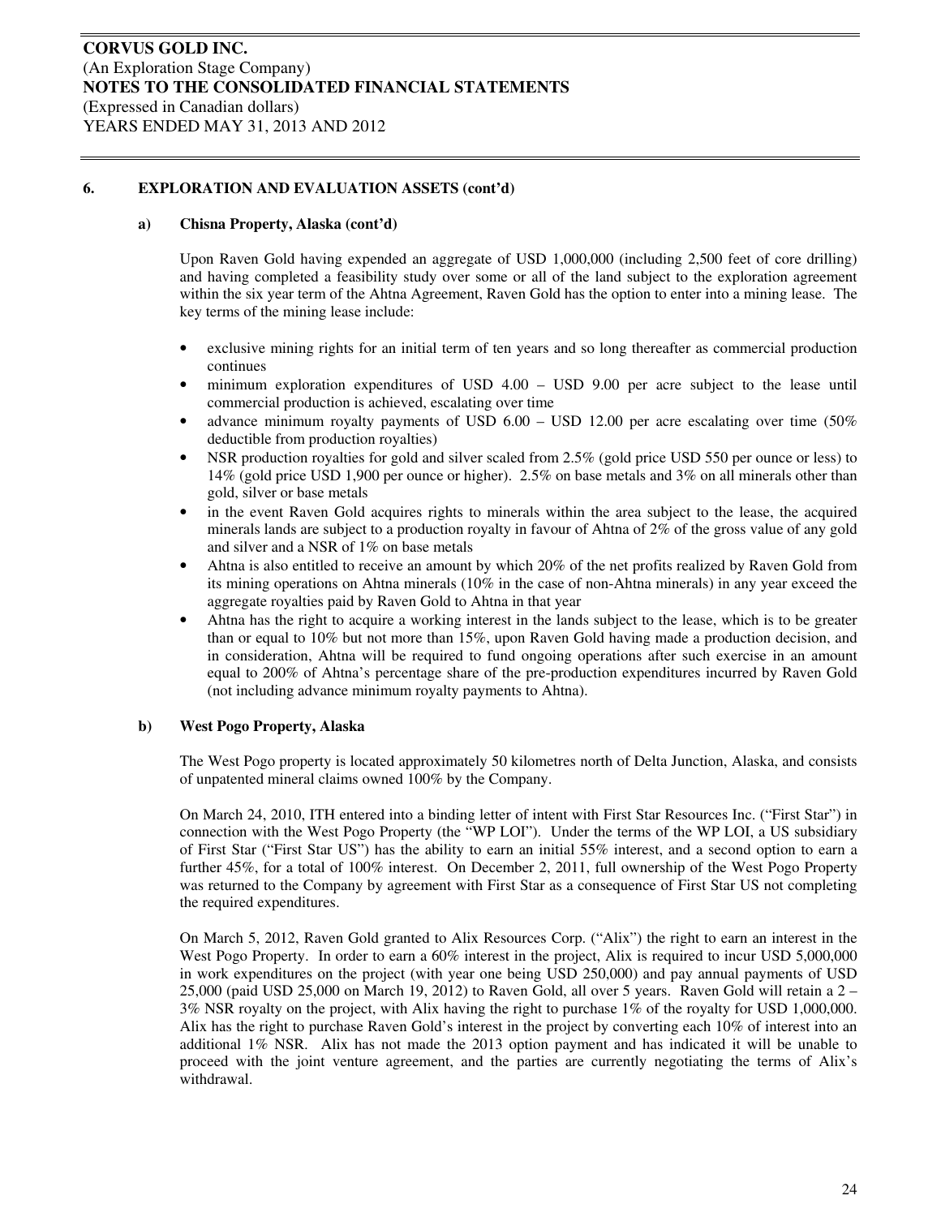**CORVUS GOLD INC.**
(An Exploration Stage Company)
**NOTES TO THE CONSOLIDATED FINANCIAL STATEMENTS**
(Expressed in Canadian dollars)
YEARS ENDED MAY 31, 2013 AND 2012

## 6. EXPLORATION AND EVALUATION ASSETS (cont'd)

### a) Chisna Property, Alaska (cont'd)

Upon Raven Gold having expended an aggregate of USD 1,000,000 (including 2,500 feet of core drilling) and having completed a feasibility study over some or all of the land subject to the exploration agreement within the six year term of the Ahtna Agreement, Raven Gold has the option to enter into a mining lease. The key terms of the mining lease include:

- exclusive mining rights for an initial term of ten years and so long thereafter as commercial production continues
- minimum exploration expenditures of USD 4.00 – USD 9.00 per acre subject to the lease until commercial production is achieved, escalating over time
- advance minimum royalty payments of USD 6.00 – USD 12.00 per acre escalating over time (50% deductible from production royalties)
- NSR production royalties for gold and silver scaled from 2.5% (gold price USD 550 per ounce or less) to 14% (gold price USD 1,900 per ounce or higher). 2.5% on base metals and 3% on all minerals other than gold, silver or base metals
- in the event Raven Gold acquires rights to minerals within the area subject to the lease, the acquired minerals lands are subject to a production royalty in favour of Ahtna of 2% of the gross value of any gold and silver and a NSR of 1% on base metals
- Ahtna is also entitled to receive an amount by which 20% of the net profits realized by Raven Gold from its mining operations on Ahtna minerals (10% in the case of non-Ahtna minerals) in any year exceed the aggregate royalties paid by Raven Gold to Ahtna in that year
- Ahtna has the right to acquire a working interest in the lands subject to the lease, which is to be greater than or equal to 10% but not more than 15%, upon Raven Gold having made a production decision, and in consideration, Ahtna will be required to fund ongoing operations after such exercise in an amount equal to 200% of Ahtna's percentage share of the pre-production expenditures incurred by Raven Gold (not including advance minimum royalty payments to Ahtna).

### b) West Pogo Property, Alaska

The West Pogo property is located approximately 50 kilometres north of Delta Junction, Alaska, and consists of unpatented mineral claims owned 100% by the Company.

On March 24, 2010, ITH entered into a binding letter of intent with First Star Resources Inc. ("First Star") in connection with the West Pogo Property (the "WP LOI"). Under the terms of the WP LOI, a US subsidiary of First Star ("First Star US") has the ability to earn an initial 55% interest, and a second option to earn a further 45%, for a total of 100% interest. On December 2, 2011, full ownership of the West Pogo Property was returned to the Company by agreement with First Star as a consequence of First Star US not completing the required expenditures.

On March 5, 2012, Raven Gold granted to Alix Resources Corp. ("Alix") the right to earn an interest in the West Pogo Property. In order to earn a 60% interest in the project, Alix is required to incur USD 5,000,000 in work expenditures on the project (with year one being USD 250,000) and pay annual payments of USD 25,000 (paid USD 25,000 on March 19, 2012) to Raven Gold, all over 5 years. Raven Gold will retain a 2 – 3% NSR royalty on the project, with Alix having the right to purchase 1% of the royalty for USD 1,000,000. Alix has the right to purchase Raven Gold's interest in the project by converting each 10% of interest into an additional 1% NSR. Alix has not made the 2013 option payment and has indicated it will be unable to proceed with the joint venture agreement, and the parties are currently negotiating the terms of Alix's withdrawal.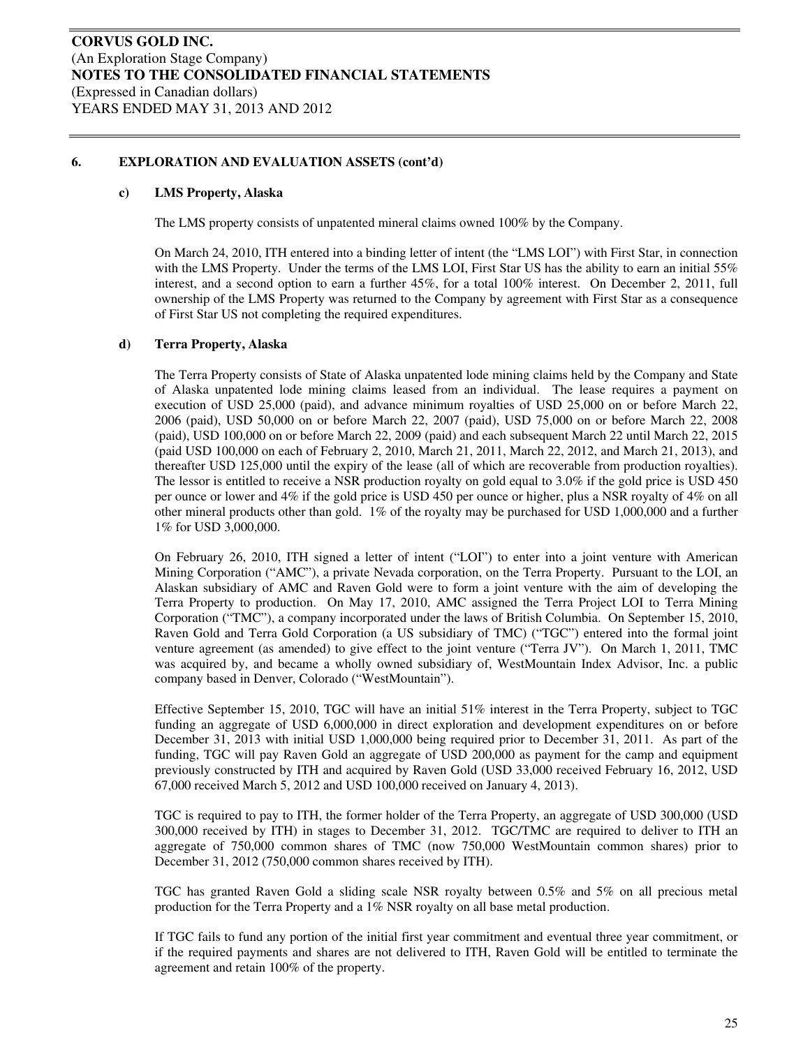## 6. EXPLORATION AND EVALUATION ASSETS (cont'd)

### c) LMS Property, Alaska

The LMS property consists of unpatented mineral claims owned 100% by the Company.

On March 24, 2010, ITH entered into a binding letter of intent (the "LMS LOI") with First Star, in connection with the LMS Property. Under the terms of the LMS LOI, First Star US has the ability to earn an initial 55% interest, and a second option to earn a further 45%, for a total 100% interest. On December 2, 2011, full ownership of the LMS Property was returned to the Company by agreement with First Star as a consequence of First Star US not completing the required expenditures.

### d) Terra Property, Alaska

The Terra Property consists of State of Alaska unpatented lode mining claims held by the Company and State of Alaska unpatented lode mining claims leased from an individual. The lease requires a payment on execution of USD 25,000 (paid), and advance minimum royalties of USD 25,000 on or before March 22, 2006 (paid), USD 50,000 on or before March 22, 2007 (paid), USD 75,000 on or before March 22, 2008 (paid), USD 100,000 on or before March 22, 2009 (paid) and each subsequent March 22 until March 22, 2015 (paid USD 100,000 on each of February 2, 2010, March 21, 2011, March 22, 2012, and March 21, 2013), and thereafter USD 125,000 until the expiry of the lease (all of which are recoverable from production royalties). The lessor is entitled to receive a NSR production royalty on gold equal to 3.0% if the gold price is USD 450 per ounce or lower and 4% if the gold price is USD 450 per ounce or higher, plus a NSR royalty of 4% on all other mineral products other than gold. 1% of the royalty may be purchased for USD 1,000,000 and a further 1% for USD 3,000,000.

On February 26, 2010, ITH signed a letter of intent ("LOI") to enter into a joint venture with American Mining Corporation ("AMC"), a private Nevada corporation, on the Terra Property. Pursuant to the LOI, an Alaskan subsidiary of AMC and Raven Gold were to form a joint venture with the aim of developing the Terra Property to production. On May 17, 2010, AMC assigned the Terra Project LOI to Terra Mining Corporation ("TMC"), a company incorporated under the laws of British Columbia. On September 15, 2010, Raven Gold and Terra Gold Corporation (a US subsidiary of TMC) ("TGC") entered into the formal joint venture agreement (as amended) to give effect to the joint venture ("Terra JV"). On March 1, 2011, TMC was acquired by, and became a wholly owned subsidiary of, WestMountain Index Advisor, Inc. a public company based in Denver, Colorado ("WestMountain").

Effective September 15, 2010, TGC will have an initial 51% interest in the Terra Property, subject to TGC funding an aggregate of USD 6,000,000 in direct exploration and development expenditures on or before December 31, 2013 with initial USD 1,000,000 being required prior to December 31, 2011. As part of the funding, TGC will pay Raven Gold an aggregate of USD 200,000 as payment for the camp and equipment previously constructed by ITH and acquired by Raven Gold (USD 33,000 received February 16, 2012, USD 67,000 received March 5, 2012 and USD 100,000 received on January 4, 2013).

TGC is required to pay to ITH, the former holder of the Terra Property, an aggregate of USD 300,000 (USD 300,000 received by ITH) in stages to December 31, 2012. TGC/TMC are required to deliver to ITH an aggregate of 750,000 common shares of TMC (now 750,000 WestMountain common shares) prior to December 31, 2012 (750,000 common shares received by ITH).

TGC has granted Raven Gold a sliding scale NSR royalty between 0.5% and 5% on all precious metal production for the Terra Property and a 1% NSR royalty on all base metal production.

If TGC fails to fund any portion of the initial first year commitment and eventual three year commitment, or if the required payments and shares are not delivered to ITH, Raven Gold will be entitled to terminate the agreement and retain 100% of the property.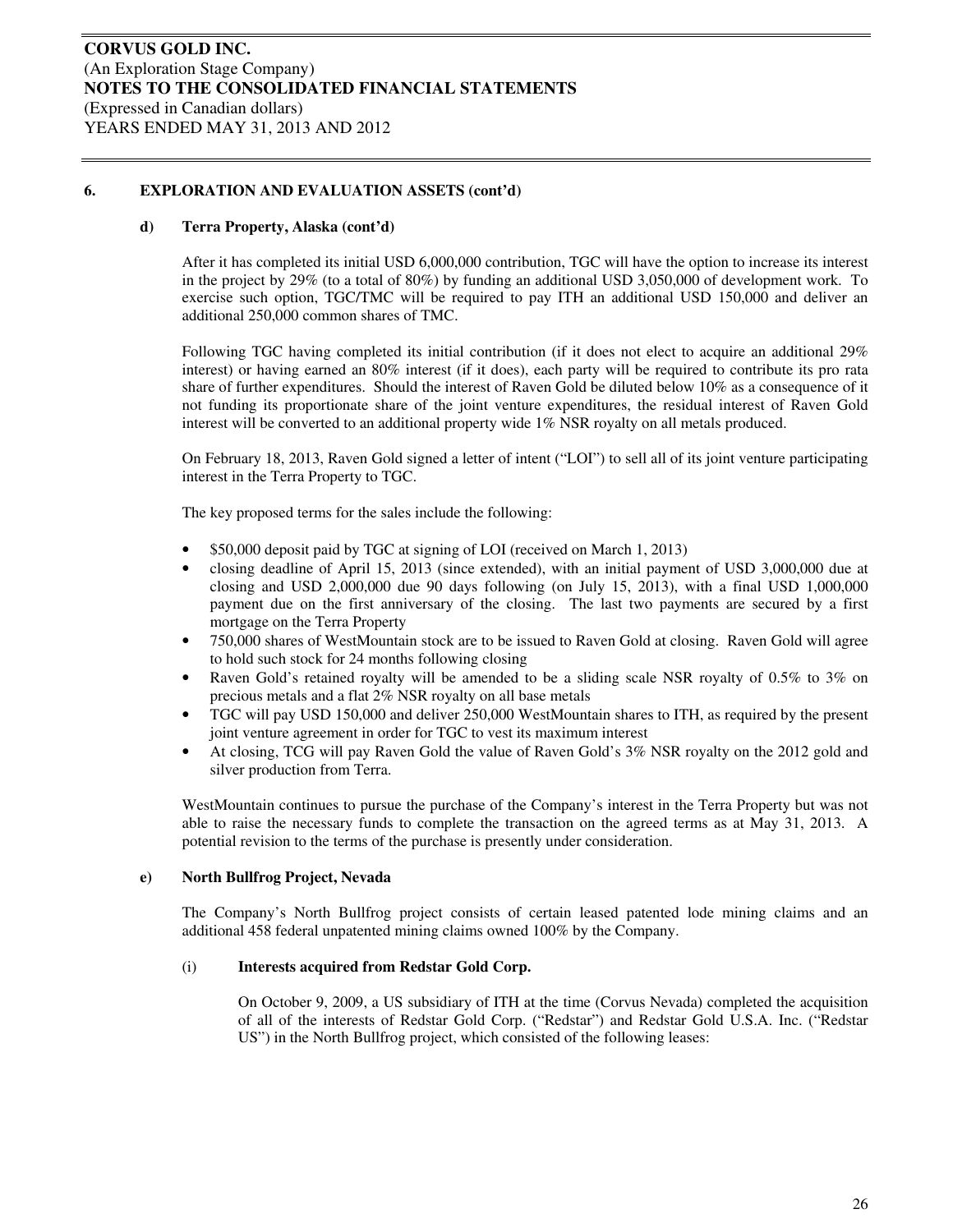### 6. EXPLORATION AND EVALUATION ASSETS (cont'd)

#### d) Terra Property, Alaska (cont'd)

After it has completed its initial USD 6,000,000 contribution, TGC will have the option to increase its interest in the project by 29% (to a total of 80%) by funding an additional USD 3,050,000 of development work. To exercise such option, TGC/TMC will be required to pay ITH an additional USD 150,000 and deliver an additional 250,000 common shares of TMC.

Following TGC having completed its initial contribution (if it does not elect to acquire an additional 29% interest) or having earned an 80% interest (if it does), each party will be required to contribute its pro rata share of further expenditures. Should the interest of Raven Gold be diluted below 10% as a consequence of it not funding its proportionate share of the joint venture expenditures, the residual interest of Raven Gold interest will be converted to an additional property wide 1% NSR royalty on all metals produced.

On February 18, 2013, Raven Gold signed a letter of intent ("LOI") to sell all of its joint venture participating interest in the Terra Property to TGC.

The key proposed terms for the sales include the following:

- $50,000 deposit paid by TGC at signing of LOI (received on March 1, 2013)
- closing deadline of April 15, 2013 (since extended), with an initial payment of USD 3,000,000 due at closing and USD 2,000,000 due 90 days following (on July 15, 2013), with a final USD 1,000,000 payment due on the first anniversary of the closing. The last two payments are secured by a first mortgage on the Terra Property
- 750,000 shares of WestMountain stock are to be issued to Raven Gold at closing. Raven Gold will agree to hold such stock for 24 months following closing
- Raven Gold's retained royalty will be amended to be a sliding scale NSR royalty of 0.5% to 3% on precious metals and a flat 2% NSR royalty on all base metals
- TGC will pay USD 150,000 and deliver 250,000 WestMountain shares to ITH, as required by the present joint venture agreement in order for TGC to vest its maximum interest
- At closing, TCG will pay Raven Gold the value of Raven Gold's 3% NSR royalty on the 2012 gold and silver production from Terra.

WestMountain continues to pursue the purchase of the Company's interest in the Terra Property but was not able to raise the necessary funds to complete the transaction on the agreed terms as at May 31, 2013. A potential revision to the terms of the purchase is presently under consideration.

#### e) North Bullfrog Project, Nevada

The Company's North Bullfrog project consists of certain leased patented lode mining claims and an additional 458 federal unpatented mining claims owned 100% by the Company.

##### (i) Interests acquired from Redstar Gold Corp.

On October 9, 2009, a US subsidiary of ITH at the time (Corvus Nevada) completed the acquisition of all of the interests of Redstar Gold Corp. ("Redstar") and Redstar Gold U.S.A. Inc. ("Redstar US") in the North Bullfrog project, which consisted of the following leases: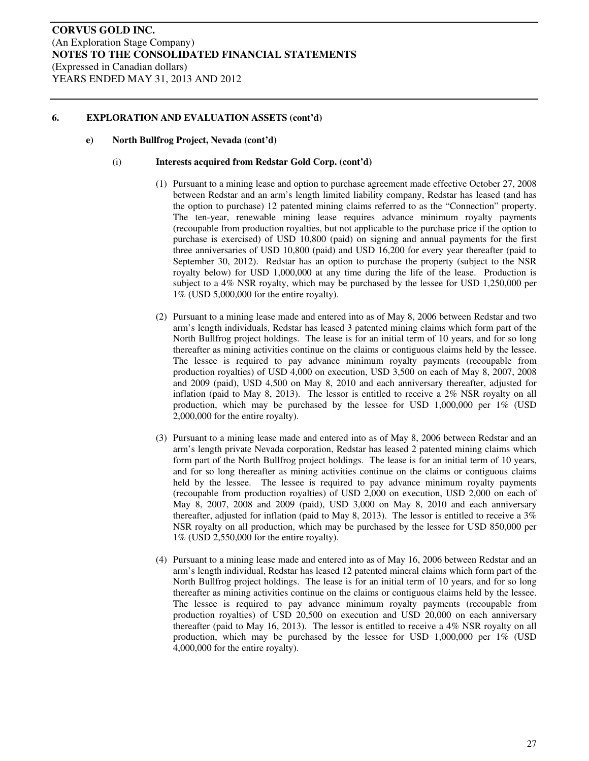### 6. EXPLORATION AND EVALUATION ASSETS (cont'd)

#### e) North Bullfrog Project, Nevada (cont'd)

##### (i) Interests acquired from Redstar Gold Corp. (cont'd)

(1) Pursuant to a mining lease and option to purchase agreement made effective October 27, 2008 between Redstar and an arm's length limited liability company, Redstar has leased (and has the option to purchase) 12 patented mining claims referred to as the "Connection" property. The ten-year, renewable mining lease requires advance minimum royalty payments (recoupable from production royalties, but not applicable to the purchase price if the option to purchase is exercised) of USD 10,800 (paid) on signing and annual payments for the first three anniversaries of USD 10,800 (paid) and USD 16,200 for every year thereafter (paid to September 30, 2012). Redstar has an option to purchase the property (subject to the NSR royalty below) for USD 1,000,000 at any time during the life of the lease. Production is subject to a 4% NSR royalty, which may be purchased by the lessee for USD 1,250,000 per 1% (USD 5,000,000 for the entire royalty).

(2) Pursuant to a mining lease made and entered into as of May 8, 2006 between Redstar and two arm's length individuals, Redstar has leased 3 patented mining claims which form part of the North Bullfrog project holdings. The lease is for an initial term of 10 years, and for so long thereafter as mining activities continue on the claims or contiguous claims held by the lessee. The lessee is required to pay advance minimum royalty payments (recoupable from production royalties) of USD 4,000 on execution, USD 3,500 on each of May 8, 2007, 2008 and 2009 (paid), USD 4,500 on May 8, 2010 and each anniversary thereafter, adjusted for inflation (paid to May 8, 2013). The lessor is entitled to receive a 2% NSR royalty on all production, which may be purchased by the lessee for USD 1,000,000 per 1% (USD 2,000,000 for the entire royalty).

(3) Pursuant to a mining lease made and entered into as of May 8, 2006 between Redstar and an arm's length private Nevada corporation, Redstar has leased 2 patented mining claims which form part of the North Bullfrog project holdings. The lease is for an initial term of 10 years, and for so long thereafter as mining activities continue on the claims or contiguous claims held by the lessee. The lessee is required to pay advance minimum royalty payments (recoupable from production royalties) of USD 2,000 on execution, USD 2,000 on each of May 8, 2007, 2008 and 2009 (paid), USD 3,000 on May 8, 2010 and each anniversary thereafter, adjusted for inflation (paid to May 8, 2013). The lessor is entitled to receive a 3% NSR royalty on all production, which may be purchased by the lessee for USD 850,000 per 1% (USD 2,550,000 for the entire royalty).

(4) Pursuant to a mining lease made and entered into as of May 16, 2006 between Redstar and an arm's length individual, Redstar has leased 12 patented mineral claims which form part of the North Bullfrog project holdings. The lease is for an initial term of 10 years, and for so long thereafter as mining activities continue on the claims or contiguous claims held by the lessee. The lessee is required to pay advance minimum royalty payments (recoupable from production royalties) of USD 20,500 on execution and USD 20,000 on each anniversary thereafter (paid to May 16, 2013). The lessor is entitled to receive a 4% NSR royalty on all production, which may be purchased by the lessee for USD 1,000,000 per 1% (USD 4,000,000 for the entire royalty).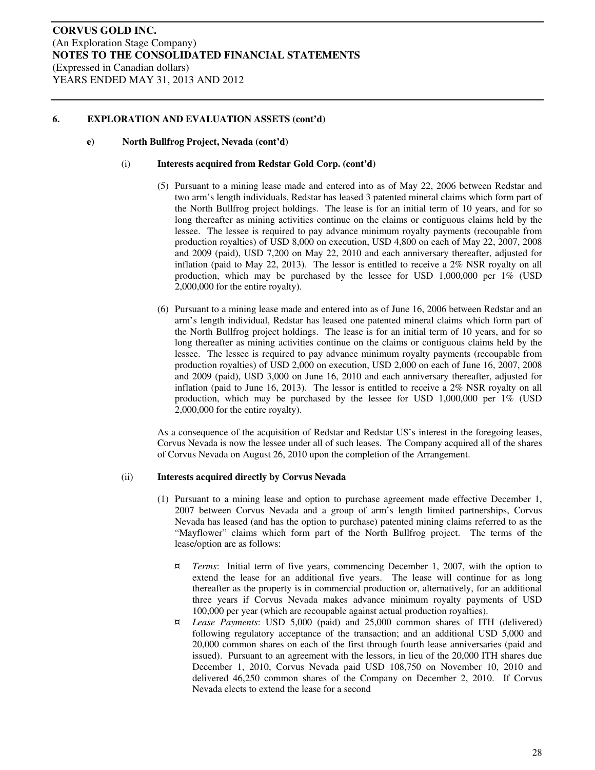**CORVUS GOLD INC.**
(An Exploration Stage Company)
**NOTES TO THE CONSOLIDATED FINANCIAL STATEMENTS**
(Expressed in Canadian dollars)
YEARS ENDED MAY 31, 2013 AND 2012

### 6. EXPLORATION AND EVALUATION ASSETS (cont'd)

#### e) North Bullfrog Project, Nevada (cont'd)

##### (i) Interests acquired from Redstar Gold Corp. (cont'd)

(5) Pursuant to a mining lease made and entered into as of May 22, 2006 between Redstar and two arm's length individuals, Redstar has leased 3 patented mineral claims which form part of the North Bullfrog project holdings. The lease is for an initial term of 10 years, and for so long thereafter as mining activities continue on the claims or contiguous claims held by the lessee. The lessee is required to pay advance minimum royalty payments (recoupable from production royalties) of USD 8,000 on execution, USD 4,800 on each of May 22, 2007, 2008 and 2009 (paid), USD 7,200 on May 22, 2010 and each anniversary thereafter, adjusted for inflation (paid to May 22, 2013). The lessor is entitled to receive a 2% NSR royalty on all production, which may be purchased by the lessee for USD 1,000,000 per 1% (USD 2,000,000 for the entire royalty).

(6) Pursuant to a mining lease made and entered into as of June 16, 2006 between Redstar and an arm's length individual, Redstar has leased one patented mineral claims which form part of the North Bullfrog project holdings. The lease is for an initial term of 10 years, and for so long thereafter as mining activities continue on the claims or contiguous claims held by the lessee. The lessee is required to pay advance minimum royalty payments (recoupable from production royalties) of USD 2,000 on execution, USD 2,000 on each of June 16, 2007, 2008 and 2009 (paid), USD 3,000 on June 16, 2010 and each anniversary thereafter, adjusted for inflation (paid to June 16, 2013). The lessor is entitled to receive a 2% NSR royalty on all production, which may be purchased by the lessee for USD 1,000,000 per 1% (USD 2,000,000 for the entire royalty).

As a consequence of the acquisition of Redstar and Redstar US's interest in the foregoing leases, Corvus Nevada is now the lessee under all of such leases. The Company acquired all of the shares of Corvus Nevada on August 26, 2010 upon the completion of the Arrangement.

##### (ii) Interests acquired directly by Corvus Nevada

(1) Pursuant to a mining lease and option to purchase agreement made effective December 1, 2007 between Corvus Nevada and a group of arm's length limited partnerships, Corvus Nevada has leased (and has the option to purchase) patented mining claims referred to as the "Mayflower" claims which form part of the North Bullfrog project. The terms of the lease/option are as follows:

- *Terms*: Initial term of five years, commencing December 1, 2007, with the option to extend the lease for an additional five years. The lease will continue for as long thereafter as the property is in commercial production or, alternatively, for an additional three years if Corvus Nevada makes advance minimum royalty payments of USD 100,000 per year (which are recoupable against actual production royalties).
- *Lease Payments*: USD 5,000 (paid) and 25,000 common shares of ITH (delivered) following regulatory acceptance of the transaction; and an additional USD 5,000 and 20,000 common shares on each of the first through fourth lease anniversaries (paid and issued). Pursuant to an agreement with the lessors, in lieu of the 20,000 ITH shares due December 1, 2010, Corvus Nevada paid USD 108,750 on November 10, 2010 and delivered 46,250 common shares of the Company on December 2, 2010. If Corvus Nevada elects to extend the lease for a second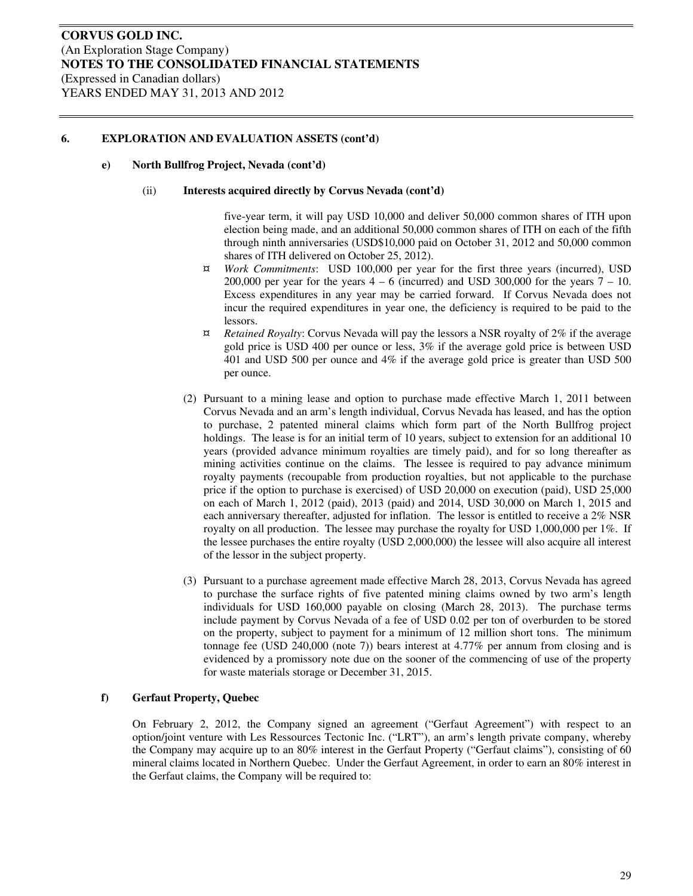## 6. EXPLORATION AND EVALUATION ASSETS (cont'd)

### e) North Bullfrog Project, Nevada (cont'd)

#### (ii) Interests acquired directly by Corvus Nevada (cont'd)

five-year term, it will pay USD 10,000 and deliver 50,000 common shares of ITH upon election being made, and an additional 50,000 common shares of ITH on each of the fifth through ninth anniversaries (USD$10,000 paid on October 31, 2012 and 50,000 common shares of ITH delivered on October 25, 2012).

- *Work Commitments*: USD 100,000 per year for the first three years (incurred), USD 200,000 per year for the years 4 – 6 (incurred) and USD 300,000 for the years 7 – 10. Excess expenditures in any year may be carried forward. If Corvus Nevada does not incur the required expenditures in year one, the deficiency is required to be paid to the lessors.
- *Retained Royalty*: Corvus Nevada will pay the lessors a NSR royalty of 2% if the average gold price is USD 400 per ounce or less, 3% if the average gold price is between USD 401 and USD 500 per ounce and 4% if the average gold price is greater than USD 500 per ounce.

(2) Pursuant to a mining lease and option to purchase made effective March 1, 2011 between Corvus Nevada and an arm's length individual, Corvus Nevada has leased, and has the option to purchase, 2 patented mineral claims which form part of the North Bullfrog project holdings. The lease is for an initial term of 10 years, subject to extension for an additional 10 years (provided advance minimum royalties are timely paid), and for so long thereafter as mining activities continue on the claims. The lessee is required to pay advance minimum royalty payments (recoupable from production royalties, but not applicable to the purchase price if the option to purchase is exercised) of USD 20,000 on execution (paid), USD 25,000 on each of March 1, 2012 (paid), 2013 (paid) and 2014, USD 30,000 on March 1, 2015 and each anniversary thereafter, adjusted for inflation. The lessor is entitled to receive a 2% NSR royalty on all production. The lessee may purchase the royalty for USD 1,000,000 per 1%. If the lessee purchases the entire royalty (USD 2,000,000) the lessee will also acquire all interest of the lessor in the subject property.

(3) Pursuant to a purchase agreement made effective March 28, 2013, Corvus Nevada has agreed to purchase the surface rights of five patented mining claims owned by two arm's length individuals for USD 160,000 payable on closing (March 28, 2013). The purchase terms include payment by Corvus Nevada of a fee of USD 0.02 per ton of overburden to be stored on the property, subject to payment for a minimum of 12 million short tons. The minimum tonnage fee (USD 240,000 (note 7)) bears interest at 4.77% per annum from closing and is evidenced by a promissory note due on the sooner of the commencing of use of the property for waste materials storage or December 31, 2015.

### f) Gerfaut Property, Quebec

On February 2, 2012, the Company signed an agreement ("Gerfaut Agreement") with respect to an option/joint venture with Les Ressources Tectonic Inc. ("LRT"), an arm's length private company, whereby the Company may acquire up to an 80% interest in the Gerfaut Property ("Gerfaut claims"), consisting of 60 mineral claims located in Northern Quebec. Under the Gerfaut Agreement, in order to earn an 80% interest in the Gerfaut claims, the Company will be required to: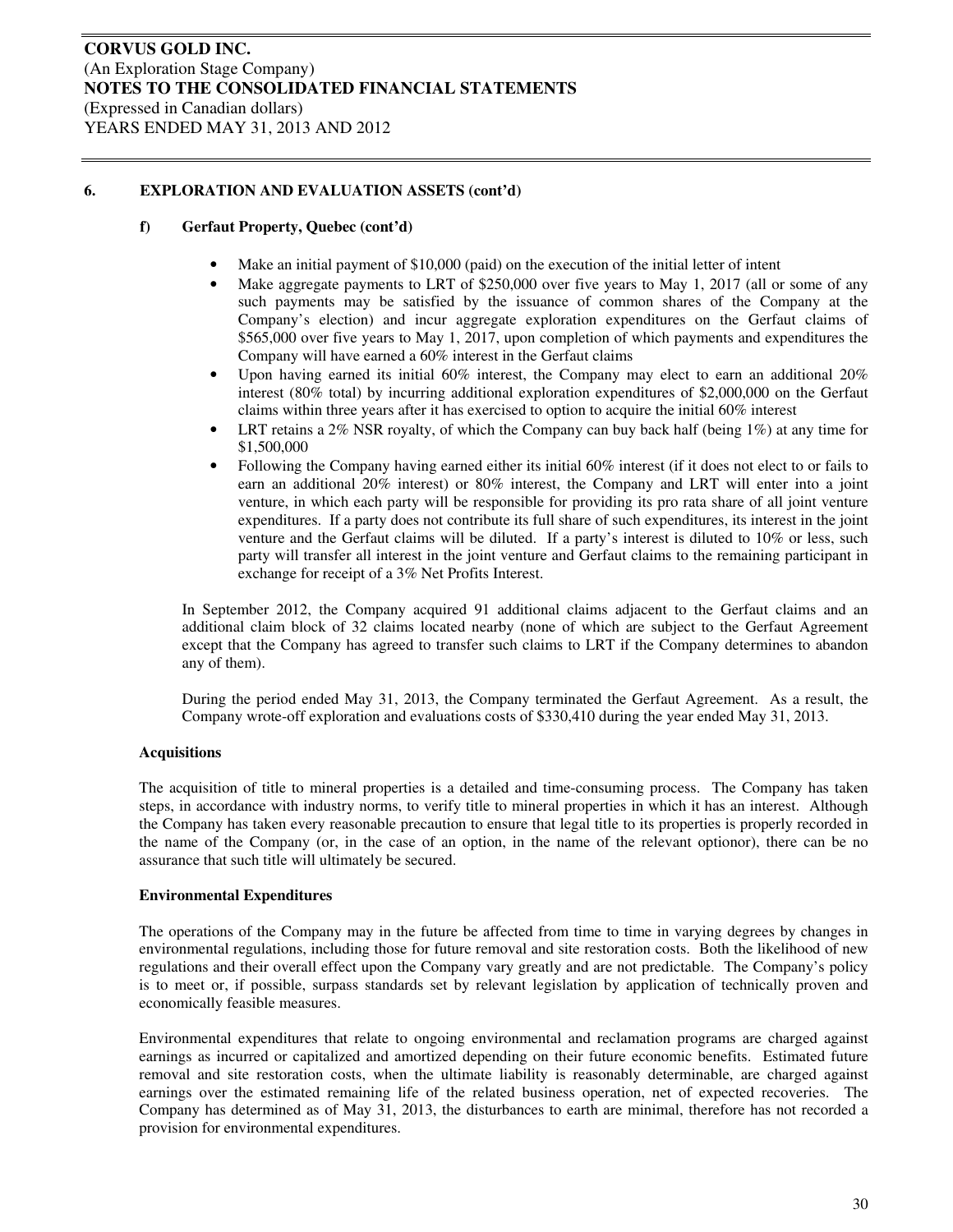## 6. EXPLORATION AND EVALUATION ASSETS (cont'd)

### f) Gerfaut Property, Quebec (cont'd)

- Make an initial payment of $10,000 (paid) on the execution of the initial letter of intent
- Make aggregate payments to LRT of $250,000 over five years to May 1, 2017 (all or some of any such payments may be satisfied by the issuance of common shares of the Company at the Company's election) and incur aggregate exploration expenditures on the Gerfaut claims of $565,000 over five years to May 1, 2017, upon completion of which payments and expenditures the Company will have earned a 60% interest in the Gerfaut claims
- Upon having earned its initial 60% interest, the Company may elect to earn an additional 20% interest (80% total) by incurring additional exploration expenditures of $2,000,000 on the Gerfaut claims within three years after it has exercised to option to acquire the initial 60% interest
- LRT retains a 2% NSR royalty, of which the Company can buy back half (being 1%) at any time for $1,500,000
- Following the Company having earned either its initial 60% interest (if it does not elect to or fails to earn an additional 20% interest) or 80% interest, the Company and LRT will enter into a joint venture, in which each party will be responsible for providing its pro rata share of all joint venture expenditures. If a party does not contribute its full share of such expenditures, its interest in the joint venture and the Gerfaut claims will be diluted. If a party's interest is diluted to 10% or less, such party will transfer all interest in the joint venture and Gerfaut claims to the remaining participant in exchange for receipt of a 3% Net Profits Interest.

In September 2012, the Company acquired 91 additional claims adjacent to the Gerfaut claims and an additional claim block of 32 claims located nearby (none of which are subject to the Gerfaut Agreement except that the Company has agreed to transfer such claims to LRT if the Company determines to abandon any of them).

During the period ended May 31, 2013, the Company terminated the Gerfaut Agreement. As a result, the Company wrote-off exploration and evaluations costs of $330,410 during the year ended May 31, 2013.

**Acquisitions**

The acquisition of title to mineral properties is a detailed and time-consuming process. The Company has taken steps, in accordance with industry norms, to verify title to mineral properties in which it has an interest. Although the Company has taken every reasonable precaution to ensure that legal title to its properties is properly recorded in the name of the Company (or, in the case of an option, in the name of the relevant optionor), there can be no assurance that such title will ultimately be secured.

**Environmental Expenditures**

The operations of the Company may in the future be affected from time to time in varying degrees by changes in environmental regulations, including those for future removal and site restoration costs. Both the likelihood of new regulations and their overall effect upon the Company vary greatly and are not predictable. The Company's policy is to meet or, if possible, surpass standards set by relevant legislation by application of technically proven and economically feasible measures.

Environmental expenditures that relate to ongoing environmental and reclamation programs are charged against earnings as incurred or capitalized and amortized depending on their future economic benefits. Estimated future removal and site restoration costs, when the ultimate liability is reasonably determinable, are charged against earnings over the estimated remaining life of the related business operation, net of expected recoveries. The Company has determined as of May 31, 2013, the disturbances to earth are minimal, therefore has not recorded a provision for environmental expenditures.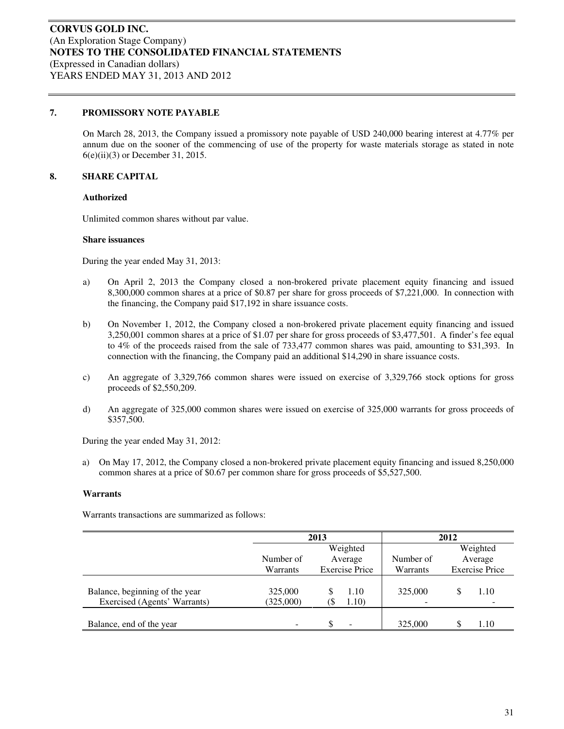**CORVUS GOLD INC.**
(An Exploration Stage Company)
**NOTES TO THE CONSOLIDATED FINANCIAL STATEMENTS**
(Expressed in Canadian dollars)
YEARS ENDED MAY 31, 2013 AND 2012

## 7. PROMISSORY NOTE PAYABLE

On March 28, 2013, the Company issued a promissory note payable of USD 240,000 bearing interest at 4.77% per annum due on the sooner of the commencing of use of the property for waste materials storage as stated in note 6(e)(ii)(3) or December 31, 2015.

## 8. SHARE CAPITAL

**Authorized**

Unlimited common shares without par value.

**Share issuances**

During the year ended May 31, 2013:

a) On April 2, 2013 the Company closed a non-brokered private placement equity financing and issued 8,300,000 common shares at a price of $0.87 per share for gross proceeds of $7,221,000. In connection with the financing, the Company paid $17,192 in share issuance costs.

b) On November 1, 2012, the Company closed a non-brokered private placement equity financing and issued 3,250,001 common shares at a price of $1.07 per share for gross proceeds of $3,477,501. A finder's fee equal to 4% of the proceeds raised from the sale of 733,477 common shares was paid, amounting to $31,393. In connection with the financing, the Company paid an additional $14,290 in share issuance costs.

c) An aggregate of 3,329,766 common shares were issued on exercise of 3,329,766 stock options for gross proceeds of $2,550,209.

d) An aggregate of 325,000 common shares were issued on exercise of 325,000 warrants for gross proceeds of $357,500.

During the year ended May 31, 2012:

a) On May 17, 2012, the Company closed a non-brokered private placement equity financing and issued 8,250,000 common shares at a price of $0.67 per common share for gross proceeds of $5,527,500.

**Warrants**

Warrants transactions are summarized as follows:

| | 2013 | | 2012 | |
|---|---|---|---|---|
| | Number of Warrants | Weighted Average Exercise Price | Number of Warrants | Weighted Average Exercise Price |
| Balance, beginning of the year | 325,000 | $ 1.10 | 325,000 | $ 1.10 |
| Exercised (Agents' Warrants) | (325,000) | ($ 1.10) | - | - |
| Balance, end of the year | - | $ - | 325,000 | $ 1.10 |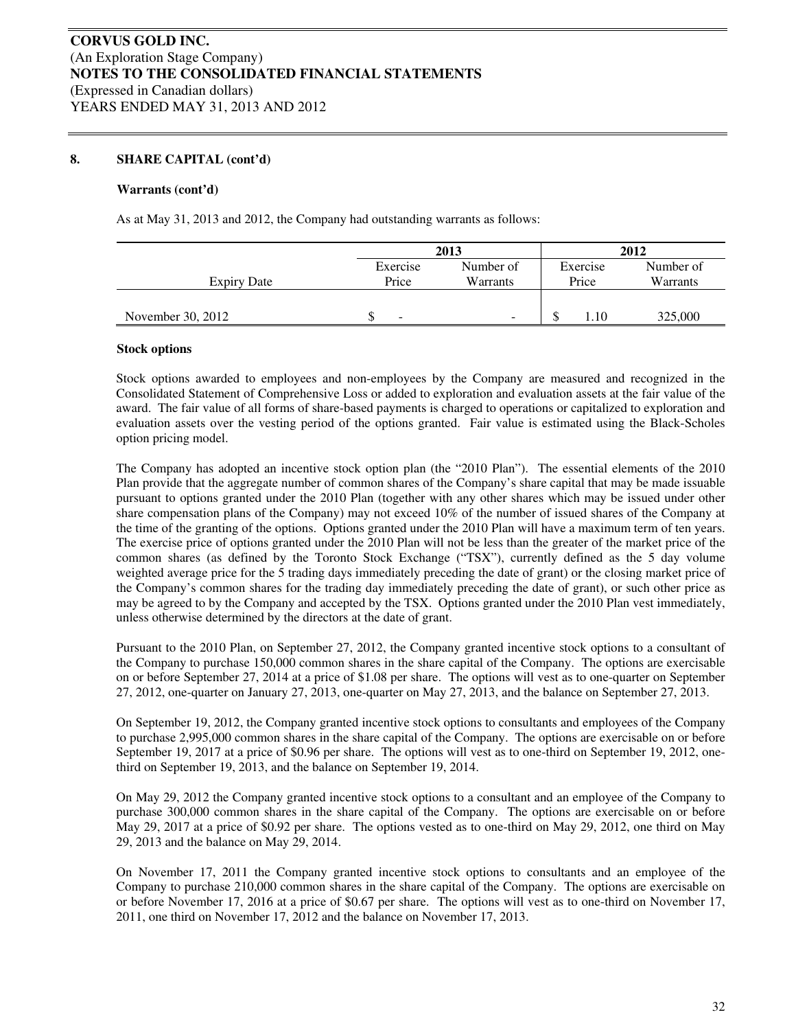## 8. SHARE CAPITAL (cont'd)

### Warrants (cont'd)

As at May 31, 2013 and 2012, the Company had outstanding warrants as follows:

| | 2013 | | 2012 | |
|---|---|---|---|---|
| Expiry Date | Exercise Price | Number of Warrants | Exercise Price | Number of Warrants |
| November 30, 2012 | $ - | - | $ 1.10 | 325,000 |

### Stock options

Stock options awarded to employees and non-employees by the Company are measured and recognized in the Consolidated Statement of Comprehensive Loss or added to exploration and evaluation assets at the fair value of the award. The fair value of all forms of share-based payments is charged to operations or capitalized to exploration and evaluation assets over the vesting period of the options granted. Fair value is estimated using the Black-Scholes option pricing model.

The Company has adopted an incentive stock option plan (the "2010 Plan"). The essential elements of the 2010 Plan provide that the aggregate number of common shares of the Company's share capital that may be made issuable pursuant to options granted under the 2010 Plan (together with any other shares which may be issued under other share compensation plans of the Company) may not exceed 10% of the number of issued shares of the Company at the time of the granting of the options. Options granted under the 2010 Plan will have a maximum term of ten years. The exercise price of options granted under the 2010 Plan will not be less than the greater of the market price of the common shares (as defined by the Toronto Stock Exchange ("TSX"), currently defined as the 5 day volume weighted average price for the 5 trading days immediately preceding the date of grant) or the closing market price of the Company's common shares for the trading day immediately preceding the date of grant), or such other price as may be agreed to by the Company and accepted by the TSX. Options granted under the 2010 Plan vest immediately, unless otherwise determined by the directors at the date of grant.

Pursuant to the 2010 Plan, on September 27, 2012, the Company granted incentive stock options to a consultant of the Company to purchase 150,000 common shares in the share capital of the Company. The options are exercisable on or before September 27, 2014 at a price of $1.08 per share. The options will vest as to one-quarter on September 27, 2012, one-quarter on January 27, 2013, one-quarter on May 27, 2013, and the balance on September 27, 2013.

On September 19, 2012, the Company granted incentive stock options to consultants and employees of the Company to purchase 2,995,000 common shares in the share capital of the Company. The options are exercisable on or before September 19, 2017 at a price of $0.96 per share. The options will vest as to one-third on September 19, 2012, one-third on September 19, 2013, and the balance on September 19, 2014.

On May 29, 2012 the Company granted incentive stock options to a consultant and an employee of the Company to purchase 300,000 common shares in the share capital of the Company. The options are exercisable on or before May 29, 2017 at a price of $0.92 per share. The options vested as to one-third on May 29, 2012, one third on May 29, 2013 and the balance on May 29, 2014.

On November 17, 2011 the Company granted incentive stock options to consultants and an employee of the Company to purchase 210,000 common shares in the share capital of the Company. The options are exercisable on or before November 17, 2016 at a price of $0.67 per share. The options will vest as to one-third on November 17, 2011, one third on November 17, 2012 and the balance on November 17, 2013.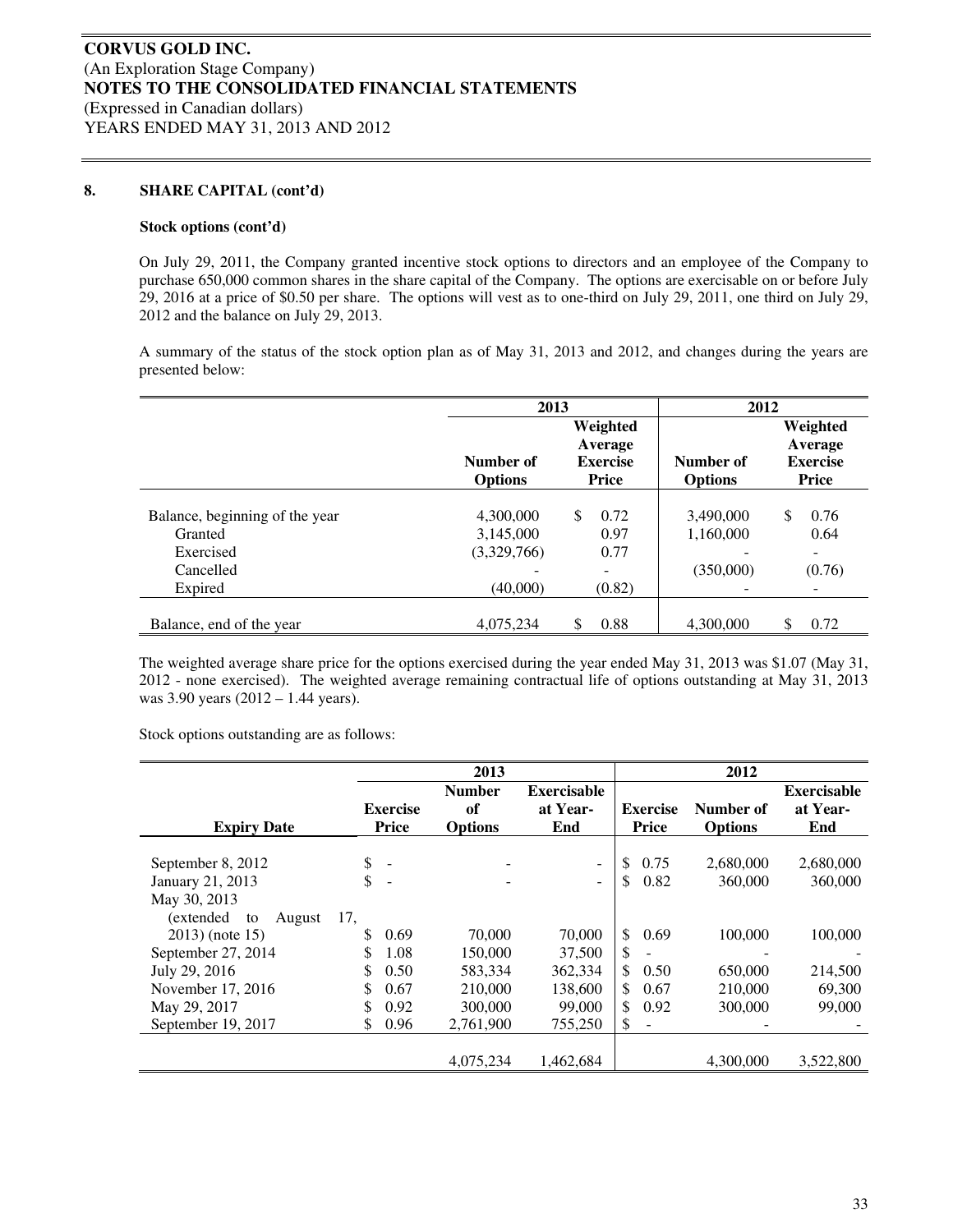**CORVUS GOLD INC.**
(An Exploration Stage Company)
**NOTES TO THE CONSOLIDATED FINANCIAL STATEMENTS**
(Expressed in Canadian dollars)
YEARS ENDED MAY 31, 2013 AND 2012

## 8. SHARE CAPITAL (cont'd)

**Stock options (cont'd)**

On July 29, 2011, the Company granted incentive stock options to directors and an employee of the Company to purchase 650,000 common shares in the share capital of the Company. The options are exercisable on or before July 29, 2016 at a price of $0.50 per share. The options will vest as to one-third on July 29, 2011, one third on July 29, 2012 and the balance on July 29, 2013.

A summary of the status of the stock option plan as of May 31, 2013 and 2012, and changes during the years are presented below:

| | 2013 | | 2012 | |
|---|---|---|---|---|
| | Number of Options | Weighted Average Exercise Price | Number of Options | Weighted Average Exercise Price |
| Balance, beginning of the year | 4,300,000 | $ 0.72 | 3,490,000 | $ 0.76 |
| Granted | 3,145,000 | 0.97 | 1,160,000 | 0.64 |
| Exercised | (3,329,766) | 0.77 | - | - |
| Cancelled | - | - | (350,000) | (0.76) |
| Expired | (40,000) | (0.82) | - | - |
| Balance, end of the year | 4,075,234 | $ 0.88 | 4,300,000 | $ 0.72 |

The weighted average share price for the options exercised during the year ended May 31, 2013 was $1.07 (May 31, 2012 - none exercised). The weighted average remaining contractual life of options outstanding at May 31, 2013 was 3.90 years (2012 – 1.44 years).

Stock options outstanding are as follows:

| | 2013 | | | 2012 | | |
|---|---|---|---|---|---|---|
| Expiry Date | Exercise Price | Number of Options | Exercisable at Year-End | Exercise Price | Number of Options | Exercisable at Year-End |
| September 8, 2012 | $ - | - | - | $ 0.75 | 2,680,000 | 2,680,000 |
| January 21, 2013 | $ - | - | - | $ 0.82 | 360,000 | 360,000 |
| May 30, 2013 (extended to August 17, 2013) (note 15) | $ 0.69 | 70,000 | 70,000 | $ 0.69 | 100,000 | 100,000 |
| September 27, 2014 | $ 1.08 | 150,000 | 37,500 | $ - | - | - |
| July 29, 2016 | $ 0.50 | 583,334 | 362,334 | $ 0.50 | 650,000 | 214,500 |
| November 17, 2016 | $ 0.67 | 210,000 | 138,600 | $ 0.67 | 210,000 | 69,300 |
| May 29, 2017 | $ 0.92 | 300,000 | 99,000 | $ 0.92 | 300,000 | 99,000 |
| September 19, 2017 | $ 0.96 | 2,761,900 | 755,250 | $ - | - | - |
| | | 4,075,234 | 1,462,684 | | 4,300,000 | 3,522,800 |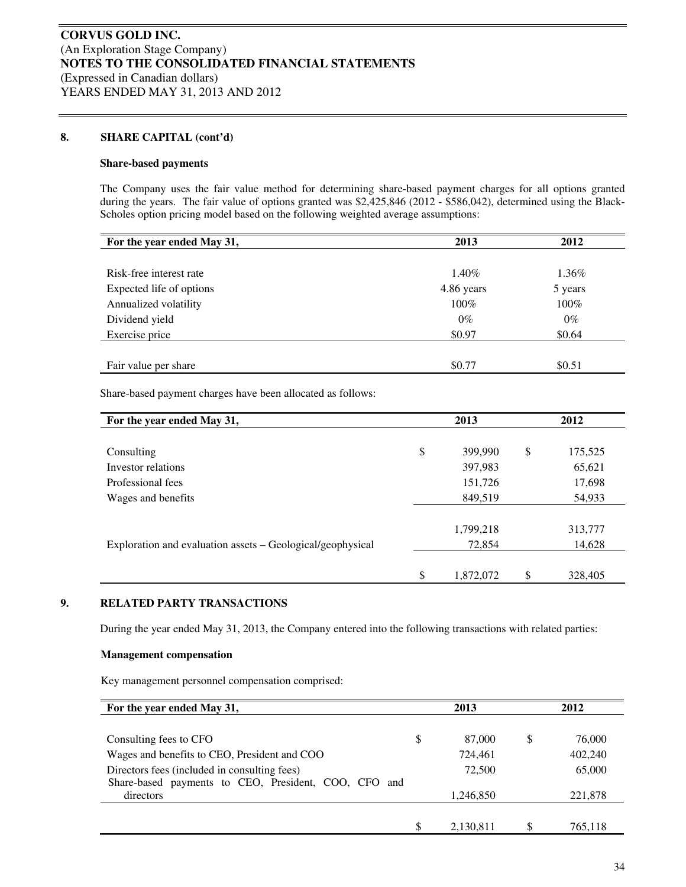## 8. SHARE CAPITAL (cont'd)

### Share-based payments

The Company uses the fair value method for determining share-based payment charges for all options granted during the years. The fair value of options granted was $2,425,846 (2012 - $586,042), determined using the Black-Scholes option pricing model based on the following weighted average assumptions:

| For the year ended May 31, | 2013 | 2012 |
|---|---|---|
| Risk-free interest rate | 1.40% | 1.36% |
| Expected life of options | 4.86 years | 5 years |
| Annualized volatility | 100% | 100% |
| Dividend yield | 0% | 0% |
| Exercise price | $0.97 | $0.64 |
| Fair value per share | $0.77 | $0.51 |

Share-based payment charges have been allocated as follows:

| For the year ended May 31, | 2013 | 2012 |
|---|---|---|
| Consulting | $ 399,990 | $ 175,525 |
| Investor relations | 397,983 | 65,621 |
| Professional fees | 151,726 | 17,698 |
| Wages and benefits | 849,519 | 54,933 |
| | 1,799,218 | 313,777 |
| Exploration and evaluation assets – Geological/geophysical | 72,854 | 14,628 |
| | $ 1,872,072 | $ 328,405 |

## 9. RELATED PARTY TRANSACTIONS

During the year ended May 31, 2013, the Company entered into the following transactions with related parties:

### Management compensation

Key management personnel compensation comprised:

| For the year ended May 31, | 2013 | 2012 |
|---|---|---|
| Consulting fees to CFO | $ 87,000 | $ 76,000 |
| Wages and benefits to CEO, President and COO | 724,461 | 402,240 |
| Directors fees (included in consulting fees) | 72,500 | 65,000 |
| Share-based payments to CEO, President, COO, CFO and directors | 1,246,850 | 221,878 |
| | $ 2,130,811 | $ 765,118 |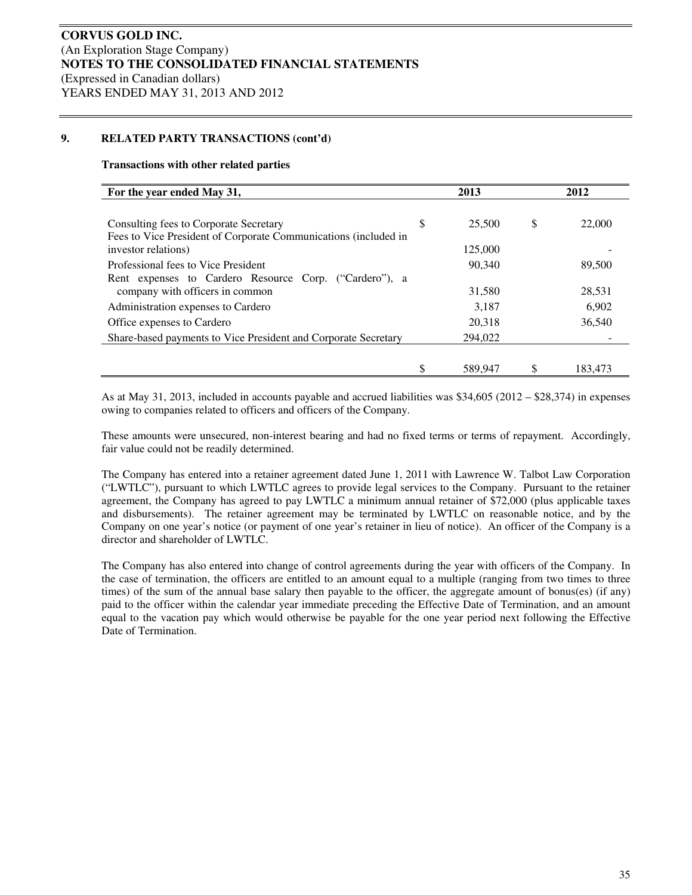**CORVUS GOLD INC.**
(An Exploration Stage Company)
**NOTES TO THE CONSOLIDATED FINANCIAL STATEMENTS**
(Expressed in Canadian dollars)
YEARS ENDED MAY 31, 2013 AND 2012

## 9. RELATED PARTY TRANSACTIONS (cont'd)

**Transactions with other related parties**

| For the year ended May 31, | 2013 | 2012 |
|---|---|---|
| Consulting fees to Corporate Secretary | $ 25,500 | $ 22,000 |
| Fees to Vice President of Corporate Communications (included in investor relations) | 125,000 | - |
| Professional fees to Vice President | 90,340 | 89,500 |
| Rent expenses to Cardero Resource Corp. ("Cardero"), a company with officers in common | 31,580 | 28,531 |
| Administration expenses to Cardero | 3,187 | 6,902 |
| Office expenses to Cardero | 20,318 | 36,540 |
| Share-based payments to Vice President and Corporate Secretary | 294,022 | - |
| | $ 589,947 | $ 183,473 |

As at May 31, 2013, included in accounts payable and accrued liabilities was $34,605 (2012 – $28,374) in expenses owing to companies related to officers and officers of the Company.

These amounts were unsecured, non-interest bearing and had no fixed terms or terms of repayment. Accordingly, fair value could not be readily determined.

The Company has entered into a retainer agreement dated June 1, 2011 with Lawrence W. Talbot Law Corporation ("LWTLC"), pursuant to which LWTLC agrees to provide legal services to the Company. Pursuant to the retainer agreement, the Company has agreed to pay LWTLC a minimum annual retainer of $72,000 (plus applicable taxes and disbursements). The retainer agreement may be terminated by LWTLC on reasonable notice, and by the Company on one year's notice (or payment of one year's retainer in lieu of notice). An officer of the Company is a director and shareholder of LWTLC.

The Company has also entered into change of control agreements during the year with officers of the Company. In the case of termination, the officers are entitled to an amount equal to a multiple (ranging from two times to three times) of the sum of the annual base salary then payable to the officer, the aggregate amount of bonus(es) (if any) paid to the officer within the calendar year immediate preceding the Effective Date of Termination, and an amount equal to the vacation pay which would otherwise be payable for the one year period next following the Effective Date of Termination.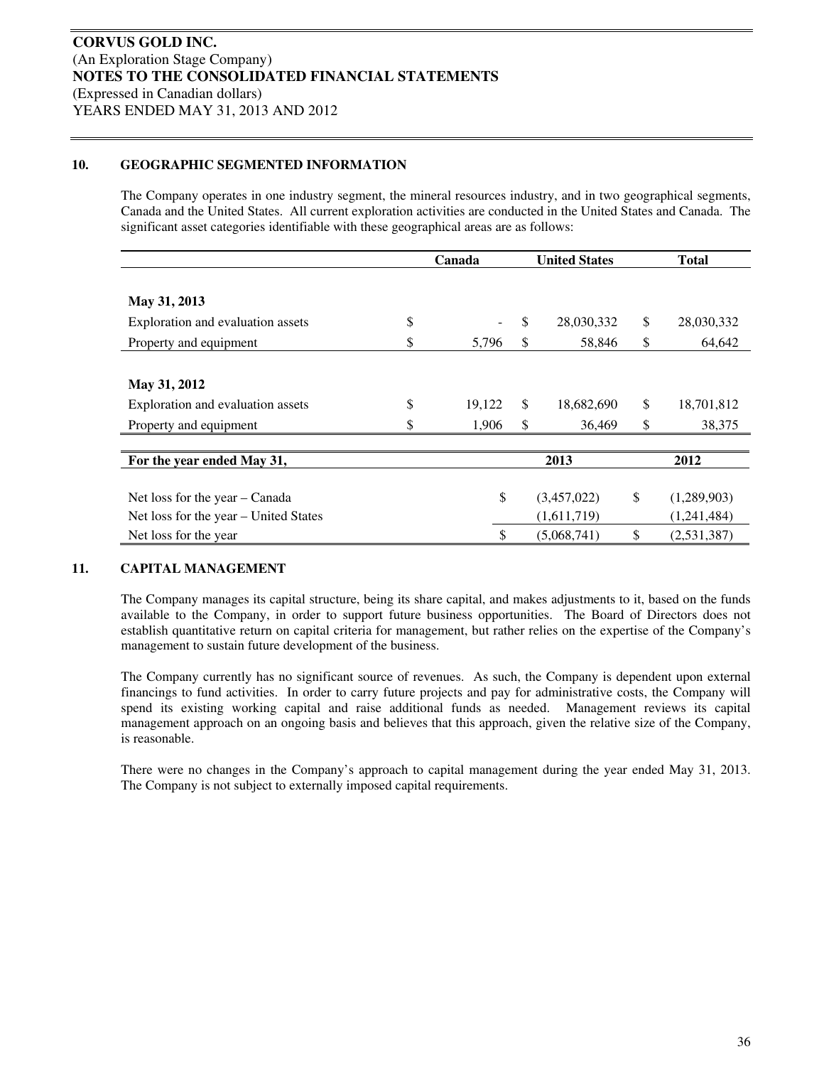**CORVUS GOLD INC.**
(An Exploration Stage Company)
**NOTES TO THE CONSOLIDATED FINANCIAL STATEMENTS**
(Expressed in Canadian dollars)
YEARS ENDED MAY 31, 2013 AND 2012

## 10. GEOGRAPHIC SEGMENTED INFORMATION

The Company operates in one industry segment, the mineral resources industry, and in two geographical segments, Canada and the United States. All current exploration activities are conducted in the United States and Canada. The significant asset categories identifiable with these geographical areas are as follows:

| | Canada | United States | Total |
|---|---|---|---|
| **May 31, 2013** | | | |
| Exploration and evaluation assets | $ - | $ 28,030,332 | $ 28,030,332 |
| Property and equipment | $ 5,796 | $ 58,846 | $ 64,642 |
| **May 31, 2012** | | | |
| Exploration and evaluation assets | $ 19,122 | $ 18,682,690 | $ 18,701,812 |
| Property and equipment | $ 1,906 | $ 36,469 | $ 38,375 |

| For the year ended May 31, | 2013 | 2012 |
|---|---|---|
| Net loss for the year – Canada | $ (3,457,022) | $ (1,289,903) |
| Net loss for the year – United States | (1,611,719) | (1,241,484) |
| Net loss for the year | $ (5,068,741) | $ (2,531,387) |

## 11. CAPITAL MANAGEMENT

The Company manages its capital structure, being its share capital, and makes adjustments to it, based on the funds available to the Company, in order to support future business opportunities. The Board of Directors does not establish quantitative return on capital criteria for management, but rather relies on the expertise of the Company's management to sustain future development of the business.

The Company currently has no significant source of revenues. As such, the Company is dependent upon external financings to fund activities. In order to carry future projects and pay for administrative costs, the Company will spend its existing working capital and raise additional funds as needed. Management reviews its capital management approach on an ongoing basis and believes that this approach, given the relative size of the Company, is reasonable.

There were no changes in the Company's approach to capital management during the year ended May 31, 2013. The Company is not subject to externally imposed capital requirements.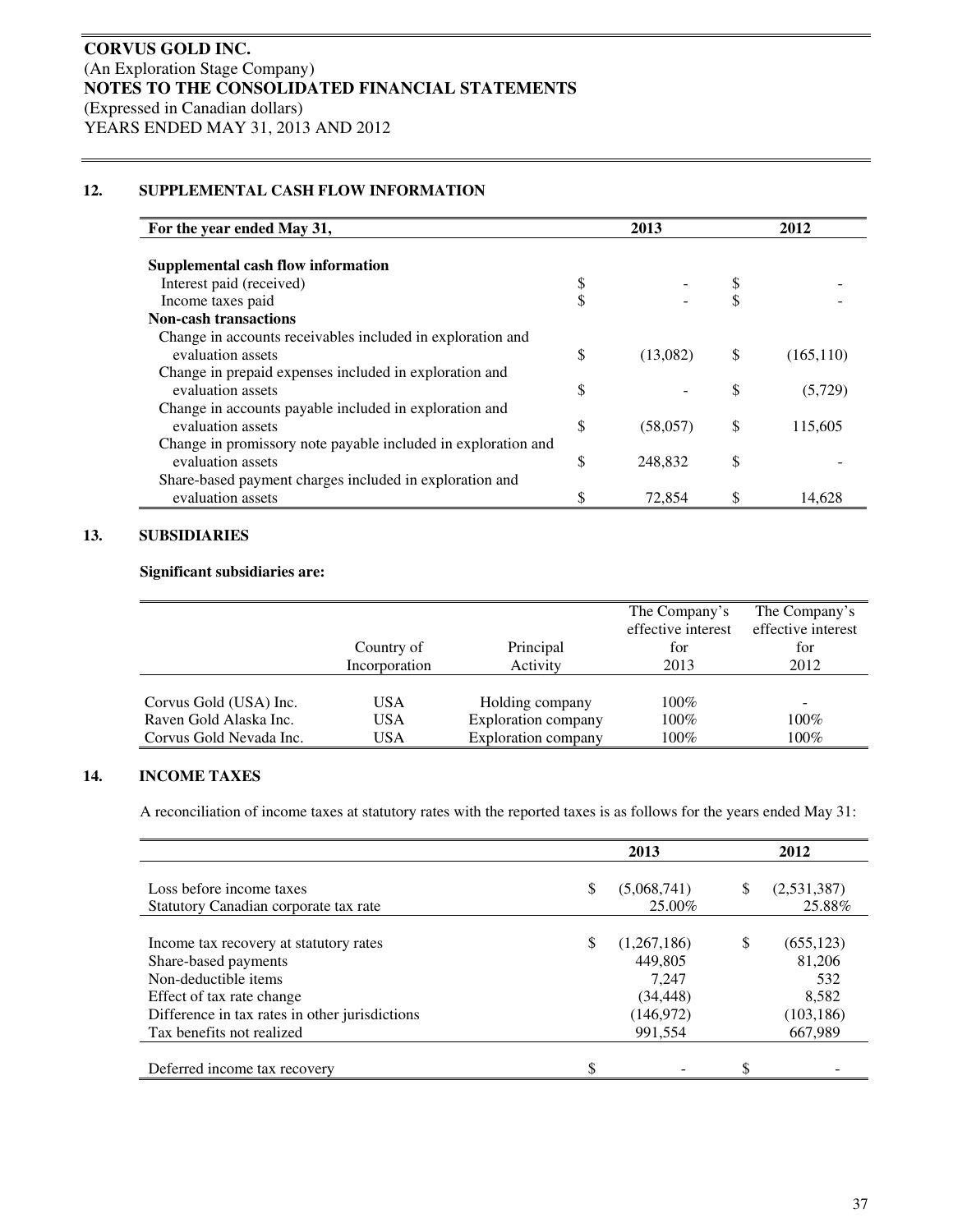**CORVUS GOLD INC.**
(An Exploration Stage Company)
**NOTES TO THE CONSOLIDATED FINANCIAL STATEMENTS**
(Expressed in Canadian dollars)
YEARS ENDED MAY 31, 2013 AND 2012

## 12. SUPPLEMENTAL CASH FLOW INFORMATION

| For the year ended May 31, | 2013 | 2012 |
|---|---|---|
| **Supplemental cash flow information** | | |
| Interest paid (received) | $ - | $ - |
| Income taxes paid | $ - | $ - |
| **Non-cash transactions** | | |
| Change in accounts receivables included in exploration and evaluation assets | $ (13,082) | $ (165,110) |
| Change in prepaid expenses included in exploration and evaluation assets | $ - | $ (5,729) |
| Change in accounts payable included in exploration and evaluation assets | $ (58,057) | $ 115,605 |
| Change in promissory note payable included in exploration and evaluation assets | $ 248,832 | $ - |
| Share-based payment charges included in exploration and evaluation assets | $ 72,854 | $ 14,628 |

## 13. SUBSIDIARIES

**Significant subsidiaries are:**

| | Country of Incorporation | Principal Activity | The Company's effective interest for 2013 | The Company's effective interest for 2012 |
|---|---|---|---|---|
| Corvus Gold (USA) Inc. | USA | Holding company | 100% | - |
| Raven Gold Alaska Inc. | USA | Exploration company | 100% | 100% |
| Corvus Gold Nevada Inc. | USA | Exploration company | 100% | 100% |

## 14. INCOME TAXES

A reconciliation of income taxes at statutory rates with the reported taxes is as follows for the years ended May 31:

| | 2013 | 2012 |
|---|---|---|
| Loss before income taxes | $ (5,068,741) | $ (2,531,387) |
| Statutory Canadian corporate tax rate | 25.00% | 25.88% |
| | | |
| Income tax recovery at statutory rates | $ (1,267,186) | $ (655,123) |
| Share-based payments | 449,805 | 81,206 |
| Non-deductible items | 7,247 | 532 |
| Effect of tax rate change | (34,448) | 8,582 |
| Difference in tax rates in other jurisdictions | (146,972) | (103,186) |
| Tax benefits not realized | 991,554 | 667,989 |
| | | |
| Deferred income tax recovery | $ - | $ - |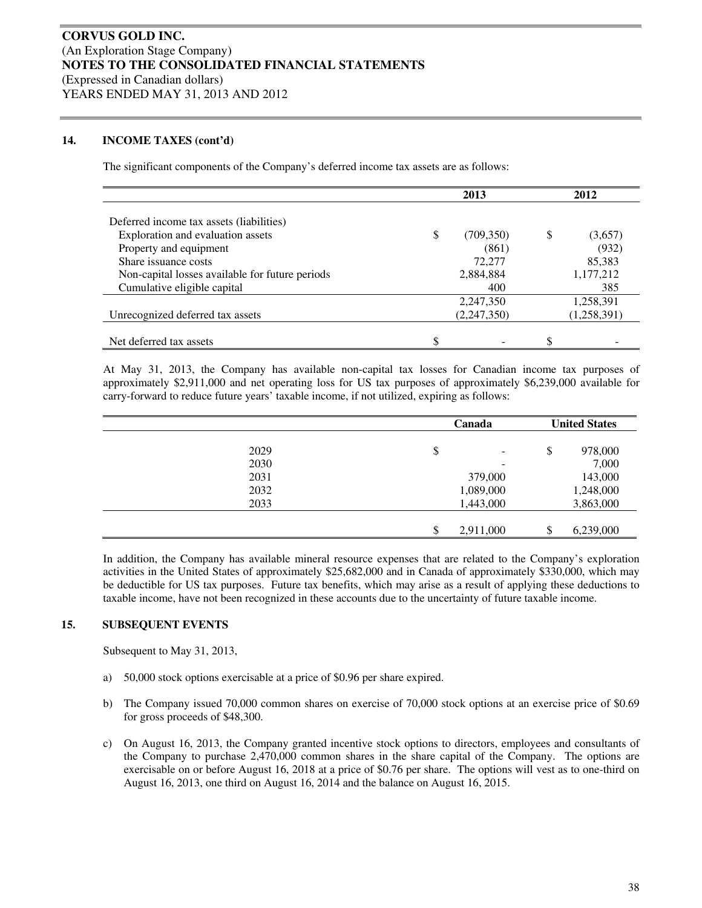## 14. INCOME TAXES (cont'd)

The significant components of the Company's deferred income tax assets are as follows:

| | 2013 | 2012 |
|---|---|---|
| Deferred income tax assets (liabilities) | | |
| Exploration and evaluation assets | $ (709,350) | $ (3,657) |
| Property and equipment | (861) | (932) |
| Share issuance costs | 72,277 | 85,383 |
| Non-capital losses available for future periods | 2,884,884 | 1,177,212 |
| Cumulative eligible capital | 400 | 385 |
| | 2,247,350 | 1,258,391 |
| Unrecognized deferred tax assets | (2,247,350) | (1,258,391) |
| Net deferred tax assets | $ - | $ - |

At May 31, 2013, the Company has available non-capital tax losses for Canadian income tax purposes of approximately $2,911,000 and net operating loss for US tax purposes of approximately $6,239,000 available for carry-forward to reduce future years' taxable income, if not utilized, expiring as follows:

| | Canada | United States |
|---|---|---|
| 2029 | $ - | $ 978,000 |
| 2030 | - | 7,000 |
| 2031 | 379,000 | 143,000 |
| 2032 | 1,089,000 | 1,248,000 |
| 2033 | 1,443,000 | 3,863,000 |
| | $ 2,911,000 | $ 6,239,000 |

In addition, the Company has available mineral resource expenses that are related to the Company's exploration activities in the United States of approximately $25,682,000 and in Canada of approximately $330,000, which may be deductible for US tax purposes. Future tax benefits, which may arise as a result of applying these deductions to taxable income, have not been recognized in these accounts due to the uncertainty of future taxable income.

## 15. SUBSEQUENT EVENTS

Subsequent to May 31, 2013,

a) 50,000 stock options exercisable at a price of $0.96 per share expired.

b) The Company issued 70,000 common shares on exercise of 70,000 stock options at an exercise price of $0.69 for gross proceeds of $48,300.

c) On August 16, 2013, the Company granted incentive stock options to directors, employees and consultants of the Company to purchase 2,470,000 common shares in the share capital of the Company. The options are exercisable on or before August 16, 2018 at a price of $0.76 per share. The options will vest as to one-third on August 16, 2013, one third on August 16, 2014 and the balance on August 16, 2015.